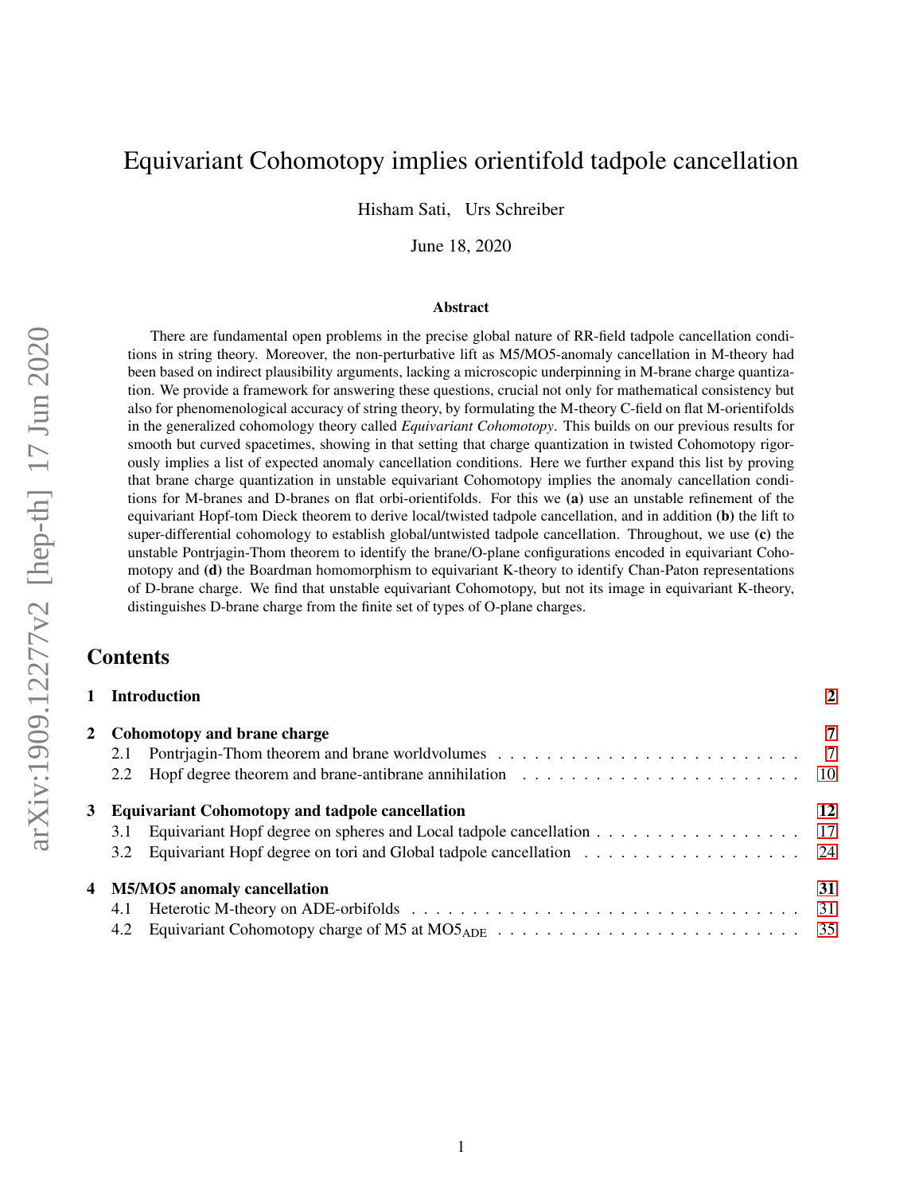# Equivariant Cohomotopy implies orientifold tadpole cancellation

Hisham Sati, Urs Schreiber

June 18, 2020

### Abstract

There are fundamental open problems in the precise global nature of RR-field tadpole cancellation conditions in string theory. Moreover, the non-perturbative lift as M5/MO5-anomaly cancellation in M-theory had been based on indirect plausibility arguments, lacking a microscopic underpinning in M-brane charge quantization. We provide a framework for answering these questions, crucial not only for mathematical consistency but also for phenomenological accuracy of string theory, by formulating the M-theory C-field on flat M-orientifolds in the generalized cohomology theory called *Equivariant Cohomotopy*. This builds on our previous results for smooth but curved spacetimes, showing in that setting that charge quantization in twisted Cohomotopy rigorously implies a list of expected anomaly cancellation conditions. Here we further expand this list by proving that brane charge quantization in unstable equivariant Cohomotopy implies the anomaly cancellation conditions for M-branes and D-branes on flat orbi-orientifolds. For this we **(a)** use an unstable refinement of the equivariant Hopf-tom Dieck theorem to derive local/twisted tadpole cancellation, and in addition **(b)** the lift to super-differential cohomology to establish global/untwisted tadpole cancellation. Throughout, we use **(c)** the unstable Pontrjagin-Thom theorem to identify the brane/O-plane configurations encoded in equivariant Cohomotopy and **(d)** the Boardman homomorphism to equivariant K-theory to identify Chan-Paton representations of D-brane charge. We find that unstable equivariant Cohomotopy, but not its image in equivariant K-theory, distinguishes D-brane charge from the finite set of types of O-plane charges.

## Contents

**1 Introduction** 2

**2 Cohomotopy and brane charge** 7

2.1 Pontrjagin-Thom theorem and brane worldvolumes 7

2.2 Hopf degree theorem and brane-antibrane annihilation 10

**3 Equivariant Cohomotopy and tadpole cancellation** 12

3.1 Equivariant Hopf degree on spheres and Local tadpole cancellation 17

3.2 Equivariant Hopf degree on tori and Global tadpole cancellation 24

**4 M5/MO5 anomaly cancellation** 31

4.1 Heterotic M-theory on ADE-orbifolds 31

4.2 Equivariant Cohomotopy charge of M5 at $\mathrm{MO5}_{\mathrm{ADE}}$ 35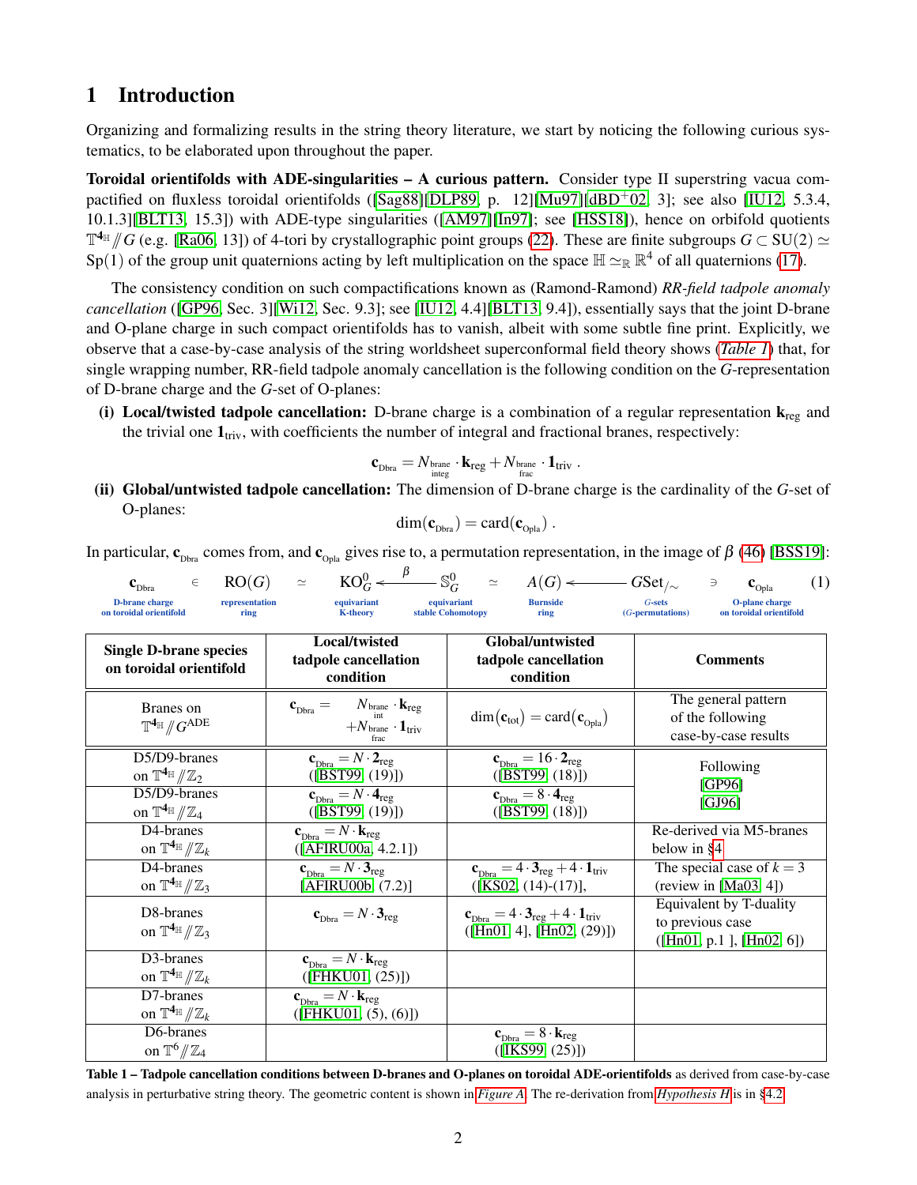## 1 Introduction

Organizing and formalizing results in the string theory literature, we start by noticing the following curious systematics, to be elaborated upon throughout the paper.

**Toroidal orientifolds with ADE-singularities – A curious pattern.** Consider type II superstring vacua compactified on fluxless toroidal orientifolds ([Sag88][DLP89, p. 12][Mu97][dBD+02, 3]; see also [IU12, 5.3.4, 10.1.3][BLT13, 15.3]) with ADE-type singularities ([AM97][In97]; see [HSS18]), hence on orbifold quotients $\mathbb{T}^{4_{\mathbb{H}}} /\!\!/ G$ (e.g. [Ra06, 13]) of 4-tori by crystallographic point groups (22). These are finite subgroups $G \subset \mathrm{SU}(2) \simeq \mathrm{Sp}(1)$ of the group unit quaternions acting by left multiplication on the space $\mathbb{H} \simeq_{\mathbb{R}} \mathbb{R}^4$ of all quaternions (17).

The consistency condition on such compactifications known as (Ramond-Ramond) *RR-field tadpole anomaly cancellation* ([GP96, Sec. 3][Wi12, Sec. 9.3]; see [IU12, 4.4][BLT13, 9.4]), essentially says that the joint D-brane and O-plane charge in such compact orientifolds has to vanish, albeit with some subtle fine print. Explicitly, we observe that a case-by-case analysis of the string worldsheet superconformal field theory shows (*Table 1*) that, for single wrapping number, RR-field tadpole anomaly cancellation is the following condition on the $G$-representation of D-brane charge and the $G$-set of O-planes:

**(i) Local/twisted tadpole cancellation:** D-brane charge is a combination of a regular representation $\mathbf{k}_{\mathrm{reg}}$ and the trivial one $\mathbf{1}_{\mathrm{triv}}$, with coefficients the number of integral and fractional branes, respectively:

$$\mathbf{c}_{\mathrm{Dbra}} = N_{\substack{\mathrm{brane} \\ \mathrm{integ}}} \cdot \mathbf{k}_{\mathrm{reg}} + N_{\substack{\mathrm{brane} \\ \mathrm{frac}}} \cdot \mathbf{1}_{\mathrm{triv}} \,.$$

**(ii) Global/untwisted tadpole cancellation:** The dimension of D-brane charge is the cardinality of the $G$-set of O-planes:

$$\dim(\mathbf{c}_{\mathrm{Dbra}}) = \mathrm{card}(\mathbf{c}_{\mathrm{Opla}}) \,.$$

In particular, $\mathbf{c}_{\mathrm{Dbra}}$ comes from, and $\mathbf{c}_{\mathrm{Opla}}$ gives rise to, a permutation representation, in the image of $\beta$ (46) [BSS19]:

$$\underset{\substack{\text{D-brane charge} \\ \text{on toroidal orientifold}}}{\mathbf{c}_{\mathrm{Dbra}}} \;\in\; \underset{\substack{\text{representation} \\ \text{ring}}}{\mathrm{RO}(G)} \;\simeq\; \underset{\substack{\text{equivariant} \\ \text{K-theory}}}{\mathrm{KO}^0_G} \xleftarrow{\;\beta\;} \underset{\substack{\text{equivariant} \\ \text{stable Cohomotopy}}}{\mathbb{S}^0_G} \;\simeq\; \underset{\substack{\text{Burnside} \\ \text{ring}}}{A(G)} \longleftarrow \underset{\substack{G\text{-sets} \\ (G\text{-permutations})}}{G\mathrm{Set}_{/\sim}} \;\ni\; \underset{\substack{\text{O-plane charge} \\ \text{on toroidal orientifold}}}{\mathbf{c}_{\mathrm{Opla}}} \qquad (1)$$

| Single D-brane species on toroidal orientifold | Local/twisted tadpole cancellation condition | Global/untwisted tadpole cancellation condition | Comments |
|---|---|---|---|
| Branes on $\mathbb{T}^{4_{\mathbb{H}}} /\!\!/ G^{\mathrm{ADE}}$ | $\mathbf{c}_{\mathrm{Dbra}} = N_{\substack{\mathrm{brane} \\ \mathrm{int}}} \cdot \mathbf{k}_{\mathrm{reg}} + N_{\substack{\mathrm{brane} \\ \mathrm{frac}}} \cdot \mathbf{1}_{\mathrm{triv}}$ | $\dim(\mathbf{c}_{\mathrm{tot}}) = \mathrm{card}(\mathbf{c}_{\mathrm{Opla}})$ | The general pattern of the following case-by-case results |
| D5/D9-branes on $\mathbb{T}^{4_{\mathbb{H}}} /\!\!/ \mathbb{Z}_2$ | $\mathbf{c}_{\mathrm{Dbra}} = N \cdot \mathbf{2}_{\mathrm{reg}}$ ([BST99, (19)]) | $\mathbf{c}_{\mathrm{Dbra}} = 16 \cdot \mathbf{2}_{\mathrm{reg}}$ ([BST99, (18)]) | Following [GP96] [GJ96] |
| D5/D9-branes on $\mathbb{T}^{4_{\mathbb{H}}} /\!\!/ \mathbb{Z}_4$ | $\mathbf{c}_{\mathrm{Dbra}} = N \cdot \mathbf{4}_{\mathrm{reg}}$ ([BST99, (19)]) | $\mathbf{c}_{\mathrm{Dbra}} = 8 \cdot \mathbf{4}_{\mathrm{reg}}$ ([BST99, (18)]) | |
| D4-branes on $\mathbb{T}^{4_{\mathbb{H}}} /\!\!/ \mathbb{Z}_k$ | $\mathbf{c}_{\mathrm{Dbra}} = N \cdot \mathbf{k}_{\mathrm{reg}}$ ([AFIRU00a, 4.2.1]) | | Re-derived via M5-branes below in §4 |
| D4-branes on $\mathbb{T}^{4_{\mathbb{H}}} /\!\!/ \mathbb{Z}_3$ | $\mathbf{c}_{\mathrm{Dbra}} = N \cdot \mathbf{3}_{\mathrm{reg}}$ [AFIRU00b, (7.2)] | $\mathbf{c}_{\mathrm{Dbra}} = 4 \cdot \mathbf{3}_{\mathrm{reg}} + 4 \cdot \mathbf{1}_{\mathrm{triv}}$ ([KS02, (14)-(17)], | The special case of $k = 3$ (review in [Ma03, 4]) |
| D8-branes on $\mathbb{T}^{4_{\mathbb{H}}} /\!\!/ \mathbb{Z}_3$ | $\mathbf{c}_{\mathrm{Dbra}} = N \cdot \mathbf{3}_{\mathrm{reg}}$ | $\mathbf{c}_{\mathrm{Dbra}} = 4 \cdot \mathbf{3}_{\mathrm{reg}} + 4 \cdot \mathbf{1}_{\mathrm{triv}}$ ([Hn01, 4], [Hn02, (29)]) | Equivalent by T-duality to previous case ([Hn01, p.1 ], [Hn02, 6]) |
| D3-branes on $\mathbb{T}^{4_{\mathbb{H}}} /\!\!/ \mathbb{Z}_k$ | $\mathbf{c}_{\mathrm{Dbra}} = N \cdot \mathbf{k}_{\mathrm{reg}}$ ([FHKU01, (25)]) | | |
| D7-branes on $\mathbb{T}^{4_{\mathbb{H}}} /\!\!/ \mathbb{Z}_k$ | $\mathbf{c}_{\mathrm{Dbra}} = N \cdot \mathbf{k}_{\mathrm{reg}}$ ([FHKU01, (5), (6)]) | | |
| D6-branes on $\mathbb{T}^6 /\!\!/ \mathbb{Z}_4$ | | $\mathbf{c}_{\mathrm{Dbra}} = 8 \cdot \mathbf{k}_{\mathrm{reg}}$ ([IKS99, (25)]) | |

**Table 1 – Tadpole cancellation conditions between D-branes and O-planes on toroidal ADE-orientifolds** as derived from case-by-case analysis in perturbative string theory. The geometric content is shown in *Figure A*. The re-derivation from *Hypothesis H* is in §4.2.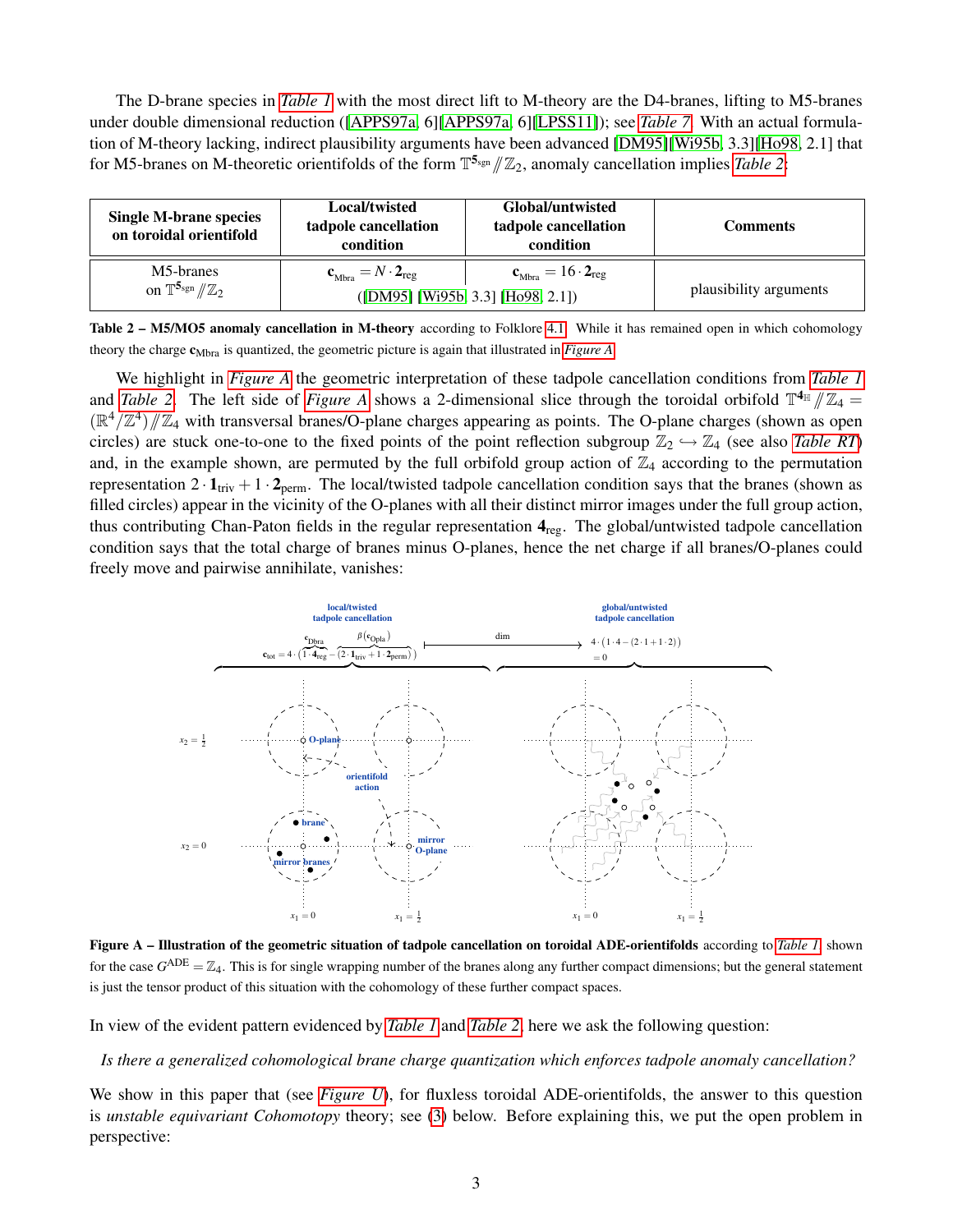The D-brane species in *Table 1* with the most direct lift to M-theory are the D4-branes, lifting to M5-branes under double dimensional reduction ([APPS97a, 6][APPS97a, 6][LPSS11]); see *Table 7*. With an actual formulation of M-theory lacking, indirect plausibility arguments have been advanced [DM95][Wi95b, 3.3][Ho98, 2.1] that for M5-branes on M-theoretic orientifolds of the form $\mathbb{T}^{\mathbf{5}_{\mathrm{sgn}}} /\!\!/ \mathbb{Z}_2$, anomaly cancellation implies *Table 2*:

| Single M-brane species on toroidal orientifold | Local/twisted tadpole cancellation condition | Global/untwisted tadpole cancellation condition | Comments |
|---|---|---|---|
| M5-branes on $\mathbb{T}^{\mathbf{5}_{\mathrm{sgn}}} /\!\!/ \mathbb{Z}_2$ | $\mathbf{c}_{\mathrm{Mbra}} = N \cdot \mathbf{2}_{\mathrm{reg}}$ ([DM95] [Wi95b, 3.3] [Ho98, 2.1]) | $\mathbf{c}_{\mathrm{Mbra}} = 16 \cdot \mathbf{2}_{\mathrm{reg}}$ | plausibility arguments |

**Table 2 – M5/MO5 anomaly cancellation in M-theory** according to Folklore 4.1. While it has remained open in which cohomology theory the charge $\mathbf{c}_{\mathrm{Mbra}}$ is quantized, the geometric picture is again that illustrated in *Figure A*.

We highlight in *Figure A* the geometric interpretation of these tadpole cancellation conditions from *Table 1* and *Table 2*. The left side of *Figure A* shows a 2-dimensional slice through the toroidal orbifold $\mathbb{T}^{\mathbf{4}_{\mathbb{H}}} /\!\!/ \mathbb{Z}_4 = (\mathbb{R}^4/\mathbb{Z}^4) /\!\!/ \mathbb{Z}_4$ with transversal branes/O-plane charges appearing as points. The O-plane charges (shown as open circles) are stuck one-to-one to the fixed points of the point reflection subgroup $\mathbb{Z}_2 \hookrightarrow \mathbb{Z}_4$ (see also *Table RT*) and, in the example shown, are permuted by the full orbifold group action of $\mathbb{Z}_4$ according to the permutation representation $2 \cdot \mathbf{1}_{\mathrm{triv}} + 1 \cdot \mathbf{2}_{\mathrm{perm}}$. The local/twisted tadpole cancellation condition says that the branes (shown as filled circles) appear in the vicinity of the O-planes with all their distinct mirror images under the full group action, thus contributing Chan-Paton fields in the regular representation $\mathbf{4}_{\mathrm{reg}}$. The global/untwisted tadpole cancellation condition says that the total charge of branes minus O-planes, hence the net charge if all branes/O-planes could freely move and pairwise annihilate, vanishes:

local/twisted tadpole cancellation: $\mathbf{c}_{\mathrm{tot}} = 4 \cdot \big( \overbrace{1 \cdot \mathbf{4}_{\mathrm{reg}}}^{\mathbf{c}_{\mathrm{Dbra}}} - \overbrace{(2 \cdot \mathbf{1}_{\mathrm{triv}} + 1 \cdot \mathbf{2}_{\mathrm{perm}})}^{\beta(\mathbf{c}_{\mathrm{Opla}})} \big) \overset{\mathrm{dim}}{\longmapsto} 4 \cdot \big(1 \cdot 4 - (2 \cdot 1 + 1 \cdot 2)\big) = 0$ : global/untwisted tadpole cancellation

**Figure A – Illustration of the geometric situation of tadpole cancellation on toroidal ADE-orientifolds** according to *Table 1*, shown for the case $G^{\mathrm{ADE}} = \mathbb{Z}_4$. This is for single wrapping number of the branes along any further compact dimensions; but the general statement is just the tensor product of this situation with the cohomology of these further compact spaces.

In view of the evident pattern evidenced by *Table 1* and *Table 2*, here we ask the following question:

*Is there a generalized cohomological brane charge quantization which enforces tadpole anomaly cancellation?*

We show in this paper that (see *Figure U*), for fluxless toroidal ADE-orientifolds, the answer to this question is *unstable equivariant Cohomotopy* theory; see (3) below. Before explaining this, we put the open problem in perspective: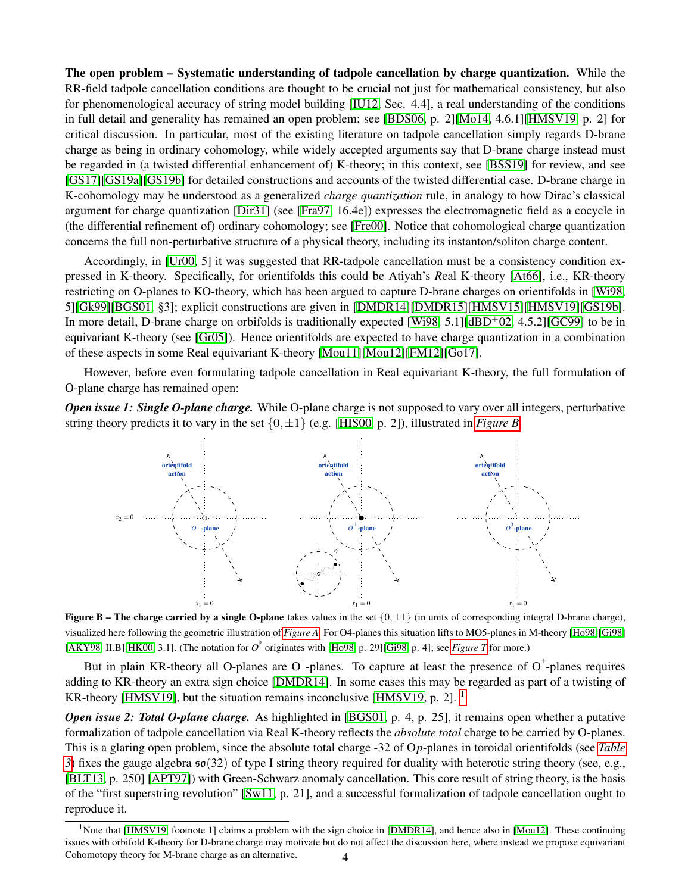**The open problem – Systematic understanding of tadpole cancellation by charge quantization.** While the RR-field tadpole cancellation conditions are thought to be crucial not just for mathematical consistency, but also for phenomenological accuracy of string model building [IU12, Sec. 4.4], a real understanding of the conditions in full detail and generality has remained an open problem; see [BDS06, p. 2][Mo14, 4.6.1][HMSV19, p. 2] for critical discussion. In particular, most of the existing literature on tadpole cancellation simply regards D-brane charge as being in ordinary cohomology, while widely accepted arguments say that D-brane charge instead must be regarded in (a twisted differential enhancement of) K-theory; in this context, see [BSS19] for review, and see [GS17][GS19a][GS19b] for detailed constructions and accounts of the twisted differential case. D-brane charge in K-cohomology may be understood as a generalized *charge quantization* rule, in analogy to how Dirac's classical argument for charge quantization [Dir31] (see [Fra97, 16.4e]) expresses the electromagnetic field as a cocycle in (the differential refinement of) ordinary cohomology; see [Fre00]. Notice that cohomological charge quantization concerns the full non-perturbative structure of a physical theory, including its instanton/soliton charge content.

Accordingly, in [Ur00, 5] it was suggested that RR-tadpole cancellation must be a consistency condition expressed in K-theory. Specifically, for orientifolds this could be Atiyah's *R*eal K-theory [At66], i.e., KR-theory restricting on O-planes to KO-theory, which has been argued to capture D-brane charges on orientifolds in [Wi98, 5][Gk99][BGS01, §3]; explicit constructions are given in [DMDR14][DMDR15][HMSV15][HMSV19][GS19b]. In more detail, D-brane charge on orbifolds is traditionally expected [Wi98, 5.1][dBD+02, 4.5.2][GC99] to be in equivariant K-theory (see [Gr05]). Hence orientifolds are expected to have charge quantization in a combination of these aspects in some Real equivariant K-theory [Mou11][Mou12][FM12][Go17].

However, before even formulating tadpole cancellation in Real equivariant K-theory, the full formulation of O-plane charge has remained open:

***Open issue 1: Single O-plane charge.*** While O-plane charge is not supposed to vary over all integers, perturbative string theory predicts it to vary in the set $\{0, \pm 1\}$ (e.g. [HIS00, p. 2]), illustrated in *Figure B*.

**Figure B – The charge carried by a single O-plane** takes values in the set $\{0, \pm 1\}$ (in units of corresponding integral D-brane charge), visualized here following the geometric illustration of *Figure A*. For O4-planes this situation lifts to MO5-planes in M-theory [Ho98][Gi98][AKY98, II.B][HK00, 3.1]. (The notation for $O^0$ originates with [Ho98, p. 29][Gi98, p. 4]; see *Figure T* for more.)

But in plain KR-theory all O-planes are $O^-$-planes. To capture at least the presence of $O^+$-planes requires adding to KR-theory an extra sign choice [DMDR14]. In some cases this may be regarded as part of a twisting of KR-theory [HMSV19], but the situation remains inconclusive [HMSV19, p. 2]. [1]

***Open issue 2: Total O-plane charge.*** As highlighted in [BGS01, p. 4, p. 25], it remains open whether a putative formalization of tadpole cancellation via Real K-theory reflects the *absolute total* charge to be carried by O-planes. This is a glaring open problem, since the absolute total charge -32 of O*p*-planes in toroidal orientifolds (see *Table 3*) fixes the gauge algebra $\mathfrak{so}(32)$ of type I string theory required for duality with heterotic string theory (see, e.g., [BLT13, p. 250] [APT97]) with Green-Schwarz anomaly cancellation. This core result of string theory, is the basis of the "first superstring revolution" [Sw11, p. 21], and a successful formalization of tadpole cancellation ought to reproduce it.

[1] Note that [HMSV19, footnote 1] claims a problem with the sign choice in [DMDR14], and hence also in [Mou12]. These continuing issues with orbifold K-theory for D-brane charge may motivate but do not affect the discussion here, where instead we propose equivariant Cohomotopy theory for M-brane charge as an alternative.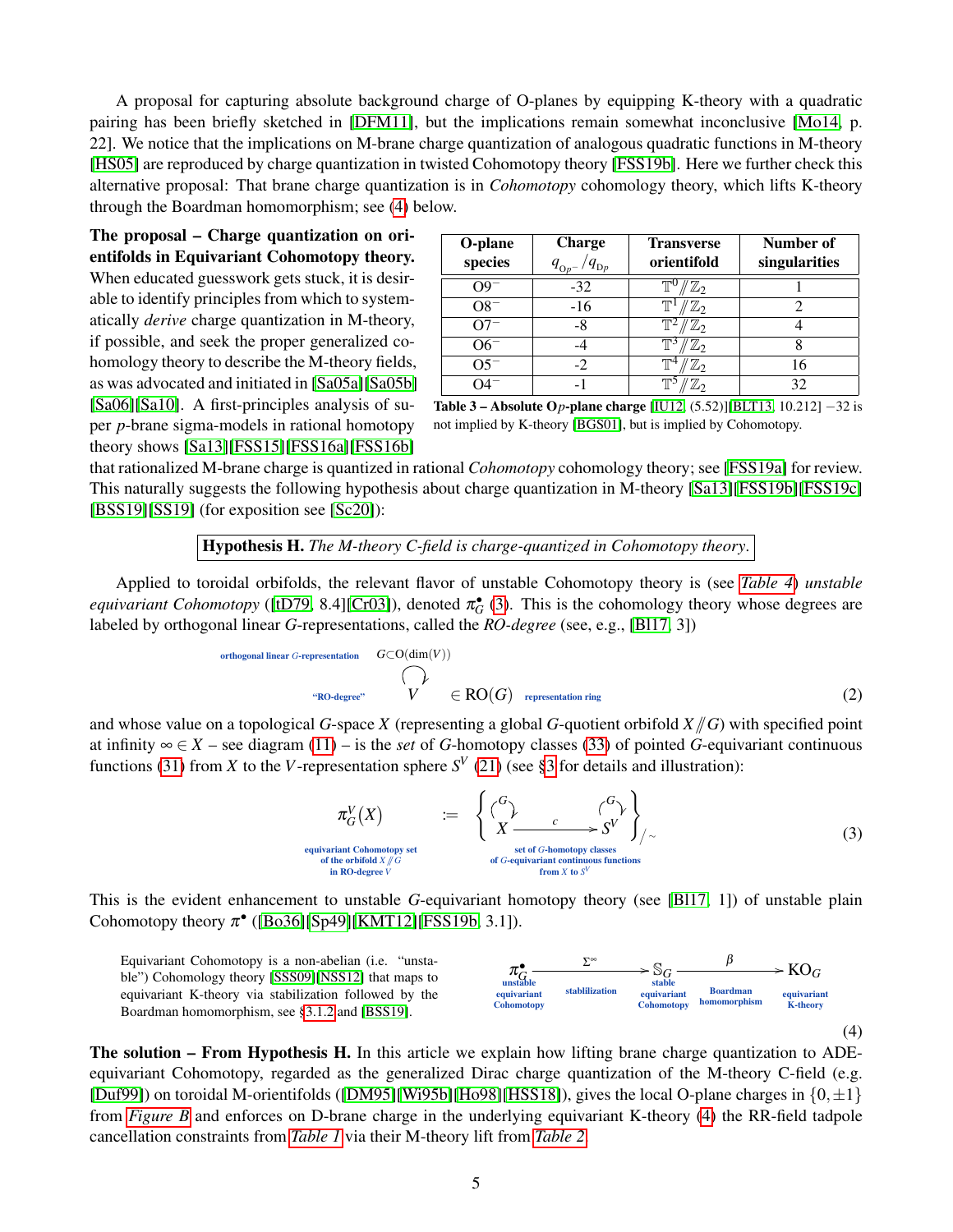A proposal for capturing absolute background charge of O-planes by equipping K-theory with a quadratic pairing has been briefly sketched in [DFM11], but the implications remain somewhat inconclusive [Mo14, p. 22]. We notice that the implications on M-brane charge quantization of analogous quadratic functions in M-theory [HS05] are reproduced by charge quantization in twisted Cohomotopy theory [FSS19b]. Here we further check this alternative proposal: That brane charge quantization is in *Cohomotopy* cohomology theory, which lifts K-theory through the Boardman homomorphism; see (4) below.

**The proposal – Charge quantization on orientifolds in Equivariant Cohomotopy theory.** When educated guesswork gets stuck, it is desirable to identify principles from which to systematically *derive* charge quantization in M-theory, if possible, and seek the proper generalized cohomology theory to describe the M-theory fields, as was advocated and initiated in [Sa05a][Sa05b][Sa06][Sa10]. A first-principles analysis of super $p$-brane sigma-models in rational homotopy theory shows [Sa13][FSS15][FSS16a][FSS16b] that rationalized M-brane charge is quantized in rational *Cohomotopy* cohomology theory; see [FSS19a] for review. This naturally suggests the following hypothesis about charge quantization in M-theory [Sa13][FSS19b][FSS19c][BSS19][SS19] (for exposition see [Sc20]):

| O-plane species | Charge $q_{O_p^-}/q_{D_p}$ | Transverse orientifold | Number of singularities |
|---|---|---|---|
| O9$^-$ | -32 | $\mathbb{T}^0 /\!\!/ \mathbb{Z}_2$ | 1 |
| O8$^-$ | -16 | $\mathbb{T}^1 /\!\!/ \mathbb{Z}_2$ | 2 |
| O7$^-$ | -8 | $\mathbb{T}^2 /\!\!/ \mathbb{Z}_2$ | 4 |
| O6$^-$ | -4 | $\mathbb{T}^3 /\!\!/ \mathbb{Z}_2$ | 8 |
| O5$^-$ | -2 | $\mathbb{T}^4 /\!\!/ \mathbb{Z}_2$ | 16 |
| O4$^-$ | -1 | $\mathbb{T}^5 /\!\!/ \mathbb{Z}_2$ | 32 |

**Table 3 – Absolute O$p$-plane charge** [IU12, (5.52)][BLT13, 10.212] $-32$ is not implied by K-theory [BGS01], but is implied by Cohomotopy.

**Hypothesis H.** *The M-theory C-field is charge-quantized in Cohomotopy theory.*

Applied to toroidal orbifolds, the relevant flavor of unstable Cohomotopy theory is (see *Table 4*) *unstable equivariant Cohomotopy* ([tD79, 8.4][Cr03]), denoted $\pi_G^\bullet$ (3). This is the cohomology theory whose degrees are labeled by orthogonal linear $G$-representations, called the *RO-degree* (see, e.g., [Bl17, 3])

$$
\underset{\text{“RO-degree”}}{\overset{\text{orthogonal linear } G\text{-representation}\quad G\subset \mathrm{O}(\dim(V))}{V}} \;\in\; \underset{\text{representation ring}}{\mathrm{RO}(G)} \tag{2}
$$

and whose value on a topological $G$-space $X$ (representing a global $G$-quotient orbifold $X /\!\!/ G$) with specified point at infinity $\infty \in X$ – see diagram (11) – is the *set* of $G$-homotopy classes (33) of pointed $G$-equivariant continuous functions (31) from $X$ to the $V$-representation sphere $S^V$ (21) (see §3 for details and illustration):

$$
\underset{\substack{\text{equivariant Cohomotopy set}\\ \text{of the orbifold } X/\!\!/G\\ \text{in RO-degree } V}}{\pi_G^V(X)} \;:=\; \underset{\substack{\text{set of } G\text{-homotopy classes}\\ \text{of } G\text{-equivariant continuous functions}\\ \text{from } X \text{ to } S^V}}{\left\{ X \xrightarrow{\;\;c\;\;} S^V \right\}_{/\sim}} \tag{3}
$$

This is the evident enhancement to unstable $G$-equivariant homotopy theory (see [Bl17, 1]) of unstable plain Cohomotopy theory $\pi^\bullet$ ([Bo36][Sp49][KMT12][FSS19b, 3.1]).

Equivariant Cohomotopy is a non-abelian (i.e. “unstable”) Cohomology theory [SSS09][NSS12] that maps to equivariant K-theory via stabilization followed by the Boardman homomorphism, see §3.1.2 and [BSS19].

$$
\underset{\substack{\text{unstable}\\ \text{equivariant}\\ \text{Cohomotopy}}}{\pi_G^\bullet} \xrightarrow[\text{stablilization}]{\;\;\Sigma^\infty\;\;} \underset{\substack{\text{stable}\\ \text{equivariant}\\ \text{Cohomotopy}}}{\mathbb{S}_G} \xrightarrow[\substack{\text{Boardman}\\ \text{homomorphism}}]{\;\;\beta\;\;} \underset{\substack{\text{equivariant}\\ \text{K-theory}}}{\mathrm{KO}_G} \tag{4}
$$

**The solution – From Hypothesis H.** In this article we explain how lifting brane charge quantization to ADE-equivariant Cohomotopy, regarded as the generalized Dirac charge quantization of the M-theory C-field (e.g. [Duf99]) on toroidal M-orientifolds ([DM95][Wi95b][Ho98][HSS18]), gives the local O-plane charges in $\{0, \pm 1\}$ from *Figure B* and enforces on D-brane charge in the underlying equivariant K-theory (4) the RR-field tadpole cancellation constraints from *Table 1* via their M-theory lift from *Table 2*.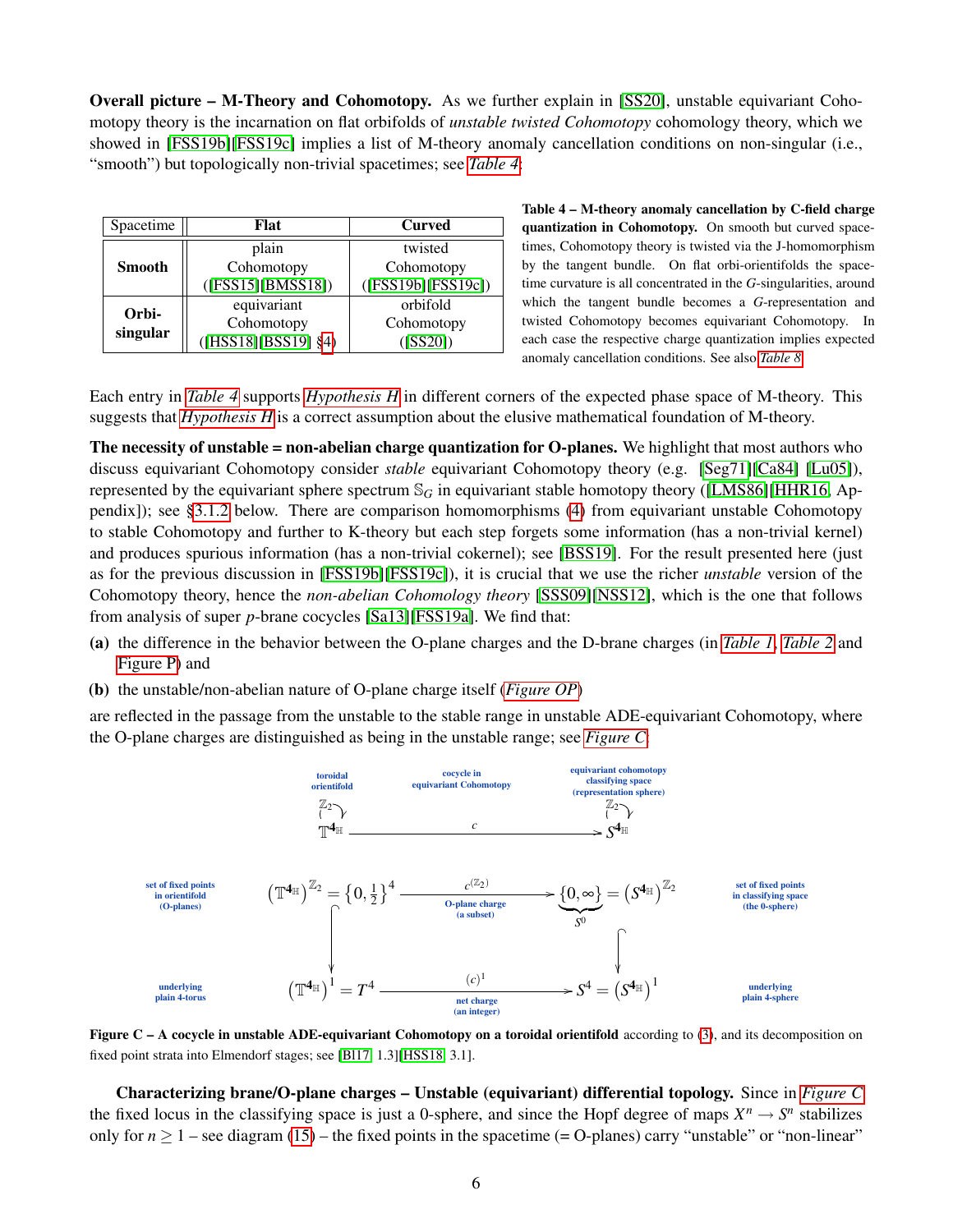**Overall picture – M-Theory and Cohomotopy.** As we further explain in [SS20], unstable equivariant Cohomotopy theory is the incarnation on flat orbifolds of *unstable twisted Cohomotopy* cohomology theory, which we showed in [FSS19b][FSS19c] implies a list of M-theory anomaly cancellation conditions on non-singular (i.e., "smooth") but topologically non-trivial spacetimes; see *Table 4*:

| Spacetime | Flat | Curved |
|---|---|---|
| **Smooth** | plain Cohomotopy ([FSS15][BMSS18]) | twisted Cohomotopy ([FSS19b][FSS19c]) |
| **Orbi-singular** | equivariant Cohomotopy ([HSS18][BSS19] §4) | orbifold Cohomotopy ([SS20]) |

**Table 4 – M-theory anomaly cancellation by C-field charge quantization in Cohomotopy.** On smooth but curved spacetimes, Cohomotopy theory is twisted via the J-homomorphism by the tangent bundle. On flat orbi-orientifolds the spacetime curvature is all concentrated in the $G$-singularities, around which the tangent bundle becomes a $G$-representation and twisted Cohomotopy becomes equivariant Cohomotopy. In each case the respective charge quantization implies expected anomaly cancellation conditions. See also *Table 8*.

Each entry in *Table 4* supports *Hypothesis H* in different corners of the expected phase space of M-theory. This suggests that *Hypothesis H* is a correct assumption about the elusive mathematical foundation of M-theory.

**The necessity of unstable = non-abelian charge quantization for O-planes.** We highlight that most authors who discuss equivariant Cohomotopy consider *stable* equivariant Cohomotopy theory (e.g. [Seg71][Ca84] [Lu05]), represented by the equivariant sphere spectrum $\mathbb{S}_G$ in equivariant stable homotopy theory ([LMS86][HHR16, Appendix]); see §3.1.2 below. There are comparison homomorphisms (4) from equivariant unstable Cohomotopy to stable Cohomotopy and further to K-theory but each step forgets some information (has a non-trivial kernel) and produces spurious information (has a non-trivial cokernel); see [BSS19]. For the result presented here (just as for the previous discussion in [FSS19b][FSS19c]), it is crucial that we use the richer *unstable* version of the Cohomotopy theory, hence the *non-abelian Cohomology theory* [SSS09][NSS12], which is the one that follows from analysis of super $p$-brane cocycles [Sa13][FSS19a]. We find that:

**(a)** the difference in the behavior between the O-plane charges and the D-brane charges (in *Table 1*, *Table 2* and Figure P) and

**(b)** the unstable/non-abelian nature of O-plane charge itself (*Figure OP*)

are reflected in the passage from the unstable to the stable range in unstable ADE-equivariant Cohomotopy, where the O-plane charges are distinguished as being in the unstable range; see *Figure C*.

$$
\begin{array}{ccc}
\overset{\text{toroidal orientifold}}{\mathbb{Z}_2 \circlearrowright \mathbb{T}^{4_{\mathbb{H}}}} & \xrightarrow[\text{cocycle in equivariant Cohomotopy}]{c} & \overset{\text{equivariant cohomotopy classifying space (representation sphere)}}{\mathbb{Z}_2 \circlearrowright S^{4_{\mathbb{H}}}} \\[2em]
\underset{\text{set of fixed points in orientifold (O-planes)}}{\left(\mathbb{T}^{4_{\mathbb{H}}}\right)^{\mathbb{Z}_2} = \{0, \tfrac{1}{2}\}^4} & \xrightarrow[\text{O-plane charge (a subset)}]{c^{(\mathbb{Z}_2)}} & \underset{\text{set of fixed points in classifying space (the 0-sphere)}}{\underbrace{\{0,\infty\}}_{S^0} = \left(S^{4_{\mathbb{H}}}\right)^{\mathbb{Z}_2}} \\[1em]
\downarrow & & \downarrow \\[1em]
\underset{\text{underlying plain 4-torus}}{\left(\mathbb{T}^{4_{\mathbb{H}}}\right)^1 = T^4} & \xrightarrow[\text{net charge (an integer)}]{(c)^1} & \underset{\text{underlying plain 4-sphere}}{S^4 = \left(S^{4_{\mathbb{H}}}\right)^1}
\end{array}
$$

**Figure C – A cocycle in unstable ADE-equivariant Cohomotopy on a toroidal orientifold** according to (3), and its decomposition on fixed point strata into Elmendorf stages; see [Bl17, 1.3][HSS18, 3.1].

**Characterizing brane/O-plane charges – Unstable (equivariant) differential topology.** Since in *Figure C* the fixed locus in the classifying space is just a 0-sphere, and since the Hopf degree of maps $X^n \to S^n$ stabilizes only for $n \geq 1$ – see diagram (15) – the fixed points in the spacetime (= O-planes) carry "unstable" or "non-linear"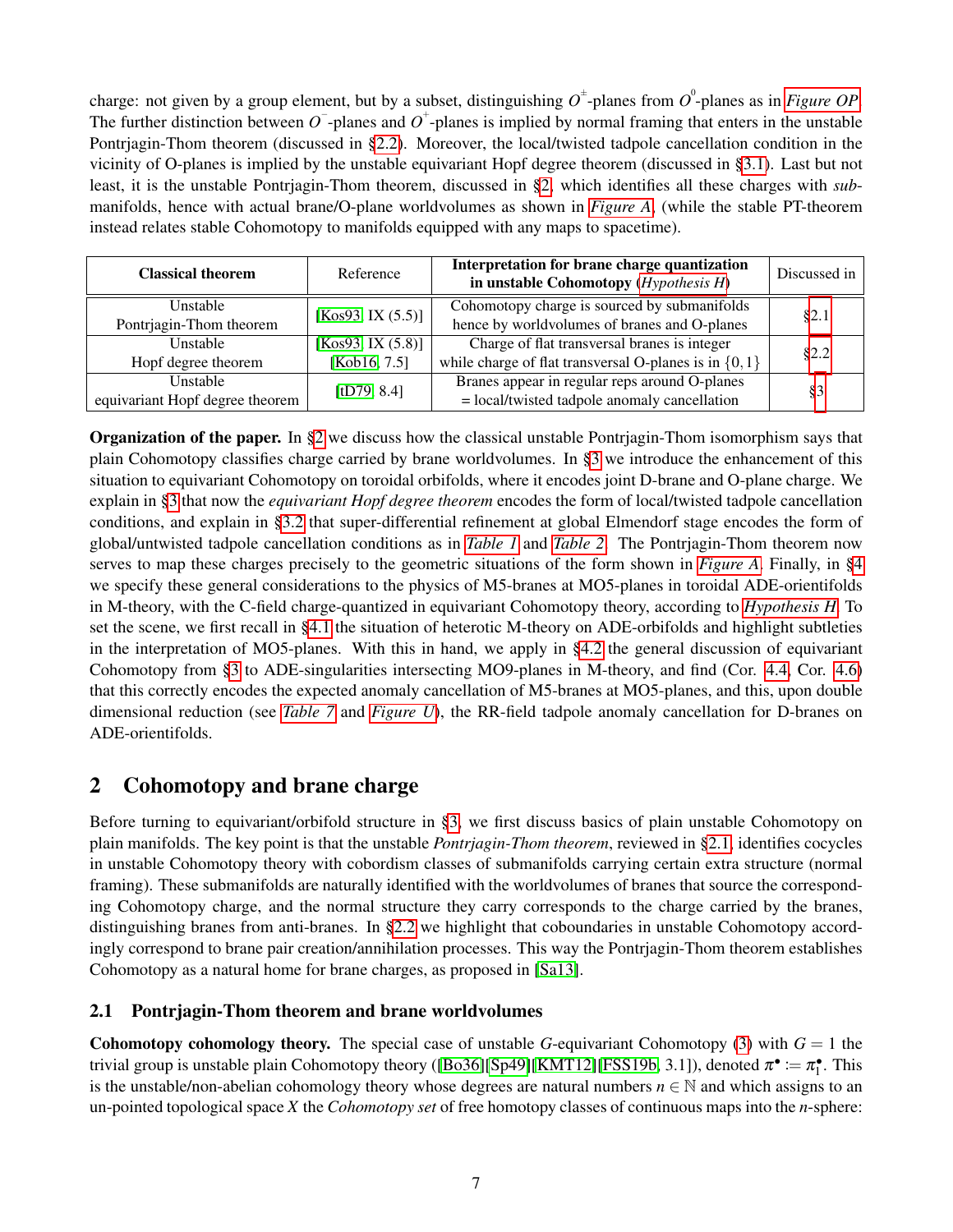charge: not given by a group element, but by a subset, distinguishing $O^{\pm}$-planes from $O^{0}$-planes as in *Figure OP*. The further distinction between $O^{-}$-planes and $O^{+}$-planes is implied by normal framing that enters in the unstable Pontrjagin-Thom theorem (discussed in §2.2). Moreover, the local/twisted tadpole cancellation condition in the vicinity of O-planes is implied by the unstable equivariant Hopf degree theorem (discussed in §3.1). Last but not least, it is the unstable Pontrjagin-Thom theorem, discussed in §2, which identifies all these charges with *sub*-manifolds, hence with actual brane/O-plane worldvolumes as shown in *Figure A*, (while the stable PT-theorem instead relates stable Cohomotopy to manifolds equipped with any maps to spacetime).

| **Classical theorem** | Reference | **Interpretation for brane charge quantization in unstable Cohomotopy** (*Hypothesis H*) | Discussed in |
|---|---|---|---|
| Unstable Pontrjagin-Thom theorem | [Kos93, IX (5.5)] | Cohomotopy charge is sourced by submanifolds hence by worldvolumes of branes and O-planes | §2.1 |
| Unstable Hopf degree theorem | [Kos93, IX (5.8)] [Kob16, 7.5] | Charge of flat transversal branes is integer while charge of flat transversal O-planes is in $\{0,1\}$ | §2.2 |
| Unstable equivariant Hopf degree theorem | [tD79, 8.4] | Branes appear in regular reps around O-planes = local/twisted tadpole anomaly cancellation | §3 |

**Organization of the paper.** In §2 we discuss how the classical unstable Pontrjagin-Thom isomorphism says that plain Cohomotopy classifies charge carried by brane worldvolumes. In §3 we introduce the enhancement of this situation to equivariant Cohomotopy on toroidal orbifolds, where it encodes joint D-brane and O-plane charge. We explain in §3 that now the *equivariant Hopf degree theorem* encodes the form of local/twisted tadpole cancellation conditions, and explain in §3.2 that super-differential refinement at global Elmendorf stage encodes the form of global/untwisted tadpole cancellation conditions as in *Table 1* and *Table 2*. The Pontrjagin-Thom theorem now serves to map these charges precisely to the geometric situations of the form shown in *Figure A*. Finally, in §4 we specify these general considerations to the physics of M5-branes at MO5-planes in toroidal ADE-orientifolds in M-theory, with the C-field charge-quantized in equivariant Cohomotopy theory, according to *Hypothesis H*. To set the scene, we first recall in §4.1 the situation of heterotic M-theory on ADE-orbifolds and highlight subtleties in the interpretation of MO5-planes. With this in hand, we apply in §4.2 the general discussion of equivariant Cohomotopy from §3 to ADE-singularities intersecting MO9-planes in M-theory, and find (Cor. 4.4, Cor. 4.6) that this correctly encodes the expected anomaly cancellation of M5-branes at MO5-planes, and this, upon double dimensional reduction (see *Table 7* and *Figure U*), the RR-field tadpole anomaly cancellation for D-branes on ADE-orientifolds.

## 2 Cohomotopy and brane charge

Before turning to equivariant/orbifold structure in §3, we first discuss basics of plain unstable Cohomotopy on plain manifolds. The key point is that the unstable *Pontrjagin-Thom theorem*, reviewed in §2.1, identifies cocycles in unstable Cohomotopy theory with cobordism classes of submanifolds carrying certain extra structure (normal framing). These submanifolds are naturally identified with the worldvolumes of branes that source the corresponding Cohomotopy charge, and the normal structure they carry corresponds to the charge carried by the branes, distinguishing branes from anti-branes. In §2.2 we highlight that coboundaries in unstable Cohomotopy accordingly correspond to brane pair creation/annihilation processes. This way the Pontrjagin-Thom theorem establishes Cohomotopy as a natural home for brane charges, as proposed in [Sa13].

### 2.1 Pontrjagin-Thom theorem and brane worldvolumes

**Cohomotopy cohomology theory.** The special case of unstable $G$-equivariant Cohomotopy (3) with $G = 1$ the trivial group is unstable plain Cohomotopy theory ([Bo36][Sp49][KMT12][FSS19b, 3.1]), denoted $\pi^{\bullet} := \pi_1^{\bullet}$. This is the unstable/non-abelian cohomology theory whose degrees are natural numbers $n \in \mathbb{N}$ and which assigns to an un-pointed topological space $X$ the *Cohomotopy set* of free homotopy classes of continuous maps into the $n$-sphere: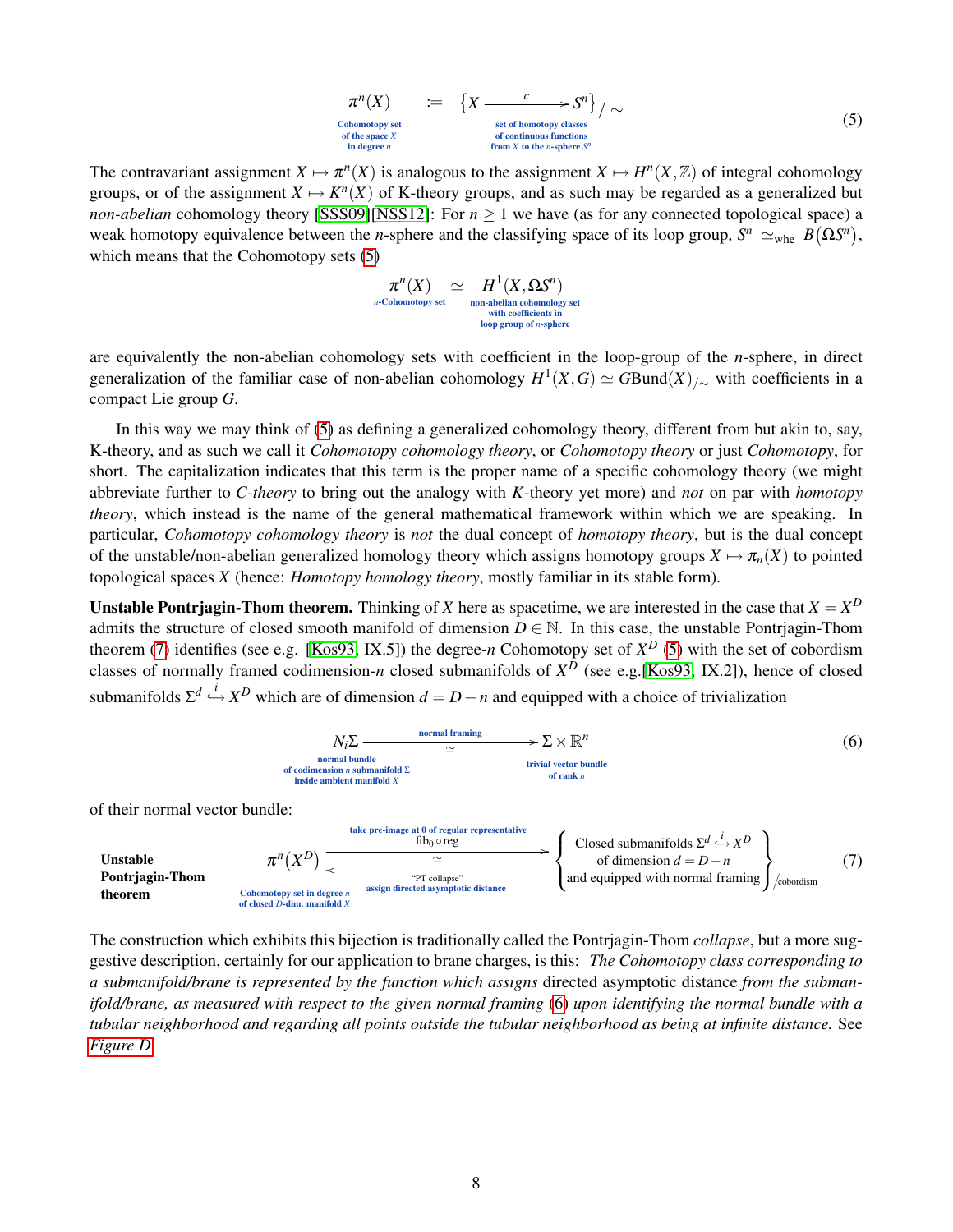$$
\underset{\substack{\text{Cohomotopy set} \\ \text{of the space } X \\ \text{in degree } n}}{\pi^n(X)} \quad := \quad \underset{\substack{\text{set of homotopy classes} \\ \text{of continuous functions} \\ \text{from } X \text{ to the } n\text{-sphere } S^n}}{\left\{ X \xrightarrow{\;\; c \;\;} S^n \right\}} \big/ \sim \tag{5}
$$

The contravariant assignment $X \mapsto \pi^n(X)$ is analogous to the assignment $X \mapsto H^n(X, \mathbb{Z})$ of integral cohomology groups, or of the assignment $X \mapsto K^n(X)$ of K-theory groups, and as such may be regarded as a generalized but *non-abelian* cohomology theory [SSS09][NSS12]: For $n \geq 1$ we have (as for any connected topological space) a weak homotopy equivalence between the $n$-sphere and the classifying space of its loop group, $S^n \simeq_{\text{whe}} B(\Omega S^n)$, which means that the Cohomotopy sets (5)

$$
\underset{n\text{-Cohomotopy set}}{\pi^n(X)} \;\simeq\; \underset{\substack{\text{non-abelian cohomology set} \\ \text{with coefficients in} \\ \text{loop group of } n\text{-sphere}}}{H^1(X, \Omega S^n)}
$$

are equivalently the non-abelian cohomology sets with coefficient in the loop-group of the $n$-sphere, in direct generalization of the familiar case of non-abelian cohomology $H^1(X,G) \simeq G\text{Bund}(X)_{/\sim}$ with coefficients in a compact Lie group $G$.

In this way we may think of (5) as defining a generalized cohomology theory, different from but akin to, say, K-theory, and as such we call it *Cohomotopy cohomology theory*, or *Cohomotopy theory* or just *Cohomotopy*, for short. The capitalization indicates that this term is the proper name of a specific cohomology theory (we might abbreviate further to *C-theory* to bring out the analogy with *K*-theory yet more) and *not* on par with *homotopy theory*, which instead is the name of the general mathematical framework within which we are speaking. In particular, *Cohomotopy cohomology theory* is *not* the dual concept of *homotopy theory*, but is the dual concept of the unstable/non-abelian generalized homology theory which assigns homotopy groups $X \mapsto \pi_n(X)$ to pointed topological spaces $X$ (hence: *Homotopy homology theory*, mostly familiar in its stable form).

**Unstable Pontrjagin-Thom theorem.** Thinking of $X$ here as spacetime, we are interested in the case that $X = X^D$ admits the structure of closed smooth manifold of dimension $D \in \mathbb{N}$. In this case, the unstable Pontrjagin-Thom theorem (7) identifies (see e.g. [Kos93, IX.5]) the degree-$n$ Cohomotopy set of $X^D$ (5) with the set of cobordism classes of normally framed codimension-$n$ closed submanifolds of $X^D$ (see e.g.[Kos93, IX.2]), hence of closed submanifolds $\Sigma^d \overset{i}{\hookrightarrow} X^D$ which are of dimension $d = D - n$ and equipped with a choice of trivialization

$$
\underset{\substack{\text{normal bundle} \\ \text{of codimension } n \text{ submanifold } \Sigma \\ \text{inside ambient manifold } X}}{N_i\Sigma} \xrightarrow[\simeq]{\;\;\text{normal framing}\;\;} \underset{\substack{\text{trivial vector bundle} \\ \text{of rank } n}}{\Sigma \times \mathbb{R}^n} \tag{6}
$$

of their normal vector bundle:

$$
\textbf{Unstable Pontrjagin-Thom theorem} \qquad \underset{\substack{\text{Cohomotopy set in degree } n \\ \text{of closed } D\text{-dim. manifold } X}}{\pi^n(X^D)} \;\; \underset{\substack{\text{“PT collapse”} \\ \text{assign directed asymptotic distance}}}{\overset{\substack{\text{take pre-image at 0 of regular representative} \\ \text{fib}_0 \circ \text{reg}}}{\rightleftarrows}} \;\; \left\{ \begin{array}{c} \text{Closed submanifolds } \Sigma^d \overset{i}{\hookrightarrow} X^D \\ \text{of dimension } d = D - n \\ \text{and equipped with normal framing} \end{array} \right\} \Big/_{\text{cobordism}} \tag{7}
$$

The construction which exhibits this bijection is traditionally called the Pontrjagin-Thom *collapse*, but a more suggestive description, certainly for our application to brane charges, is this: *The Cohomotopy class corresponding to a submanifold/brane is represented by the function which assigns* directed asymptotic distance *from the submanifold/brane, as measured with respect to the given normal framing (6) upon identifying the normal bundle with a tubular neighborhood and regarding all points outside the tubular neighborhood as being at infinite distance.* See *Figure D*.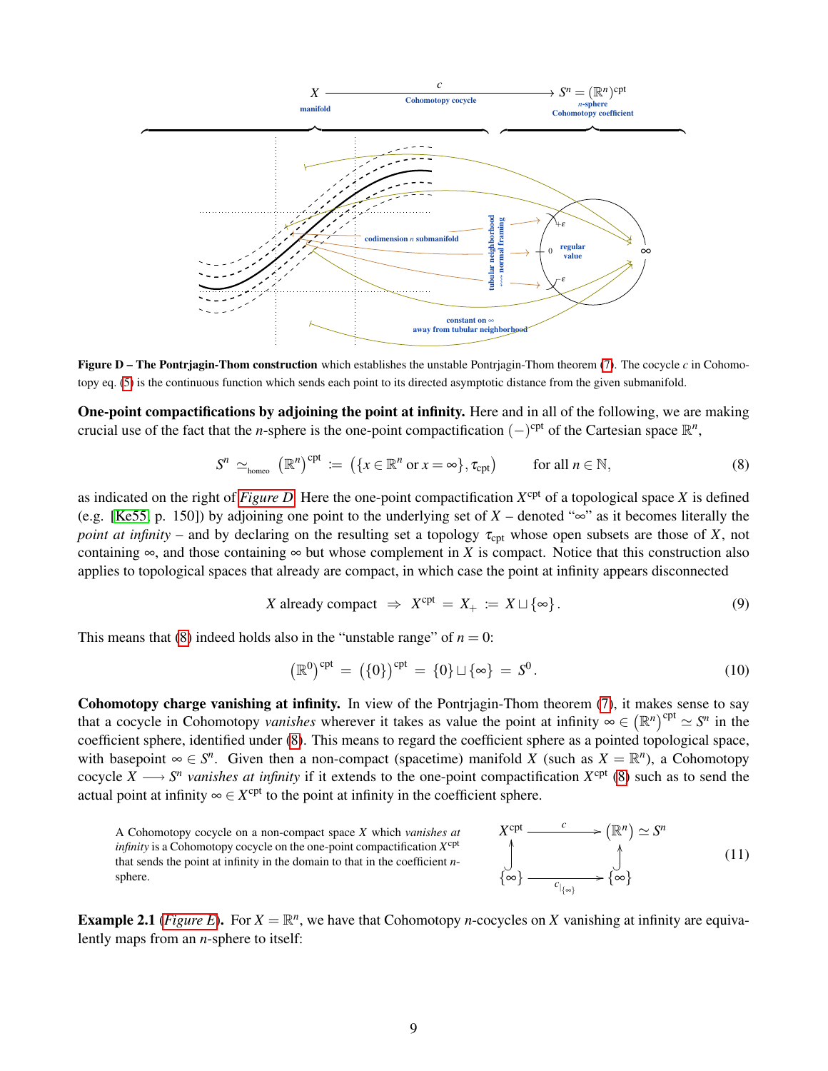**Figure D – The Pontrjagin-Thom construction** which establishes the unstable Pontrjagin-Thom theorem (7). The cocycle $c$ in Cohomotopy eq. (5) is the continuous function which sends each point to its directed asymptotic distance from the given submanifold.

**One-point compactifications by adjoining the point at infinity.** Here and in all of the following, we are making crucial use of the fact that the $n$-sphere is the one-point compactification $(-)^{\mathrm{cpt}}$ of the Cartesian space $\mathbb{R}^n$,

$$S^n \simeq_{\text{homeo}} (\mathbb{R}^n)^{\mathrm{cpt}} := \big(\{x \in \mathbb{R}^n \text{ or } x = \infty\}, \tau_{\mathrm{cpt}}\big) \qquad \text{for all } n \in \mathbb{N}, \tag{8}$$

as indicated on the right of *Figure D*. Here the one-point compactification $X^{\mathrm{cpt}}$ of a topological space $X$ is defined (e.g. [Ke55, p. 150]) by adjoining one point to the underlying set of $X$ – denoted "$\infty$" as it becomes literally the *point at infinity* – and by declaring on the resulting set a topology $\tau_{\mathrm{cpt}}$ whose open subsets are those of $X$, not containing $\infty$, and those containing $\infty$ but whose complement in $X$ is compact. Notice that this construction also applies to topological spaces that already are compact, in which case the point at infinity appears disconnected

$$X \text{ already compact } \Rightarrow X^{\mathrm{cpt}} = X_+ := X \sqcup \{\infty\}. \tag{9}$$

This means that (8) indeed holds also in the "unstable range" of $n = 0$:

$$\big(\mathbb{R}^0\big)^{\mathrm{cpt}} = \big(\{0\}\big)^{\mathrm{cpt}} = \{0\} \sqcup \{\infty\} = S^0. \tag{10}$$

**Cohomotopy charge vanishing at infinity.** In view of the Pontrjagin-Thom theorem (7), it makes sense to say that a cocycle in Cohomotopy *vanishes* wherever it takes as value the point at infinity $\infty \in \big(\mathbb{R}^n\big)^{\mathrm{cpt}} \simeq S^n$ in the coefficient sphere, identified under (8). This means to regard the coefficient sphere as a pointed topological space, with basepoint $\infty \in S^n$. Given then a non-compact (spacetime) manifold $X$ (such as $X = \mathbb{R}^n$), a Cohomotopy cocycle $X \longrightarrow S^n$ *vanishes at infinity* if it extends to the one-point compactification $X^{\mathrm{cpt}}$ (8) such as to send the actual point at infinity $\infty \in X^{\mathrm{cpt}}$ to the point at infinity in the coefficient sphere.

A Cohomotopy cocycle on a non-compact space $X$ which *vanishes at infinity* is a Cohomotopy cocycle on the one-point compactification $X^{\mathrm{cpt}}$ that sends the point at infinity in the domain to that in the coefficient $n$-sphere.

$$\begin{array}{ccc} X^{\mathrm{cpt}} & \xrightarrow{\;c\;} & (\mathbb{R}^n) \simeq S^n \\ \uparrow & & \uparrow \\ \{\infty\} & \xrightarrow{\;c_{|\{\infty\}}\;} & \{\infty\} \end{array} \tag{11}$$

**Example 2.1** (*Figure E*)**.** For $X = \mathbb{R}^n$, we have that Cohomotopy $n$-cocycles on $X$ vanishing at infinity are equivalently maps from an $n$-sphere to itself: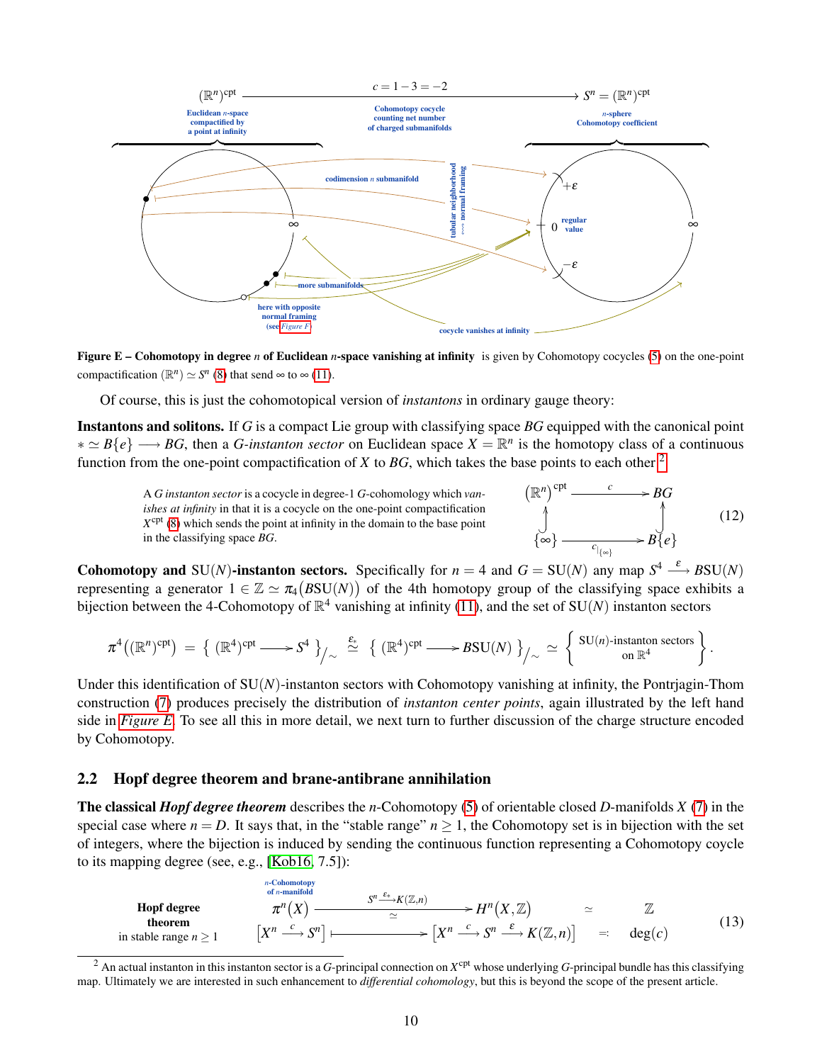**Figure E – Cohomotopy in degree $n$ of Euclidean $n$-space vanishing at infinity** is given by Cohomotopy cocycles (5) on the one-point compactification $(\mathbb{R}^n)^{\mathrm{cpt}} \simeq S^n$ (8) that send $\infty$ to $\infty$ (11).

Of course, this is just the cohomotopical version of *instantons* in ordinary gauge theory:

**Instantons and solitons.** If $G$ is a compact Lie group with classifying space $BG$ equipped with the canonical point $* \simeq B\{e\} \longrightarrow BG$, then a *$G$-instanton sector* on Euclidean space $X = \mathbb{R}^n$ is the homotopy class of a continuous function from the one-point compactification of $X$ to $BG$, which takes the base points to each other.[2]

A *$G$ instanton sector* is a cocycle in degree-1 $G$-cohomology which *vanishes at infinity* in that it is a cocycle on the one-point compactification $X^{\mathrm{cpt}}$ (8) which sends the point at infinity in the domain to the base point in the classifying space $BG$.

$$
\begin{array}{ccc}
\left(\mathbb{R}^n\right)^{\mathrm{cpt}} & \xrightarrow{\;\;c\;\;} & BG \\
\big\uparrow & & \big\uparrow \\
\{\infty\} & \xrightarrow{\;c_{|\{\infty\}}\;} & B\{e\}
\end{array}
\tag{12}
$$

**Cohomotopy and $\mathrm{SU}(N)$-instanton sectors.** Specifically for $n = 4$ and $G = \mathrm{SU}(N)$ any map $S^4 \xrightarrow{\varepsilon} B\mathrm{SU}(N)$ representing a generator $1 \in \mathbb{Z} \simeq \pi_4\big(B\mathrm{SU}(N)\big)$ of the 4th homotopy group of the classifying space exhibits a bijection between the 4-Cohomotopy of $\mathbb{R}^4$ vanishing at infinity (11), and the set of $\mathrm{SU}(N)$ instanton sectors

$$
\pi^4\big((\mathbb{R}^n)^{\mathrm{cpt}}\big) \;=\; \Big\{ (\mathbb{R}^4)^{\mathrm{cpt}} \longrightarrow S^4 \Big\}_{/\sim} \;\overset{\varepsilon_*}{\simeq}\; \Big\{ (\mathbb{R}^4)^{\mathrm{cpt}} \longrightarrow B\mathrm{SU}(N) \Big\}_{/\sim} \;\simeq\; \left\{ \begin{array}{c} \mathrm{SU}(n)\text{-instanton sectors} \\ \text{on } \mathbb{R}^4 \end{array} \right\}.
$$

Under this identification of $\mathrm{SU}(N)$-instanton sectors with Cohomotopy vanishing at infinity, the Pontrjagin-Thom construction (7) produces precisely the distribution of *instanton center points*, again illustrated by the left hand side in *Figure E*. To see all this in more detail, we next turn to further discussion of the charge structure encoded by Cohomotopy.

## 2.2 Hopf degree theorem and brane-antibrane annihilation

**The classical *Hopf degree theorem*** describes the $n$-Cohomotopy (5) of orientable closed $D$-manifolds $X$ (7) in the special case where $n = D$. It says that, in the "stable range" $n \geq 1$, the Cohomotopy set is in bijection with the set of integers, where the bijection is induced by sending the continuous function representing a Cohomotopy cycle to its mapping degree (see, e.g., [Kob16, 7.5]):

$$
\begin{array}{ccccc}
\textbf{Hopf degree theorem} & \underset{\text{of } n\text{-manifold}}{\overset{n\text{-Cohomotopy}}{\pi^n(X)}} & \xrightarrow[\simeq]{\;S^n \xrightarrow{\varepsilon_*} K(\mathbb{Z},n)\;} & H^n(X,\mathbb{Z}) & \simeq \quad \mathbb{Z} \\
\text{in stable range } n \geq 1 & \big[X^n \xrightarrow{c} S^n\big] & \longmapsto & \big[X^n \xrightarrow{c} S^n \xrightarrow{\varepsilon} K(\mathbb{Z},n)\big] & =: \quad \deg(c)
\end{array}
\tag{13}
$$

[2] An actual instanton in this instanton sector is a $G$-principal connection on $X^{\mathrm{cpt}}$ whose underlying $G$-principal bundle has this classifying map. Ultimately we are interested in such enhancement to *differential cohomology*, but this is beyond the scope of the present article.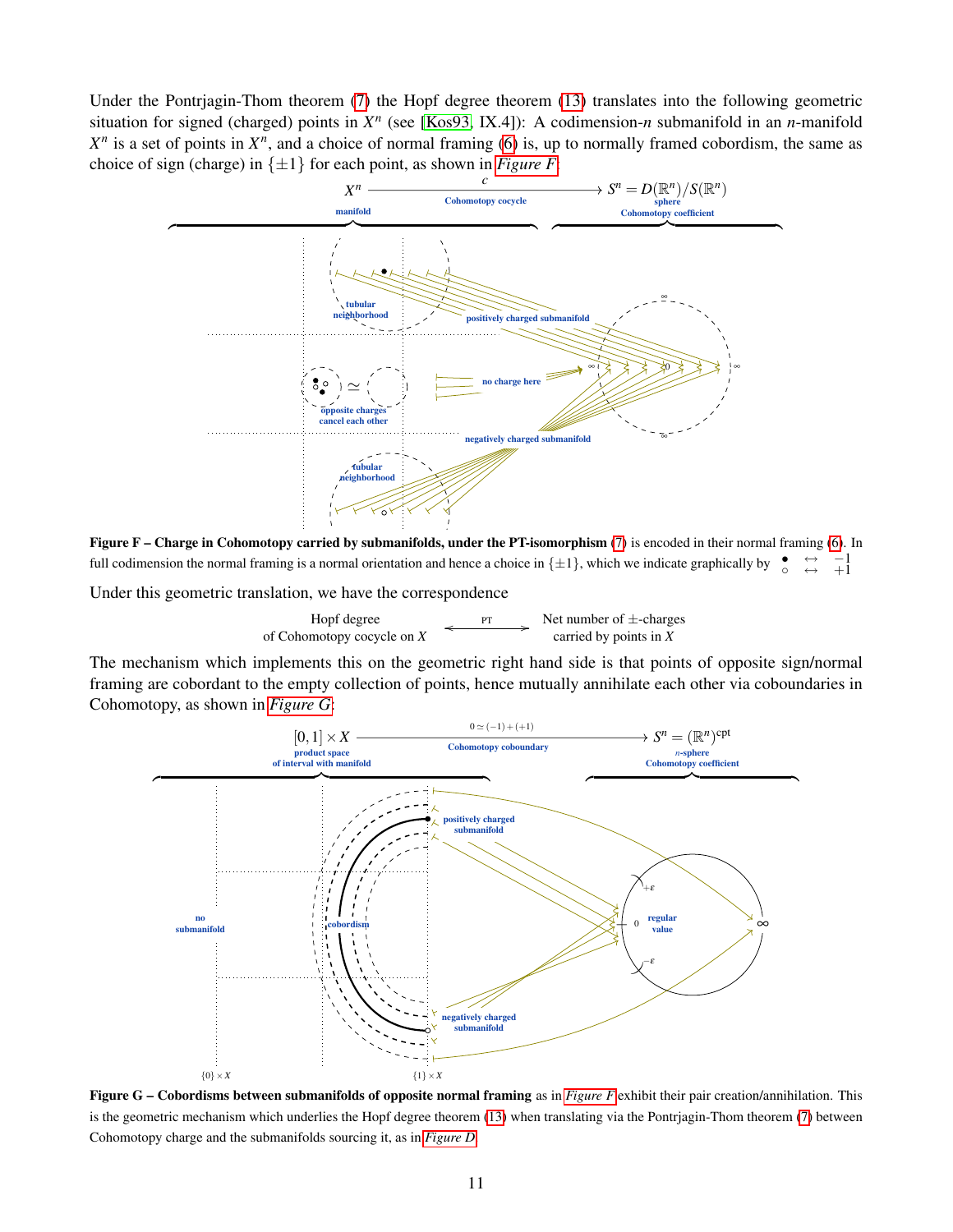Under the Pontrjagin-Thom theorem (7) the Hopf degree theorem (13) translates into the following geometric situation for signed (charged) points in $X^n$ (see [Kos93, IX.4]): A codimension-$n$ submanifold in an $n$-manifold $X^n$ is a set of points in $X^n$, and a choice of normal framing (6) is, up to normally framed cobordism, the same as choice of sign (charge) in $\{\pm 1\}$ for each point, as shown in *Figure F*:

$$X^n \xrightarrow[\text{Cohomotopy cocycle}]{c} S^n = D(\mathbb{R}^n)/S(\mathbb{R}^n)$$

**Figure F – Charge in Cohomotopy carried by submanifolds, under the PT-isomorphism** (7) is encoded in their normal framing (6). In full codimension the normal framing is a normal orientation and hence a choice in $\{\pm 1\}$, which we indicate graphically by $\bullet \leftrightarrow -1$, $\circ \leftrightarrow +1$

Under this geometric translation, we have the correspondence

$$\begin{array}{c}\text{Hopf degree}\\ \text{of Cohomotopy cocycle on } X\end{array} \xleftrightarrow{\text{PT}} \begin{array}{c}\text{Net number of } \pm\text{-charges}\\ \text{carried by points in } X\end{array}$$

The mechanism which implements this on the geometric right hand side is that points of opposite sign/normal framing are cobordant to the empty collection of points, hence mutually annihilate each other via coboundaries in Cohomotopy, as shown in *Figure G*:

$$[0,1]\times X \xrightarrow[\text{Cohomotopy coboundary}]{0 \simeq (-1)+(+1)} S^n = (\mathbb{R}^n)^{\text{cpt}}$$

**Figure G – Cobordisms between submanifolds of opposite normal framing** as in *Figure F* exhibit their pair creation/annihilation. This is the geometric mechanism which underlies the Hopf degree theorem (13) when translating via the Pontrjagin-Thom theorem (7) between Cohomotopy charge and the submanifolds sourcing it, as in *Figure D*.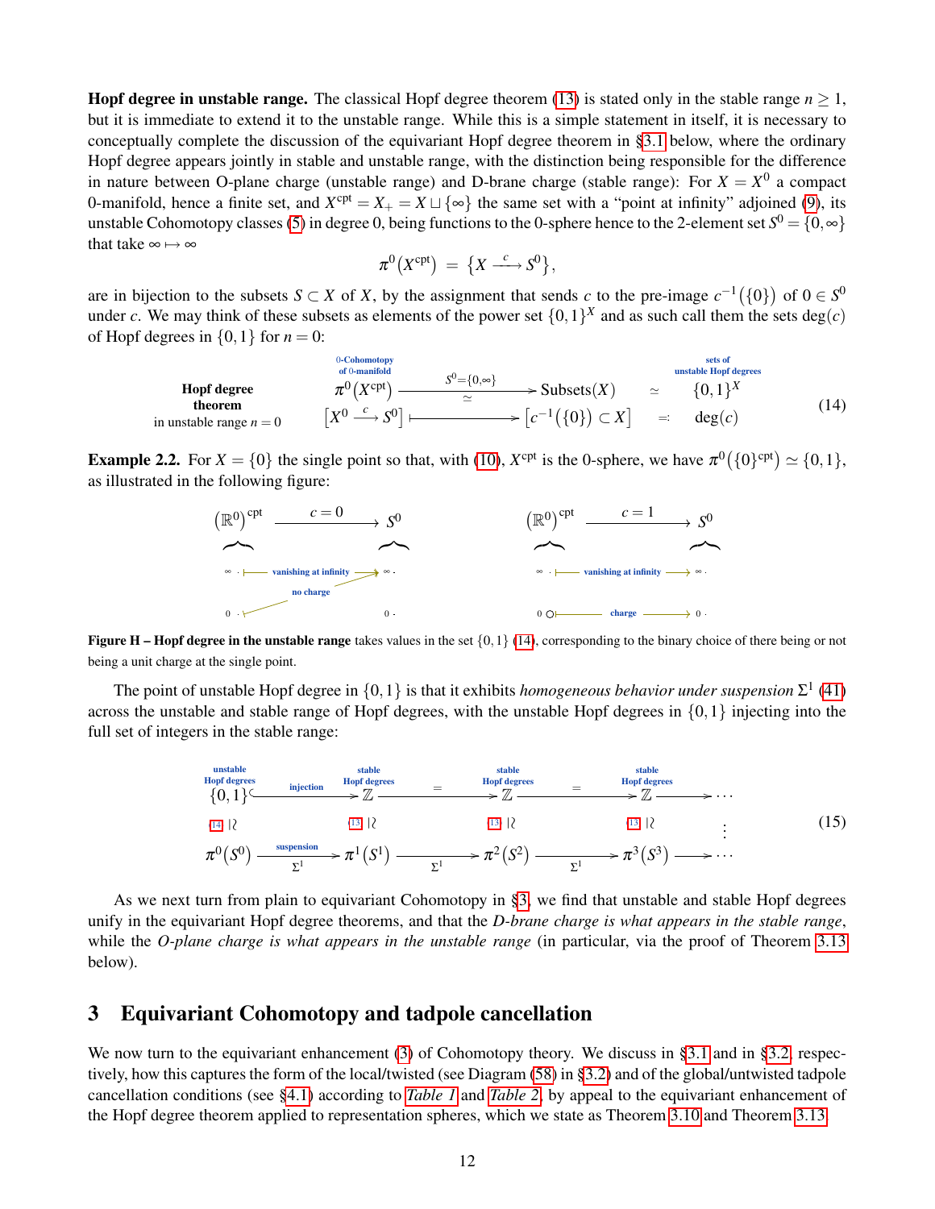**Hopf degree in unstable range.** The classical Hopf degree theorem (13) is stated only in the stable range $n \geq 1$, but it is immediate to extend it to the unstable range. While this is a simple statement in itself, it is necessary to conceptually complete the discussion of the equivariant Hopf degree theorem in §3.1 below, where the ordinary Hopf degree appears jointly in stable and unstable range, with the distinction being responsible for the difference in nature between O-plane charge (unstable range) and D-brane charge (stable range): For $X = X^0$ a compact 0-manifold, hence a finite set, and $X^{\mathrm{cpt}} = X_+ = X \sqcup \{\infty\}$ the same set with a "point at infinity" adjoined (9), its unstable Cohomotopy classes (5) in degree 0, being functions to the 0-sphere hence to the 2-element set $S^0 = \{0, \infty\}$ that take $\infty \mapsto \infty$

$$\pi^0\big(X^{\mathrm{cpt}}\big) \;=\; \big\{ X \xrightarrow{\;c\;} S^0 \big\},$$

are in bijection to the subsets $S \subset X$ of $X$, by the assignment that sends $c$ to the pre-image $c^{-1}\big(\{0\}\big)$ of $0 \in S^0$ under $c$. We may think of these subsets as elements of the power set $\{0,1\}^X$ and as such call them the sets $\deg(c)$ of Hopf degrees in $\{0,1\}$ for $n = 0$:

$$
\begin{array}{ccccccc}
\textbf{Hopf degree theorem} & \underset{\text{of 0-manifold}}{\overset{\text{0-Cohomotopy}}{\pi^0\big(X^{\mathrm{cpt}}\big)}} & \xrightarrow[\;\simeq\;]{\;S^0 = \{0,\infty\}\;} & \mathrm{Subsets}(X) & \simeq & \overset{\text{sets of unstable Hopf degrees}}{\{0,1\}^X} & \\
\text{in unstable range } n = 0 & \big[X^0 \xrightarrow{\;c\;} S^0\big] & \longmapsto & \big[c^{-1}\big(\{0\}\big) \subset X\big] & =: & \deg(c) &
\end{array}
\qquad (14)
$$

**Example 2.2.** For $X = \{0\}$ the single point so that, with (10), $X^{\mathrm{cpt}}$ is the 0-sphere, we have $\pi^0\big(\{0\}^{\mathrm{cpt}}\big) \simeq \{0,1\}$, as illustrated in the following figure:

$$
\begin{array}{ccc}
(\mathbb{R}^0)^{\mathrm{cpt}} & \xrightarrow{\;c = 0\;} & S^0 \\
\infty & \xmapsto{\text{vanishing at infinity}} & \infty \\
0 & \xmapsto{\text{no charge}} & \infty \quad (0)
\end{array}
\qquad\qquad
\begin{array}{ccc}
(\mathbb{R}^0)^{\mathrm{cpt}} & \xrightarrow{\;c = 1\;} & S^0 \\
\infty & \xmapsto{\text{vanishing at infinity}} & \infty \\
0 & \xmapsto{\text{charge}} & 0
\end{array}
$$

**Figure H – Hopf degree in the unstable range** takes values in the set $\{0,1\}$ (14), corresponding to the binary choice of there being or not being a unit charge at the single point.

The point of unstable Hopf degree in $\{0,1\}$ is that it exhibits *homogeneous behavior under suspension* $\Sigma^1$ (41) across the unstable and stable range of Hopf degrees, with the unstable Hopf degrees in $\{0,1\}$ injecting into the full set of integers in the stable range:

$$
\begin{array}{ccccccccc}
\overset{\text{unstable Hopf degrees}}{\{0,1\}} & \xhookrightarrow{\text{injection}} & \overset{\text{stable Hopf degrees}}{\mathbb{Z}} & \xrightarrow{\;=\;} & \overset{\text{stable Hopf degrees}}{\mathbb{Z}} & \xrightarrow{\;=\;} & \overset{\text{stable Hopf degrees}}{\mathbb{Z}} & \longrightarrow & \cdots \\
{\scriptstyle (14)}\wr\!\! | & & {\scriptstyle (13)}\wr\!\! | & & {\scriptstyle (13)}\wr\!\! | & & {\scriptstyle (13)}\wr\!\! | & & \vdots \\
\pi^0\big(S^0\big) & \xrightarrow[\Sigma^1]{\text{suspension}} & \pi^1\big(S^1\big) & \xrightarrow[\Sigma^1]{} & \pi^2\big(S^2\big) & \xrightarrow[\Sigma^1]{} & \pi^3\big(S^3\big) & \longrightarrow & \cdots
\end{array}
\qquad (15)
$$

As we next turn from plain to equivariant Cohomotopy in §3, we find that unstable and stable Hopf degrees unify in the equivariant Hopf degree theorems, and that the *D-brane charge is what appears in the stable range*, while the *O-plane charge is what appears in the unstable range* (in particular, via the proof of Theorem 3.13 below).

# 3 Equivariant Cohomotopy and tadpole cancellation

We now turn to the equivariant enhancement (3) of Cohomotopy theory. We discuss in §3.1 and in §3.2, respectively, how this captures the form of the local/twisted (see Diagram (58) in §3.2) and of the global/untwisted tadpole cancellation conditions (see §4.1) according to *Table 1* and *Table 2*, by appeal to the equivariant enhancement of the Hopf degree theorem applied to representation spheres, which we state as Theorem 3.10 and Theorem 3.13.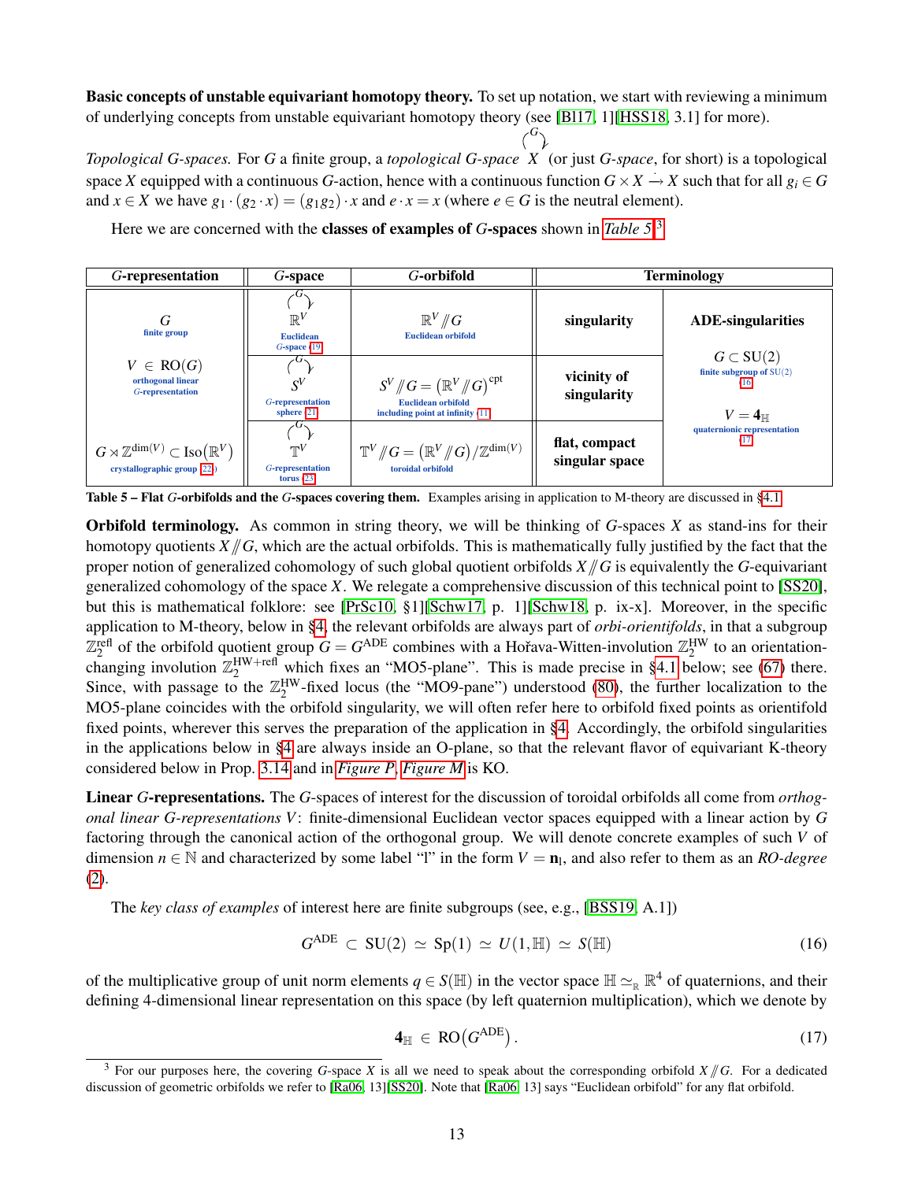**Basic concepts of unstable equivariant homotopy theory.** To set up notation, we start with reviewing a minimum of underlying concepts from unstable equivariant homotopy theory (see [Bl17, 1][HSS18, 3.1] for more).

*Topological G-spaces.* For $G$ a finite group, a *topological G-space* $\overset{G}{\curvearrowright} X$ (or just *G-space*, for short) is a topological space $X$ equipped with a continuous $G$-action, hence with a continuous function $G \times X \xrightarrow{\cdot} X$ such that for all $g_i \in G$ and $x \in X$ we have $g_1 \cdot (g_2 \cdot x) = (g_1 g_2) \cdot x$ and $e \cdot x = x$ (where $e \in G$ is the neutral element).

Here we are concerned with the **classes of examples of $G$-spaces** shown in *Table 5*.[3]

| $G$-representation | $G$-space | $G$-orbifold | Terminology | |
|---|---|---|---|---|
| $G$ finite group; $V \in \mathrm{RO}(G)$ orthogonal linear $G$-representation | $\overset{G}{\curvearrowright} \mathbb{R}^V$ Euclidean $G$-space (19) | $\mathbb{R}^V /\!\!/ G$ Euclidean orbifold | **singularity** | **ADE-singularities** $G \subset \mathrm{SU}(2)$ finite subgroup of $\mathrm{SU}(2)$ (16); $V = \mathbf{4}_{\mathbb{H}}$ quaternionic representation (17) |
| | $\overset{G}{\curvearrowright} S^V$ $G$-representation sphere (21) | $S^V /\!\!/ G = \big(\mathbb{R}^V /\!\!/ G\big)^{\mathrm{cpt}}$ Euclidean orbifold including point at infinity (11) | **vicinity of singularity** | |
| $G \rtimes \mathbb{Z}^{\dim(V)} \subset \mathrm{Iso}\big(\mathbb{R}^V\big)$ crystallographic group (22) | $\overset{G}{\curvearrowright} \mathbb{T}^V$ $G$-representation torus (23) | $\mathbb{T}^V /\!\!/ G = \big(\mathbb{R}^V /\!\!/ G\big) / \mathbb{Z}^{\dim(V)}$ toroidal orbifold | **flat, compact singular space** | |

**Table 5 – Flat $G$-orbifolds and the $G$-spaces covering them.** Examples arising in application to M-theory are discussed in §4.1.

**Orbifold terminology.** As common in string theory, we will be thinking of $G$-spaces $X$ as stand-ins for their homotopy quotients $X /\!\!/ G$, which are the actual orbifolds. This is mathematically fully justified by the fact that the proper notion of generalized cohomology of such global quotient orbifolds $X /\!\!/ G$ is equivalently the $G$-equivariant generalized cohomology of the space $X$. We relegate a comprehensive discussion of this technical point to [SS20], but this is mathematical folklore: see [PrSc10, §1][Schw17, p. 1][Schw18, p. ix-x]. Moreover, in the specific application to M-theory, below in §4, the relevant orbifolds are always part of *orbi-orientifolds*, in that a subgroup $\mathbb{Z}_2^{\mathrm{refl}}$ of the orbifold quotient group $G = G^{\mathrm{ADE}}$ combines with a Hořava-Witten-involution $\mathbb{Z}_2^{\mathrm{HW}}$ to an orientation-changing involution $\mathbb{Z}_2^{\mathrm{HW+refl}}$ which fixes an "MO5-plane". This is made precise in §4.1 below; see (67) there. Since, with passage to the $\mathbb{Z}_2^{\mathrm{HW}}$-fixed locus (the "MO9-pane") understood (80), the further localization to the MO5-plane coincides with the orbifold singularity, we will often refer here to orbifold fixed points as orientifold fixed points, wherever this serves the preparation of the application in §4. Accordingly, the orbifold singularities in the applications below in §4 are always inside an O-plane, so that the relevant flavor of equivariant K-theory considered below in Prop. 3.14 and in *Figure P*, *Figure M* is KO.

**Linear $G$-representations.** The $G$-spaces of interest for the discussion of toroidal orbifolds all come from *orthogonal linear $G$-representations $V$*: finite-dimensional Euclidean vector spaces equipped with a linear action by $G$ factoring through the canonical action of the orthogonal group. We will denote concrete examples of such $V$ of dimension $n \in \mathbb{N}$ and characterized by some label "l" in the form $V = \mathbf{n}_{\mathrm{l}}$, and also refer to them as an *RO-degree* (2).

The *key class of examples* of interest here are finite subgroups (see, e.g., [BSS19, A.1])

$$G^{\mathrm{ADE}} \subset \mathrm{SU}(2) \simeq \mathrm{Sp}(1) \simeq U(1,\mathbb{H}) \simeq S(\mathbb{H}) \tag{16}$$

of the multiplicative group of unit norm elements $q \in S(\mathbb{H})$ in the vector space $\mathbb{H} \simeq_{\mathbb{R}} \mathbb{R}^4$ of quaternions, and their defining 4-dimensional linear representation on this space (by left quaternion multiplication), which we denote by

$$\mathbf{4}_{\mathbb{H}} \in \mathrm{RO}\big(G^{\mathrm{ADE}}\big). \tag{17}$$

[3] For our purposes here, the covering $G$-space $X$ is all we need to speak about the corresponding orbifold $X /\!\!/ G$. For a dedicated discussion of geometric orbifolds we refer to [Ra06, 13][SS20]. Note that [Ra06, 13] says "Euclidean orbifold" for any flat orbifold.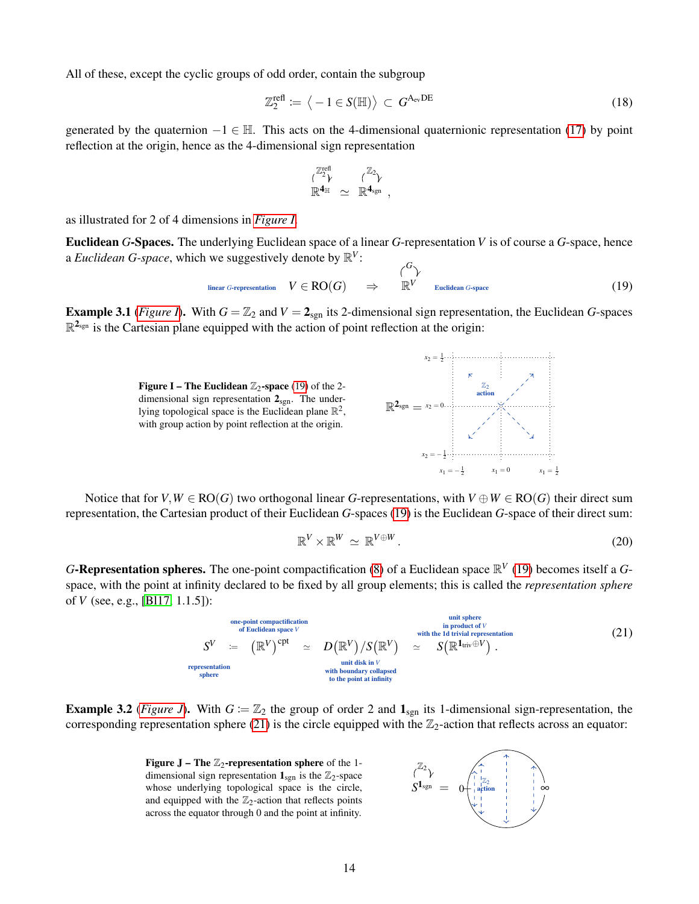All of these, except the cyclic groups of odd order, contain the subgroup

$$\mathbb{Z}_2^{\mathrm{refl}} := \big\langle -1 \in S(\mathbb{H}) \big\rangle \subset G^{\mathrm{A_{ev}DE}} \tag{18}$$

generated by the quaternion $-1 \in \mathbb{H}$. This acts on the 4-dimensional quaternionic representation (17) by point reflection at the origin, hence as the 4-dimensional sign representation

$$\overset{\mathbb{Z}_2^{\mathrm{refl}}}{\curvearrowright} \mathbb{R}^{\mathbf{4}_{\mathbb{H}}} \simeq \overset{\mathbb{Z}_2}{\curvearrowright} \mathbb{R}^{\mathbf{4}_{\mathrm{sgn}}},$$

as illustrated for 2 of 4 dimensions in *Figure I*.

**Euclidean $G$-Spaces.** The underlying Euclidean space of a linear $G$-representation $V$ is of course a $G$-space, hence a *Euclidean $G$-space*, which we suggestively denote by $\mathbb{R}^V$:

$$\underset{\text{linear } G\text{-representation}}{V \in \mathrm{RO}(G)} \quad \Rightarrow \quad \underset{\text{Euclidean } G\text{-space}}{\overset{G}{\curvearrowright} \mathbb{R}^V} \tag{19}$$

**Example 3.1** (*Figure I*). With $G = \mathbb{Z}_2$ and $V = \mathbf{2}_{\mathrm{sgn}}$ its 2-dimensional sign representation, the Euclidean $G$-spaces $\mathbb{R}^{\mathbf{2}_{\mathrm{sgn}}}$ is the Cartesian plane equipped with the action of point reflection at the origin:

**Figure I – The Euclidean $\mathbb{Z}_2$-space** (19) of the 2-dimensional sign representation $\mathbf{2}_{\mathrm{sgn}}$. The underlying topological space is the Euclidean plane $\mathbb{R}^2$, with group action by point reflection at the origin.

Notice that for $V, W \in \mathrm{RO}(G)$ two orthogonal linear $G$-representations, with $V \oplus W \in \mathrm{RO}(G)$ their direct sum representation, the Cartesian product of their Euclidean $G$-spaces (19) is the Euclidean $G$-space of their direct sum:

$$\mathbb{R}^V \times \mathbb{R}^W \simeq \mathbb{R}^{V \oplus W}. \tag{20}$$

***G*-Representation spheres.** The one-point compactification (8) of a Euclidean space $\mathbb{R}^V$ (19) becomes itself a $G$-space, with the point at infinity declared to be fixed by all group elements; this is called the *representation sphere* of $V$ (see, e.g., [B117, 1.1.5]):

$$\underset{\substack{\text{representation} \\ \text{sphere}}}{S^V} := \underset{\substack{\text{one-point compactification} \\ \text{of Euclidean space } V}}{\big(\mathbb{R}^V\big)^{\mathrm{cpt}}} \simeq \underset{\substack{\text{unit disk in } V \\ \text{with boundary collapsed} \\ \text{to the point at infinity}}}{D\big(\mathbb{R}^V\big)/S\big(\mathbb{R}^V\big)} \simeq \underset{\substack{\text{unit sphere} \\ \text{in product of } V \\ \text{with the 1d trivial representation}}}{S\big(\mathbb{R}^{\mathbf{1}_{\mathrm{triv}} \oplus V}\big)}. \tag{21}$$

**Example 3.2** (*Figure J*). With $G := \mathbb{Z}_2$ the group of order 2 and $\mathbf{1}_{\mathrm{sgn}}$ its 1-dimensional sign-representation, the corresponding representation sphere (21) is the circle equipped with the $\mathbb{Z}_2$-action that reflects across an equator:

**Figure J – The $\mathbb{Z}_2$-representation sphere** of the 1-dimensional sign representation $\mathbf{1}_{\mathrm{sgn}}$ is the $\mathbb{Z}_2$-space whose underlying topological space is the circle, and equipped with the $\mathbb{Z}_2$-action that reflects points across the equator through 0 and the point at infinity.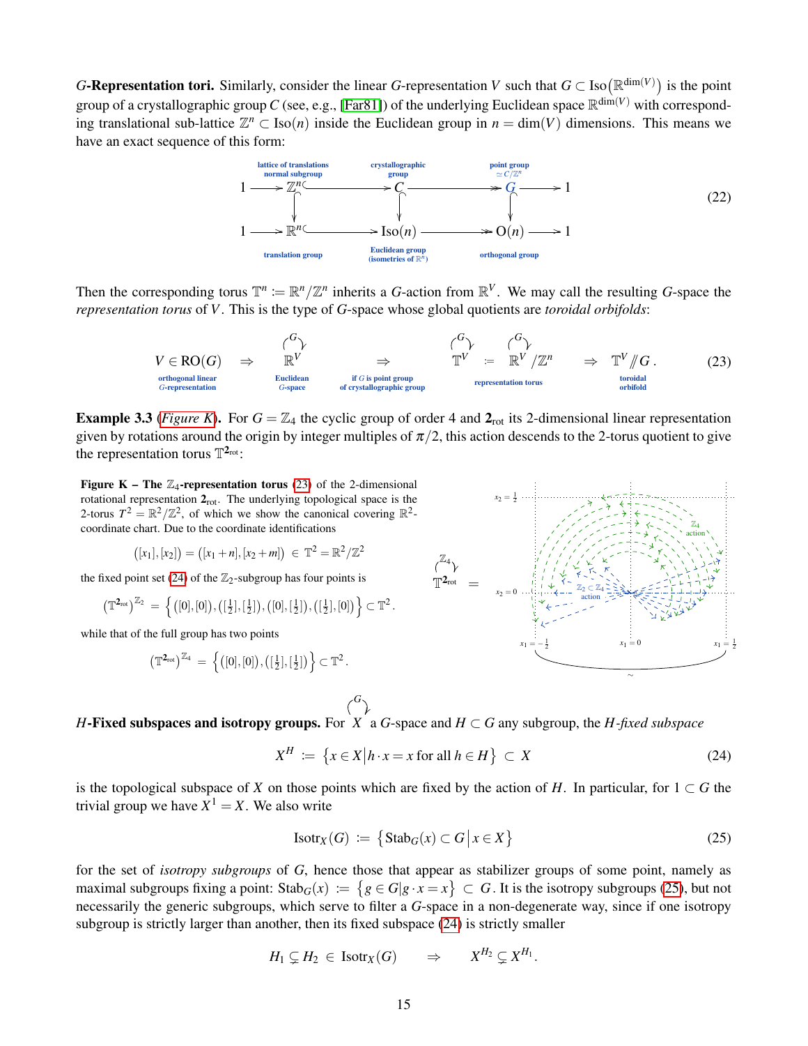**$G$-Representation tori.** Similarly, consider the linear $G$-representation $V$ such that $G \subset \mathrm{Iso}\big(\mathbb{R}^{\dim(V)}\big)$ is the point group of a crystallographic group $C$ (see, e.g., [Far81]) of the underlying Euclidean space $\mathbb{R}^{\dim(V)}$ with corresponding translational sub-lattice $\mathbb{Z}^n \subset \mathrm{Iso}(n)$ inside the Euclidean group in $n = \dim(V)$ dimensions. This means we have an exact sequence of this form:

$$
\begin{array}{ccccccccc}
 & & \underset{\text{normal subgroup}}{\overset{\text{lattice of translations}}{}} & & \overset{\text{crystallographic group}}{} & & \overset{\text{point group } \simeq C/\mathbb{Z}^n}{} & & \\
1 & \longrightarrow & \mathbb{Z}^n & \hookrightarrow & C & \twoheadrightarrow & G & \longrightarrow & 1 \\
 & & \downarrow & & \downarrow & & \downarrow & & \\
1 & \longrightarrow & \mathbb{R}^n & \hookrightarrow & \mathrm{Iso}(n) & \twoheadrightarrow & \mathrm{O}(n) & \longrightarrow & 1 \\
 & & \text{translation group} & & \underset{\text{(isometries of } \mathbb{R}^n)}{\text{Euclidean group}} & & \text{orthogonal group} & &
\end{array}
\tag{22}
$$

Then the corresponding torus $\mathbb{T}^n := \mathbb{R}^n/\mathbb{Z}^n$ inherits a $G$-action from $\mathbb{R}^V$. We may call the resulting $G$-space the *representation torus* of $V$. This is the type of $G$-space whose global quotients are *toroidal orbifolds*:

$$
\underset{\substack{\text{orthogonal linear}\\ G\text{-representation}}}{V \in \mathrm{RO}(G)} \;\;\Rightarrow\;\; \underset{\substack{\text{Euclidean}\\ G\text{-space}}}{G \circlearrowright \mathbb{R}^V} \;\;\underset{\substack{\text{if } G \text{ is point group}\\ \text{of crystallographic group}}}{\Rightarrow}\;\; \underset{\text{representation torus}}{G \circlearrowright \mathbb{T}^V \;:=\; G \circlearrowright \mathbb{R}^V/\mathbb{Z}^n} \;\;\Rightarrow\;\; \underset{\substack{\text{toroidal}\\ \text{orbifold}}}{\mathbb{T}^V /\!\!/ G}\,.
\tag{23}
$$

**Example 3.3** (*Figure K*)**.** For $G = \mathbb{Z}_4$ the cyclic group of order 4 and $\mathbf{2}_{\mathrm{rot}}$ its 2-dimensional linear representation given by rotations around the origin by integer multiples of $\pi/2$, this action descends to the 2-torus quotient to give the representation torus $\mathbb{T}^{\mathbf{2}_{\mathrm{rot}}}$:

**Figure K – The $\mathbb{Z}_4$-representation torus (23)** of the 2-dimensional rotational representation $\mathbf{2}_{\mathrm{rot}}$. The underlying topological space is the 2-torus $T^2 = \mathbb{R}^2/\mathbb{Z}^2$, of which we show the canonical covering $\mathbb{R}^2$-coordinate chart. Due to the coordinate identifications

$$
\big([x_1],[x_2]\big) = \big([x_1+n],[x_2+m]\big) \;\in\; \mathbb{T}^2 = \mathbb{R}^2/\mathbb{Z}^2
$$

the fixed point set (24) of the $\mathbb{Z}_2$-subgroup has four points is

$$
\big(\mathbb{T}^{\mathbf{2}_{\mathrm{rot}}}\big)^{\mathbb{Z}_2} \;=\; \Big\{ \big([0],[0]\big), \big([\tfrac{1}{2}],[\tfrac{1}{2}]\big), \big([0],[\tfrac{1}{2}]\big), \big([\tfrac{1}{2}],[0]\big) \Big\} \subset \mathbb{T}^2 .
$$

while that of the full group has two points

$$
\big(\mathbb{T}^{\mathbf{2}_{\mathrm{rot}}}\big)^{\mathbb{Z}_4} \;=\; \Big\{ \big([0],[0]\big), \big([\tfrac{1}{2}],[\tfrac{1}{2}]\big) \Big\} \subset \mathbb{T}^2 .
$$

**$H$-Fixed subspaces and isotropy groups.** For $G \circlearrowright X$ a $G$-space and $H \subset G$ any subgroup, the *$H$-fixed subspace*

$$
X^H \;:=\; \big\{ x \in X \,\big|\, h \cdot x = x \text{ for all } h \in H \big\} \;\subset\; X
\tag{24}
$$

is the topological subspace of $X$ on those points which are fixed by the action of $H$. In particular, for $1 \subset G$ the trivial group we have $X^1 = X$. We also write

$$
\mathrm{Isotr}_X(G) \;:=\; \big\{ \mathrm{Stab}_G(x) \subset G \,\big|\, x \in X \big\}
\tag{25}
$$

for the set of *isotropy subgroups* of $G$, hence those that appear as stabilizer groups of some point, namely as maximal subgroups fixing a point: $\mathrm{Stab}_G(x) := \big\{ g \in G \big| g \cdot x = x \big\} \subset G$. It is the isotropy subgroups (25), but not necessarily the generic subgroups, which serve to filter a $G$-space in a non-degenerate way, since if one isotropy subgroup is strictly larger than another, then its fixed subspace (24) is strictly smaller

$$
H_1 \subsetneq H_2 \;\in\; \mathrm{Isotr}_X(G) \qquad \Rightarrow \qquad X^{H_2} \subsetneq X^{H_1}.
$$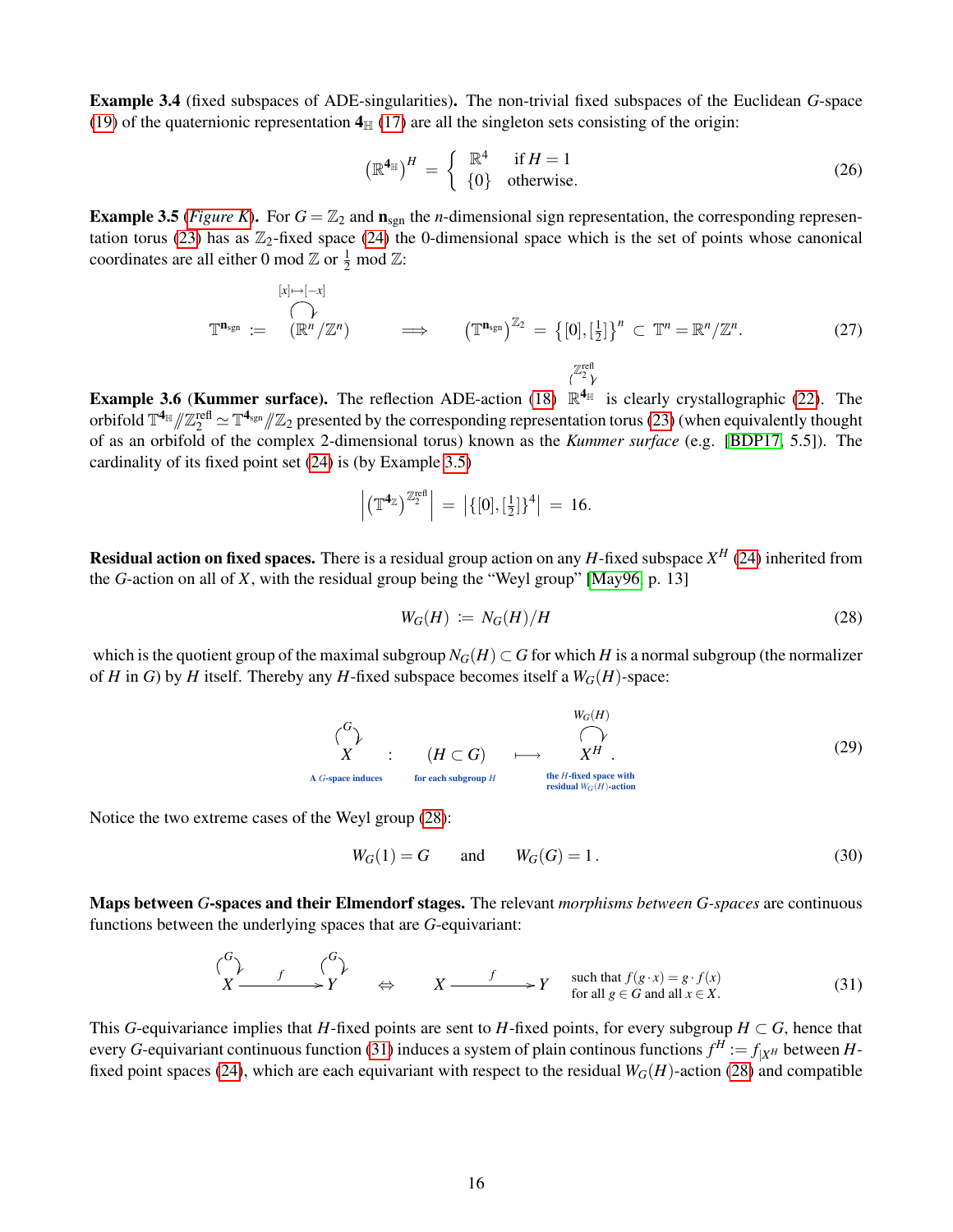**Example 3.4** (fixed subspaces of ADE-singularities)**.** The non-trivial fixed subspaces of the Euclidean $G$-space (19) of the quaternionic representation $\mathbf{4}_{\mathbb{H}}$ (17) are all the singleton sets consisting of the origin:

$$\left(\mathbb{R}^{\mathbf{4}_{\mathbb{H}}}\right)^H = \left\{ \begin{array}{ll} \mathbb{R}^4 & \text{if } H = 1 \\ \{0\} & \text{otherwise.} \end{array} \right. \tag{26}$$

**Example 3.5** (*Figure K*)**.** For $G = \mathbb{Z}_2$ and $\mathbf{n}_{\mathrm{sgn}}$ the $n$-dimensional sign representation, the corresponding representation torus (23) has as $\mathbb{Z}_2$-fixed space (24) the 0-dimensional space which is the set of points whose canonical coordinates are all either 0 mod $\mathbb{Z}$ or $\frac{1}{2}$ mod $\mathbb{Z}$:

$$\mathbb{T}^{\mathbf{n}_{\mathrm{sgn}}} := \overset{[x]\mapsto[-x]}{\circlearrowright}(\mathbb{R}^n/\mathbb{Z}^n) \qquad \Longrightarrow \qquad \left(\mathbb{T}^{\mathbf{n}_{\mathrm{sgn}}}\right)^{\mathbb{Z}_2} = \left\{[0],[\tfrac{1}{2}]\right\}^n \subset \mathbb{T}^n = \mathbb{R}^n/\mathbb{Z}^n. \tag{27}$$

**Example 3.6** (**Kummer surface**)**.** The reflection ADE-action (18) $\overset{\mathbb{Z}_2^{\mathrm{refl}}}{\circlearrowright}\mathbb{R}^{\mathbf{4}_{\mathbb{H}}}$ is clearly crystallographic (22). The orbifold $\mathbb{T}^{\mathbf{4}_{\mathbb{H}}} /\!\!/ \mathbb{Z}_2^{\mathrm{refl}} \simeq \mathbb{T}^{\mathbf{4}_{\mathrm{sgn}}} /\!\!/ \mathbb{Z}_2$ presented by the corresponding representation torus (23) (when equivalently thought of as an orbifold of the complex 2-dimensional torus) known as the *Kummer surface* (e.g. [BDP17, 5.5]). The cardinality of its fixed point set (24) is (by Example 3.5)

$$\left|\left(\mathbb{T}^{\mathbf{4}_{\mathbb{Z}}}\right)^{\mathbb{Z}_2^{\mathrm{refl}}}\right| = \left|\{[0],[\tfrac{1}{2}]\}^4\right| = 16.$$

**Residual action on fixed spaces.** There is a residual group action on any $H$-fixed subspace $X^H$ (24) inherited from the $G$-action on all of $X$, with the residual group being the "Weyl group" [May96, p. 13]

$$W_G(H) := N_G(H)/H \tag{28}$$

which is the quotient group of the maximal subgroup $N_G(H) \subset G$ for which $H$ is a normal subgroup (the normalizer of $H$ in $G$) by $H$ itself. Thereby any $H$-fixed subspace becomes itself a $W_G(H)$-space:

$$\underset{\text{A } G\text{-space induces}}{\overset{G}{\circlearrowright}X} \quad : \quad \underset{\text{for each subgroup } H}{(H \subset G)} \quad \longmapsto \quad \underset{\substack{\text{the } H\text{-fixed space with} \\ \text{residual } W_G(H)\text{-action}}}{\overset{W_G(H)}{\circlearrowright}X^H}. \tag{29}$$

Notice the two extreme cases of the Weyl group (28):

$$W_G(1) = G \qquad \text{and} \qquad W_G(G) = 1\,. \tag{30}$$

**Maps between $G$-spaces and their Elmendorf stages.** The relevant *morphisms between $G$-spaces* are continuous functions between the underlying spaces that are $G$-equivariant:

$$\overset{G}{\circlearrowright}X \xrightarrow{\;\;f\;\;} \overset{G}{\circlearrowright}Y \quad \Leftrightarrow \quad X \xrightarrow{\;\;f\;\;} Y \quad \begin{array}{l}\text{such that } f(g\cdot x) = g\cdot f(x) \\ \text{for all } g \in G \text{ and all } x \in X.\end{array} \tag{31}$$

This $G$-equivariance implies that $H$-fixed points are sent to $H$-fixed points, for every subgroup $H \subset G$, hence that every $G$-equivariant continuous function (31) induces a system of plain continous functions $f^H := f_{|X^H}$ between $H$-fixed point spaces (24), which are each equivariant with respect to the residual $W_G(H)$-action (28) and compatible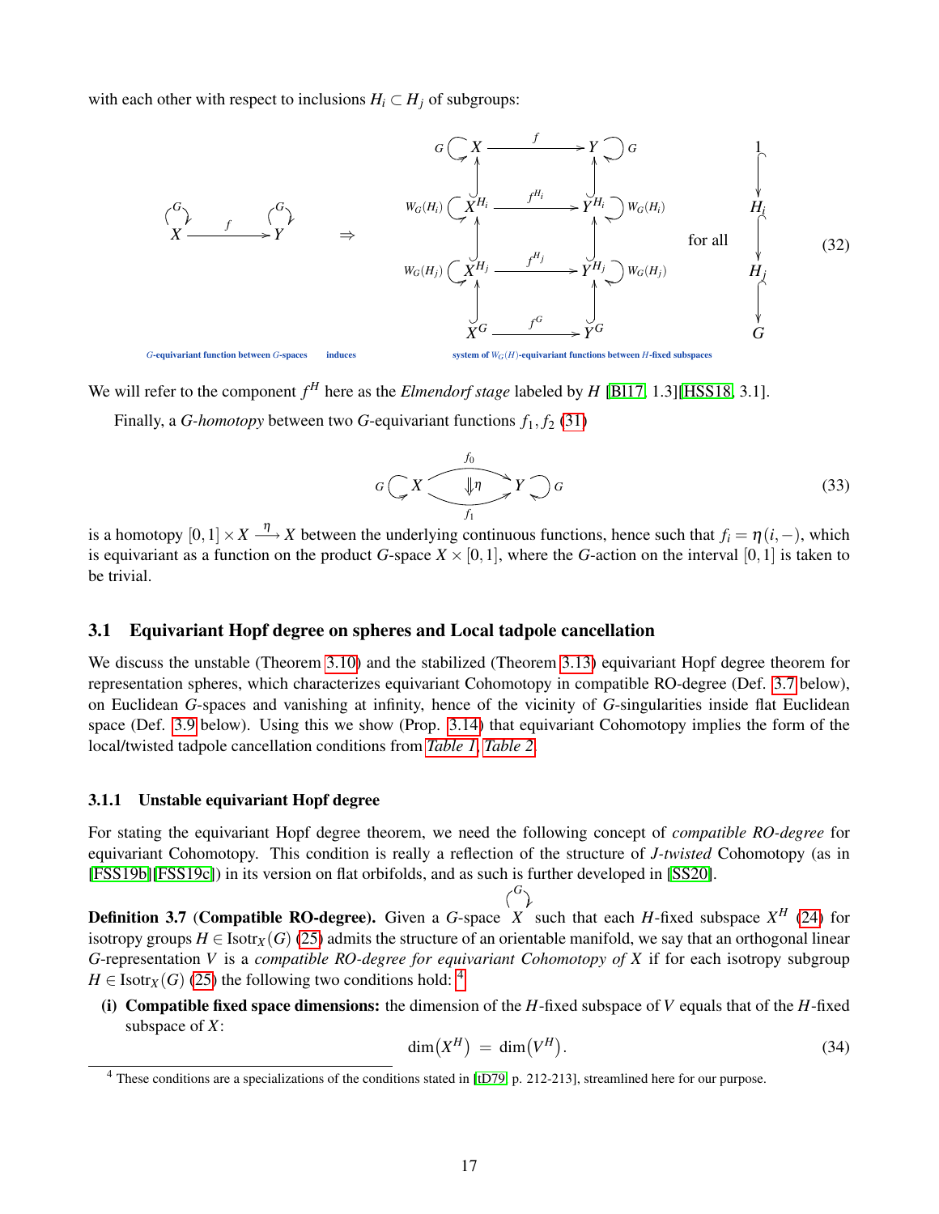with each other with respect to inclusions $H_i \subset H_j$ of subgroups:

$$
\begin{array}{ccc}
\overset{G}{\circlearrowright} & & \overset{G}{\circlearrowright} \\
X & \xrightarrow{\;\;f\;\;} & Y
\end{array}
\quad\Rightarrow\quad
\begin{array}{ccccc}
G \circlearrowright & X & \xrightarrow{\;\;f\;\;} & Y & \circlearrowleft G \\
& \uparrow & & \uparrow & \\
W_G(H_i) \circlearrowright & X^{H_i} & \xrightarrow{\;\;f^{H_i}\;\;} & Y^{H_i} & \circlearrowleft W_G(H_i) \\
& \uparrow & & \uparrow & \\
W_G(H_j) \circlearrowright & X^{H_j} & \xrightarrow{\;\;f^{H_j}\;\;} & Y^{H_j} & \circlearrowleft W_G(H_j) \\
& \uparrow & & \uparrow & \\
& X^G & \xrightarrow{\;\;f^{G}\;\;} & Y^G &
\end{array}
\quad \text{for all} \quad
\begin{array}{c}
1 \\ \downarrow \\ H_i \\ \downarrow \\ H_j \\ \downarrow \\ G
\end{array}
\tag{32}
$$

*G-equivariant function between G-spaces* induces *system of $W_G(H)$-equivariant functions between H-fixed subspaces*

We will refer to the component $f^H$ here as the *Elmendorf stage* labeled by $H$ [Bl17, 1.3][HSS18, 3.1].

Finally, a *G-homotopy* between two $G$-equivariant functions $f_1, f_2$ (31)

$$
G \circlearrowright X \underset{f_1}{\overset{f_0}{\Downarrow \eta}} Y \circlearrowleft G
\tag{33}
$$

is a homotopy $[0,1] \times X \xrightarrow{\eta} X$ between the underlying continuous functions, hence such that $f_i = \eta(i,-)$, which is equivariant as a function on the product $G$-space $X \times [0,1]$, where the $G$-action on the interval $[0,1]$ is taken to be trivial.

## 3.1 Equivariant Hopf degree on spheres and Local tadpole cancellation

We discuss the unstable (Theorem 3.10) and the stabilized (Theorem 3.13) equivariant Hopf degree theorem for representation spheres, which characterizes equivariant Cohomotopy in compatible RO-degree (Def. 3.7 below), on Euclidean $G$-spaces and vanishing at infinity, hence of the vicinity of $G$-singularities inside flat Euclidean space (Def. 3.9 below). Using this we show (Prop. 3.14) that equivariant Cohomotopy implies the form of the local/twisted tadpole cancellation conditions from *Table 1*, *Table 2*.

### 3.1.1 Unstable equivariant Hopf degree

For stating the equivariant Hopf degree theorem, we need the following concept of *compatible RO-degree* for equivariant Cohomotopy. This condition is really a reflection of the structure of *J-twisted* Cohomotopy (as in [FSS19b][FSS19c]) in its version on flat orbifolds, and as such is further developed in [SS20].

**Definition 3.7 (Compatible RO-degree).** Given a $G$-space $\overset{G}{\circlearrowright} X$ such that each $H$-fixed subspace $X^H$ (24) for isotropy groups $H \in \mathrm{Isotr}_X(G)$ (25) admits the structure of an orientable manifold, we say that an orthogonal linear $G$-representation $V$ is a *compatible RO-degree for equivariant Cohomotopy of $X$* if for each isotropy subgroup $H \in \mathrm{Isotr}_X(G)$ (25) the following two conditions hold: [4]

**(i) Compatible fixed space dimensions:** the dimension of the $H$-fixed subspace of $V$ equals that of the $H$-fixed subspace of $X$:

$$
\dim(X^H) = \dim(V^H).
\tag{34}
$$

[4] These conditions are a specializations of the conditions stated in [tD79, p. 212-213], streamlined here for our purpose.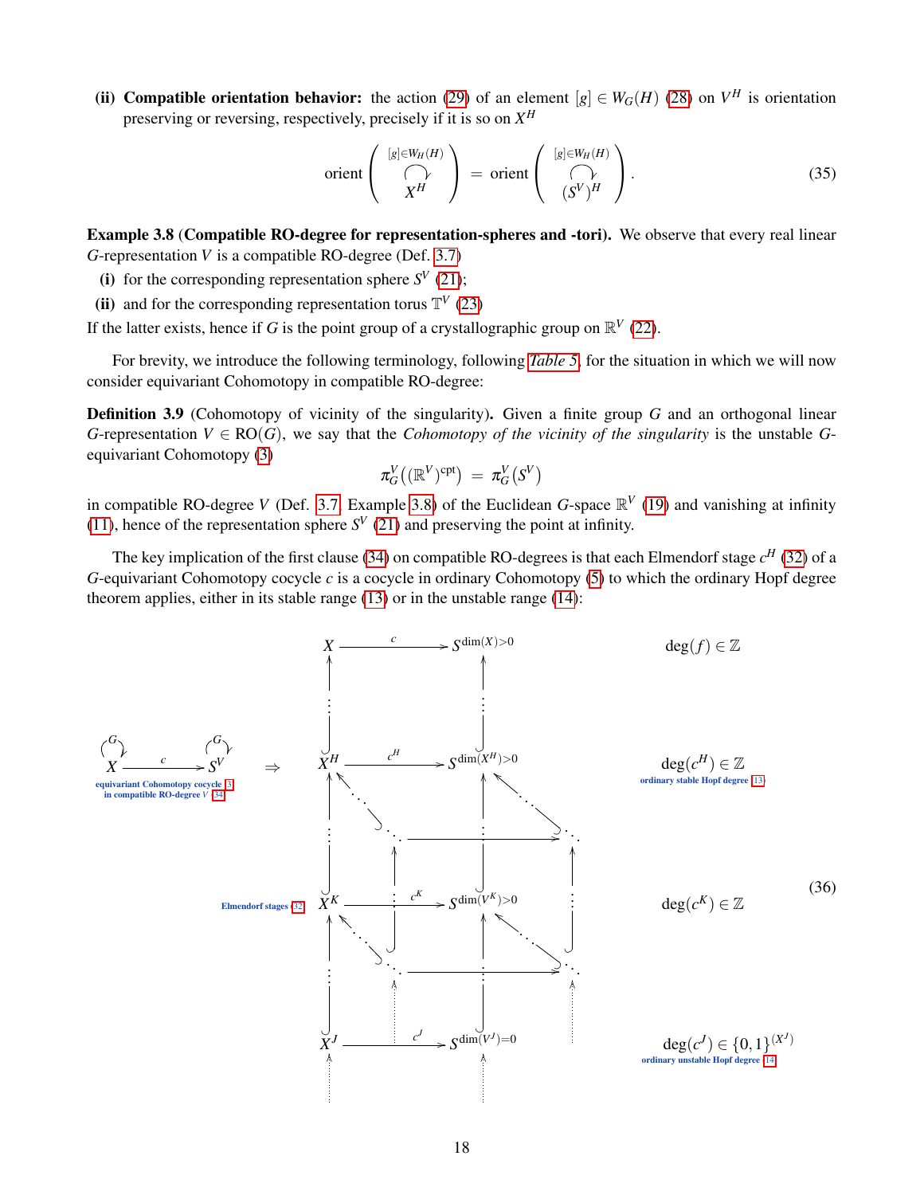**(ii) Compatible orientation behavior:** the action (29) of an element $[g] \in W_G(H)$ (28) on $V^H$ is orientation preserving or reversing, respectively, precisely if it is so on $X^H$

$$\mathrm{orient}\left( \overset{[g]\in W_H(H)}{\circlearrowright} X^H \right) \;=\; \mathrm{orient}\left( \overset{[g]\in W_H(H)}{\circlearrowright} (S^V)^H \right). \tag{35}$$

**Example 3.8** (**Compatible RO-degree for representation-spheres and -tori).** We observe that every real linear $G$-representation $V$ is a compatible RO-degree (Def. 3.7)

**(i)** for the corresponding representation sphere $S^V$ (21);

**(ii)** and for the corresponding representation torus $\mathbb{T}^V$ (23)

If the latter exists, hence if $G$ is the point group of a crystallographic group on $\mathbb{R}^V$ (22).

For brevity, we introduce the following terminology, following *Table 5*, for the situation in which we will now consider equivariant Cohomotopy in compatible RO-degree:

**Definition 3.9** (Cohomotopy of vicinity of the singularity)**.** Given a finite group $G$ and an orthogonal linear $G$-representation $V \in \mathrm{RO}(G)$, we say that the *Cohomotopy of the vicinity of the singularity* is the unstable $G$-equivariant Cohomotopy (3)

$$\pi^V_G\big((\mathbb{R}^V)^{\mathrm{cpt}}\big) \;=\; \pi^V_G\big(S^V\big)$$

in compatible RO-degree $V$ (Def. 3.7, Example 3.8) of the Euclidean $G$-space $\mathbb{R}^V$ (19) and vanishing at infinity (11), hence of the representation sphere $S^V$ (21) and preserving the point at infinity.

The key implication of the first clause (34) on compatible RO-degrees is that each Elmendorf stage $c^H$ (32) of a $G$-equivariant Cohomotopy cocycle $c$ is a cocycle in ordinary Cohomotopy (5) to which the ordinary Hopf degree theorem applies, either in its stable range (13) or in the unstable range (14):

$$
\begin{array}{ccccc}
 & X \xrightarrow{\;c\;} S^{\dim(X)>0} & & \deg(f)\in\mathbb{Z} & \\
 & \uparrow \qquad\qquad \uparrow & & & \\
\overset{G}{\circlearrowright}X \xrightarrow{\;c\;} \overset{G}{\circlearrowright}S^V \;\;\Rightarrow & X^H \xrightarrow{\;c^H\;} S^{\dim(X^H)>0} & & \deg(c^H)\in\mathbb{Z} & \\
\text{equivariant Cohomotopy cocycle (3) in compatible RO-degree } V \text{ (34)} & \uparrow \qquad\qquad \uparrow & & \text{ordinary stable Hopf degree (13)} & \\
\text{Elmendorf stages (32)} & X^K \xrightarrow{\;c^K\;} S^{\dim(V^K)>0} & & \deg(c^K)\in\mathbb{Z} & (36)\\
 & \uparrow \qquad\qquad \uparrow & & & \\
 & X^J \xrightarrow{\;c^J\;} S^{\dim(V^J)=0} & & \deg(c^J)\in\{0,1\}^{(X^J)} & \\
 & & & \text{ordinary unstable Hopf degree (14)} &
\end{array}
$$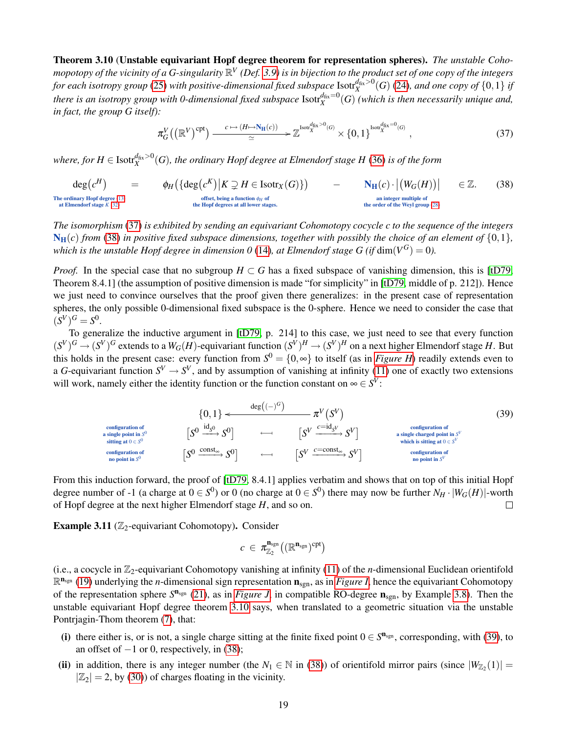**Theorem 3.10** (**Unstable equivariant Hopf degree theorem for representation spheres).** *The unstable Cohomopotopy of the vicinity of a G-singularity $\mathbb{R}^V$ (Def. 3.9) is in bijection to the product set of one copy of the integers for each isotropy group (25) with positive-dimensional fixed subspace $\mathrm{Isotr}_X^{d_{\mathrm{fix}}>0}(G)$ (24), and one copy of $\{0,1\}$ if there is an isotropy group with 0-dimensional fixed subspace $\mathrm{Isotr}_X^{d_{\mathrm{fix}}=0}(G)$ (which is then necessarily unique and, in fact, the group G itself):*

$$\pi^V_G\big((\mathbb{R}^V)^{\mathrm{cpt}}\big) \xrightarrow[\simeq]{c \mapsto (H \mapsto \mathbf{N_H}(c))} \mathbb{Z}^{\mathrm{Isotr}_X^{d_{\mathrm{fix}}>0}(G)} \times \{0,1\}^{\mathrm{Isotr}_X^{d_{\mathrm{fix}}=0}(G)}\,, \tag{37}$$

*where, for $H \in \mathrm{Isotr}_X^{d_{\mathrm{fix}}>0}(G)$, the ordinary Hopf degree at Elmendorf stage H (36) is of the form*

$$\underset{\substack{\text{The ordinary Hopf degree [13]}\\ \text{at Elmendorf stage } K \text{ [32]}}}{\deg\big(c^H\big)} \;=\; \underset{\substack{\text{offset, being a function } \phi_H \text{ of}\\ \text{the Hopf degrees at all lower stages.}}}{\phi_H\big(\{\deg(c^K)\,|\,K \supsetneq H \in \mathrm{Isotr}_X(G)\}\big)} \;-\; \underset{\substack{\text{an integer multiple of}\\ \text{the order of the Weyl group [28]}}}{\mathbf{N_H}(c)\cdot\big|\big(W_G(H)\big)\big|} \quad \in \mathbb{Z}. \tag{38}$$

*The isomorphism (37) is exhibited by sending an equivariant Cohomotopy cocycle c to the sequence of the integers $\mathbf{N_H}(c)$ from (38) in positive fixed subspace dimensions, together with possibly the choice of an element of $\{0,1\}$, which is the unstable Hopf degree in dimension 0 (14), at Elmendorf stage G (if $\dim(V^G) = 0$).*

*Proof.* In the special case that no subgroup $H \subset G$ has a fixed subspace of vanishing dimension, this is [tD79, Theorem 8.4.1] (the assumption of positive dimension is made "for simplicity" in [tD79, middle of p. 212]). Hence we just need to convince ourselves that the proof given there generalizes: in the present case of representation spheres, the only possible 0-dimensional fixed subspace is the 0-sphere. Hence we need to consider the case that $(S^V)^G = S^0$.

To generalize the inductive argument in [tD79, p. 214] to this case, we just need to see that every function $(S^V)^G \to (S^V)^G$ extends to a $W_G(H)$-equivariant function $(S^V)^H \to (S^V)^H$ on a next higher Elmendorf stage $H$. But this holds in the present case: every function from $S^0 = \{0,\infty\}$ to itself (as in *Figure H*) readily extends even to a $G$-equivariant function $S^V \to S^V$, and by assumption of vanishing at infinity (11) one of exactly two extensions will work, namely either the identity function or the function constant on $\infty \in S^V$:

$$\begin{array}{cccc}
 & \{0,1\} & \xleftarrow{\;\deg((-)^G)\;} & \pi^V\big(S^V\big) & \\
\substack{\text{configuration of}\\ \text{a single point in } S^0\\ \text{sitting at } 0 \in S^0} & \big[S^0 \xrightarrow{\mathrm{id}_{S^0}} S^0\big] & \longleftrightarrow & \big[S^V \xrightarrow{c=\mathrm{id}_{S^V}} S^V\big] & \substack{\text{configuration of}\\ \text{a single charged point in } S^V\\ \text{which is sitting at } 0 \in S^V} \\
\substack{\text{configuration of}\\ \text{no point in } S^0} & \big[S^0 \xrightarrow{\mathrm{const}_\infty} S^0\big] & \longleftrightarrow & \big[S^V \xrightarrow{c=\mathrm{const}_\infty} S^V\big] & \substack{\text{configuration of}\\ \text{no point in } S^V}
\end{array} \tag{39}$$

From this induction forward, the proof of [tD79, 8.4.1] applies verbatim and shows that on top of this initial Hopf degree number of -1 (a charge at $0 \in S^0$) or 0 (no charge at $0 \in S^0$) there may now be further $N_H \cdot |W_G(H)|$-worth of Hopf degree at the next higher Elmendorf stage $H$, and so on. ◻

**Example 3.11** ($\mathbb{Z}_2$-equivariant Cohomotopy)**.** Consider

$$c \in \pi^{\mathbf{n}_{\mathrm{sgn}}}_{\mathbb{Z}_2}\big((\mathbb{R}^{\mathbf{n}_{\mathrm{sgn}}})^{\mathrm{cpt}}\big)$$

(i.e., a cocycle in $\mathbb{Z}_2$-equivariant Cohomotopy vanishing at infinity (11) of the $n$-dimensional Euclidean orientifold $\mathbb{R}^{\mathbf{n}_{\mathrm{sgn}}}$ (19) underlying the $n$-dimensional sign representation $\mathbf{n}_{\mathrm{sgn}}$, as in *Figure I*, hence the equivariant Cohomotopy of the representation sphere $S^{\mathbf{n}_{\mathrm{sgn}}}$ (21), as in *Figure J*, in compatible RO-degree $\mathbf{n}_{\mathrm{sgn}}$, by Example 3.8). Then the unstable equivariant Hopf degree theorem 3.10 says, when translated to a geometric situation via the unstable Pontrjagin-Thom theorem (7), that:

**(i)** there either is, or is not, a single charge sitting at the finite fixed point $0 \in S^{\mathbf{n}_{\mathrm{sgn}}}$, corresponding, with (39), to an offset of $-1$ or 0, respectively, in (38);

**(ii)** in addition, there is any integer number (the $N_1 \in \mathbb{N}$ in (38)) of orientifold mirror pairs (since $|W_{\mathbb{Z}_2}(1)| = |\mathbb{Z}_2| = 2$, by (30)) of charges floating in the vicinity.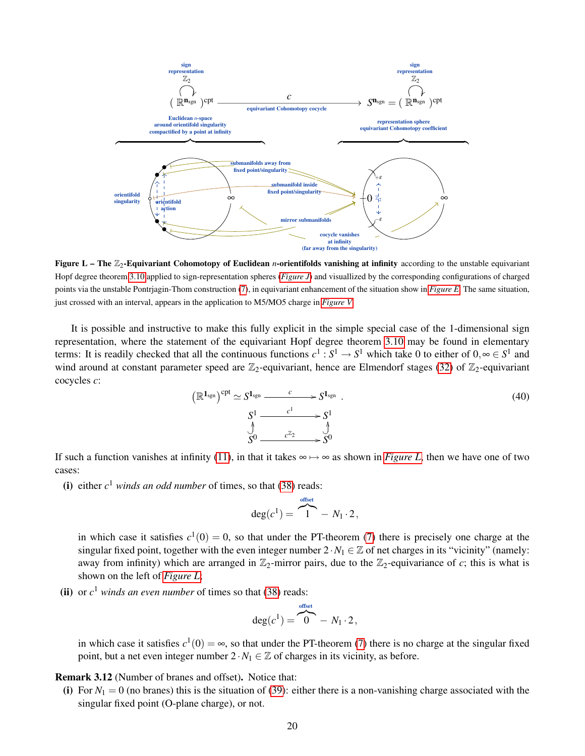**Figure L – The $\mathbb{Z}_2$-Equivariant Cohomotopy of Euclidean $n$-orientifolds vanishing at infinity** according to the unstable equivariant Hopf degree theorem 3.10 applied to sign-representation spheres (*Figure J*) and visualized by the corresponding configurations of charged points via the unstable Pontrjagin-Thom construction (7), in equivariant enhancement of the situation show in *Figure E*. The same situation, just crossed with an interval, appears in the application to M5/MO5 charge in *Figure V*.

It is possible and instructive to make this fully explicit in the simple special case of the 1-dimensional sign representation, where the statement of the equivariant Hopf degree theorem 3.10 may be found in elementary terms: It is readily checked that all the continuous functions $c^1 : S^1 \to S^1$ which take 0 to either of $0, \infty \in S^1$ and wind around at constant parameter speed are $\mathbb{Z}_2$-equivariant, hence are Elmendorf stages (32) of $\mathbb{Z}_2$-equivariant cocycles $c$:

$$
\begin{array}{ccc}
\left(\mathbb{R}^{\mathbf{1}_{\mathrm{sgn}}}\right)^{\mathrm{cpt}} \simeq S^{\mathbf{1}_{\mathrm{sgn}}} & \xrightarrow{\;\;c\;\;} & S^{\mathbf{1}_{\mathrm{sgn}}} \\
S^1 & \xrightarrow{\;\;c^1\;\;} & S^1 \\
\uparrow & & \uparrow \\
S^0 & \xrightarrow{\;\;c^{\mathbb{Z}_2}\;\;} & S^0
\end{array}
\qquad (40)
$$

If such a function vanishes at infinity (11), in that it takes $\infty \mapsto \infty$ as shown in *Figure L*, then we have one of two cases:

**(i)** either $c^1$ *winds an odd number* of times, so that (38) reads:

$$
\deg(c^1) = \overbrace{1}^{\text{offset}} - N_1 \cdot 2,
$$

in which case it satisfies $c^1(0) = 0$, so that under the PT-theorem (7) there is precisely one charge at the singular fixed point, together with the even integer number $2 \cdot N_1 \in \mathbb{Z}$ of net charges in its "vicinity" (namely: away from infinity) which are arranged in $\mathbb{Z}_2$-mirror pairs, due to the $\mathbb{Z}_2$-equivariance of $c$; this is what is shown on the left of *Figure L*.

**(ii)** or $c^1$ *winds an even number* of times so that (38) reads:

$$
\deg(c^1) = \overbrace{0}^{\text{offset}} - N_1 \cdot 2,
$$

in which case it satisfies $c^1(0) = \infty$, so that under the PT-theorem (7) there is no charge at the singular fixed point, but a net even integer number $2 \cdot N_1 \in \mathbb{Z}$ of charges in its vicinity, as before.

**Remark 3.12** (Number of branes and offset)**.** Notice that:

**(i)** For $N_1 = 0$ (no branes) this is the situation of (39): either there is a non-vanishing charge associated with the singular fixed point (O-plane charge), or not.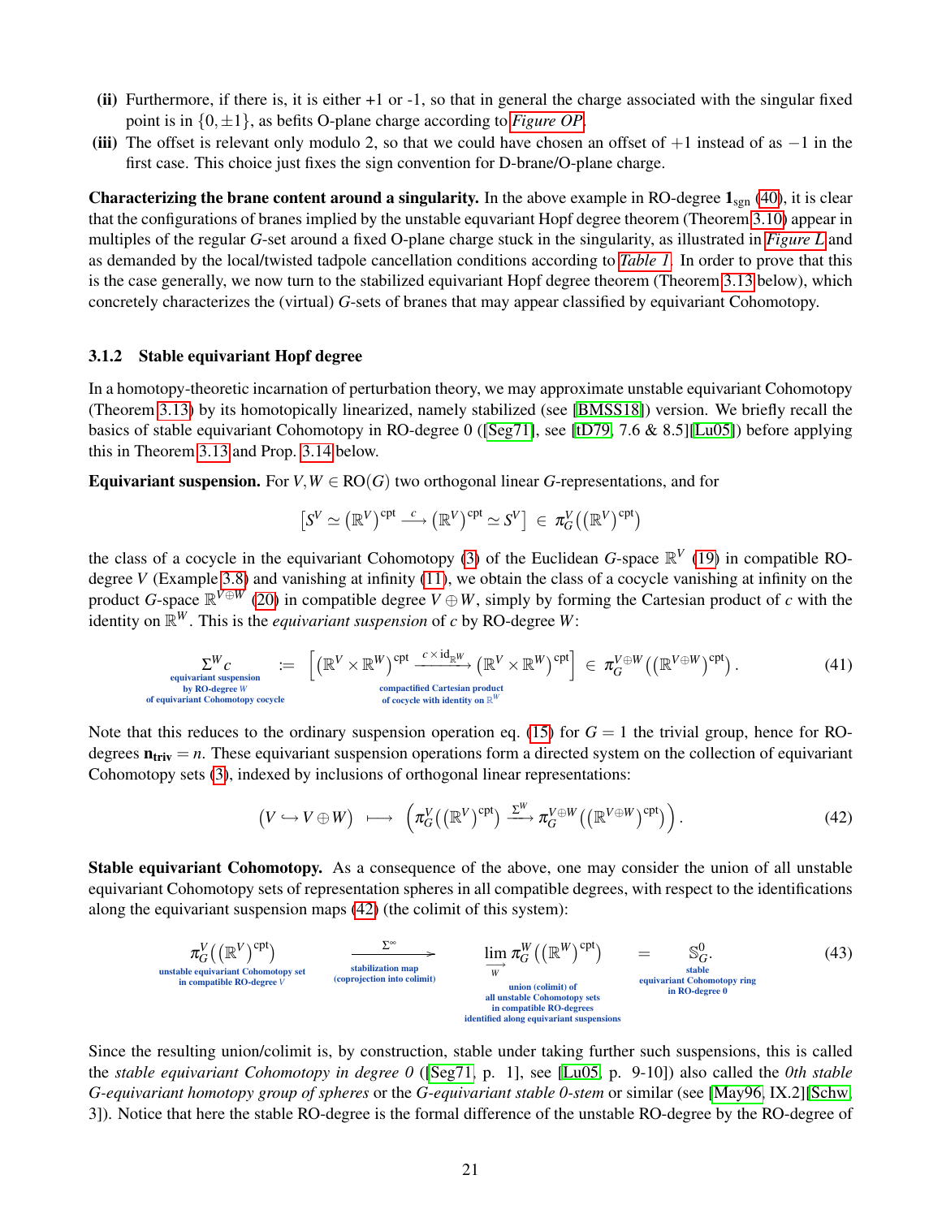**(ii)** Furthermore, if there is, it is either +1 or -1, so that in general the charge associated with the singular fixed point is in $\{0, \pm 1\}$, as befits O-plane charge according to *Figure OP*.

**(iii)** The offset is relevant only modulo 2, so that we could have chosen an offset of $+1$ instead of as $-1$ in the first case. This choice just fixes the sign convention for D-brane/O-plane charge.

**Characterizing the brane content around a singularity.** In the above example in RO-degree $\mathbf{1}_{\mathrm{sgn}}$ (40), it is clear that the configurations of branes implied by the unstable equivariant Hopf degree theorem (Theorem 3.10) appear in multiples of the regular $G$-set around a fixed O-plane charge stuck in the singularity, as illustrated in *Figure L* and as demanded by the local/twisted tadpole cancellation conditions according to *Table 1*. In order to prove that this is the case generally, we now turn to the stabilized equivariant Hopf degree theorem (Theorem 3.13 below), which concretely characterizes the (virtual) $G$-sets of branes that may appear classified by equivariant Cohomotopy.

### 3.1.2 Stable equivariant Hopf degree

In a homotopy-theoretic incarnation of perturbation theory, we may approximate unstable equivariant Cohomotopy (Theorem 3.13) by its homotopically linearized, namely stabilized (see [BMSS18]) version. We briefly recall the basics of stable equivariant Cohomotopy in RO-degree 0 ([Seg71], see [tD79, 7.6 & 8.5][Lu05]) before applying this in Theorem 3.13 and Prop. 3.14 below.

**Equivariant suspension.** For $V, W \in \mathrm{RO}(G)$ two orthogonal linear $G$-representations, and for

$$\left[S^V \simeq (\mathbb{R}^V)^{\mathrm{cpt}} \xrightarrow{\;c\;} (\mathbb{R}^V)^{\mathrm{cpt}} \simeq S^V\right] \;\in\; \pi^V_G\big((\mathbb{R}^V)^{\mathrm{cpt}}\big)$$

the class of a cocycle in the equivariant Cohomotopy (3) of the Euclidean $G$-space $\mathbb{R}^V$ (19) in compatible RO-degree $V$ (Example 3.8) and vanishing at infinity (11), we obtain the class of a cocycle vanishing at infinity on the product $G$-space $\mathbb{R}^{V\oplus W}$ (20) in compatible degree $V \oplus W$, simply by forming the Cartesian product of $c$ with the identity on $\mathbb{R}^W$. This is the *equivariant suspension* of $c$ by RO-degree $W$:

$$\underset{\substack{\text{equivariant suspension}\\ \text{by RO-degree } W\\ \text{of equivariant Cohomotopy cocycle}}}{\Sigma^W c} \;:=\; \Big[\underset{\substack{\text{compactified Cartesian product}\\ \text{of cocycle with identity on } \mathbb{R}^W}}{(\mathbb{R}^V \times \mathbb{R}^W)^{\mathrm{cpt}} \xrightarrow{\;c \times \mathrm{id}_{\mathbb{R}^W}\;} (\mathbb{R}^V \times \mathbb{R}^W)^{\mathrm{cpt}}}\Big] \;\in\; \pi^{V\oplus W}_G\big((\mathbb{R}^{V\oplus W})^{\mathrm{cpt}}\big). \tag{41}$$

Note that this reduces to the ordinary suspension operation eq. (15) for $G = 1$ the trivial group, hence for RO-degrees $\mathbf{n}_{\mathrm{triv}} = n$. These equivariant suspension operations form a directed system on the collection of equivariant Cohomotopy sets (3), indexed by inclusions of orthogonal linear representations:

$$\big(V \hookrightarrow V \oplus W\big) \;\longmapsto\; \Big(\pi^V_G\big((\mathbb{R}^V)^{\mathrm{cpt}}\big) \xrightarrow{\;\Sigma^W\;} \pi^{V\oplus W}_G\big((\mathbb{R}^{V\oplus W})^{\mathrm{cpt}}\big)\Big). \tag{42}$$

**Stable equivariant Cohomotopy.** As a consequence of the above, one may consider the union of all unstable equivariant Cohomotopy sets of representation spheres in all compatible degrees, with respect to the identifications along the equivariant suspension maps (42) (the colimit of this system):

$$\underset{\substack{\text{unstable equivariant Cohomotopy set}\\ \text{in compatible RO-degree } V}}{\pi^V_G\big((\mathbb{R}^V)^{\mathrm{cpt}}\big)} \;\underset{\substack{\text{stabilization map}\\ \text{(coprojection into colimit)}}}{\xrightarrow{\;\Sigma^\infty\;}}\; \underset{\substack{\text{union (colimit) of}\\ \text{all unstable Cohomotopy sets}\\ \text{in compatible RO-degrees}\\ \text{identified along equivariant suspensions}}}{\underset{\underset{W}{\longrightarrow}}{\lim}\, \pi^W_G\big((\mathbb{R}^W)^{\mathrm{cpt}}\big)} \;=\; \underset{\substack{\text{stable}\\ \text{equivariant Cohomotopy ring}\\ \text{in RO-degree 0}}}{\mathbb{S}^0_G}. \tag{43}$$

Since the resulting union/colimit is, by construction, stable under taking further such suspensions, this is called the *stable equivariant Cohomotopy in degree 0* ([Seg71, p. 1], see [Lu05, p. 9-10]) also called the *0th stable G-equivariant homotopy group of spheres* or the *G-equivariant stable 0-stem* or similar (see [May96, IX.2][Schw, 3]). Notice that here the stable RO-degree is the formal difference of the unstable RO-degree by the RO-degree of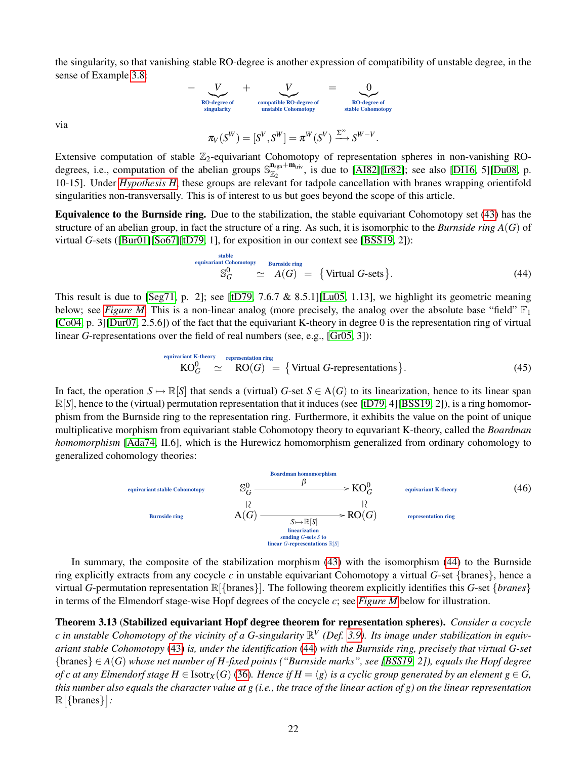the singularity, so that vanishing stable RO-degree is another expression of compatibility of unstable degree, in the sense of Example 3.8:

$$- \underbrace{V}_{\text{RO-degree of singularity}} + \underbrace{V}_{\text{compatible RO-degree of unstable Cohomotopy}} = \underbrace{0}_{\text{RO-degree of stable Cohomotopy}}$$

via

$$\pi_V(S^W) = [S^V, S^W] = \pi^W(S^V) \xrightarrow{\Sigma^\infty} S^{W-V}.$$

Extensive computation of stable $\mathbb{Z}_2$-equivariant Cohomotopy of representation spheres in non-vanishing RO-degrees, i.e., computation of the abelian groups $\mathbb{S}_{\mathbb{Z}_2}^{\mathbf{n}_{\text{sgn}}+\mathbf{m}_{\text{triv}}}$, is due to [AI82][Ir82]; see also [DI16, 5][Du08, p. 10-15]. Under *Hypothesis H*, these groups are relevant for tadpole cancellation with branes wrapping orientifold singularities non-transversally. This is of interest to us but goes beyond the scope of this article.

**Equivalence to the Burnside ring.** Due to the stabilization, the stable equivariant Cohomotopy set (43) has the structure of an abelian group, in fact the structure of a ring. As such, it is isomorphic to the *Burnside ring* $A(G)$ of virtual $G$-sets ([Bur01][So67][tD79, 1], for exposition in our context see [BSS19, 2]):

$$\underset{\text{stable equivariant Cohomotopy}}{\mathbb{S}_G^0} \simeq \underset{\text{Burnside ring}}{A(G)} = \{\text{Virtual } G\text{-sets}\}. \tag{44}$$

This result is due to [Seg71, p. 2]; see [tD79, 7.6.7 & 8.5.1][Lu05, 1.13], we highlight its geometric meaning below; see *Figure M*. This is a non-linear analog (more precisely, the analog over the absolute base "field" $\mathbb{F}_1$ [Co04, p. 3][Dur07, 2.5.6]) of the fact that the equivariant K-theory in degree 0 is the representation ring of virtual linear $G$-representations over the field of real numbers (see, e.g., [Gr05, 3]):

$$\underset{\text{equivariant K-theory}}{\mathrm{KO}_G^0} \simeq \underset{\text{representation ring}}{\mathrm{RO}(G)} = \{\text{Virtual } G\text{-representations}\}. \tag{45}$$

In fact, the operation $S \mapsto \mathbb{R}[S]$ that sends a (virtual) $G$-set $S \in \mathrm{A}(G)$ to its linearization, hence to its linear span $\mathbb{R}[S]$, hence to the (virtual) permutation representation that it induces (see [tD79, 4][BSS19, 2]), is a ring homomorphism from the Burnside ring to the representation ring. Furthermore, it exhibits the value on the point of unique multiplicative morphism from equivariant stable Cohomotopy theory to equvariant K-theory, called the *Boardman homomorphism* [Ada74, II.6], which is the Hurewicz homomorphism generalized from ordinary cohomology to generalized cohomology theories:

$$\begin{array}{ccccc}
\text{equivariant stable Cohomotopy} & \mathbb{S}_G^0 & \xrightarrow[\text{Boardman homomorphism}]{\beta} & \mathrm{KO}_G^0 & \text{equivariant K-theory} \\
& \wr\| & & \wr\| & \\
\text{Burnside ring} & \mathrm{A}(G) & \xrightarrow[\substack{\text{linearization} \\ \text{sending } G\text{-sets } S \text{ to} \\ \text{linear } G\text{-representations } \mathbb{R}[S]}]{S \mapsto \mathbb{R}[S]} & \mathrm{RO}(G) & \text{representation ring}
\end{array} \tag{46}$$

In summary, the composite of the stabilization morphism (43) with the isomorphism (44) to the Burnside ring explicitly extracts from any cocycle $c$ in unstable equivariant Cohomotopy a virtual $G$-set $\{\text{branes}\}$, hence a virtual $G$-permutation representation $\mathbb{R}[\{\text{branes}\}]$. The following theorem explicitly identifies this $G$-set $\{branes\}$ in terms of the Elmendorf stage-wise Hopf degrees of the cocycle $c$; see *Figure M* below for illustration.

**Theorem 3.13** (**Stabilized equivariant Hopf degree theorem for representation spheres**). *Consider a cocycle $c$ in unstable Cohomotopy of the vicinity of a $G$-singularity $\mathbb{R}^V$ (Def. 3.9). Its image under stabilization in equivariant stable Cohomotopy (43) is, under the identification (44) with the Burnside ring, precisely that virtual $G$-set $\{\text{branes}\} \in A(G)$ whose net number of $H$-fixed points ("Burnside marks", see [BSS19, 2]), equals the Hopf degree of $c$ at any Elmendorf stage $H \in \mathrm{Isotr}_X(G)$ (36). Hence if $H = \langle g \rangle$ is a cyclic group generated by an element $g \in G$, this number also equals the character value at $g$ (i.e., the trace of the linear action of $g$) on the linear representation $\mathbb{R}\big[\{\text{branes}\}\big]$:*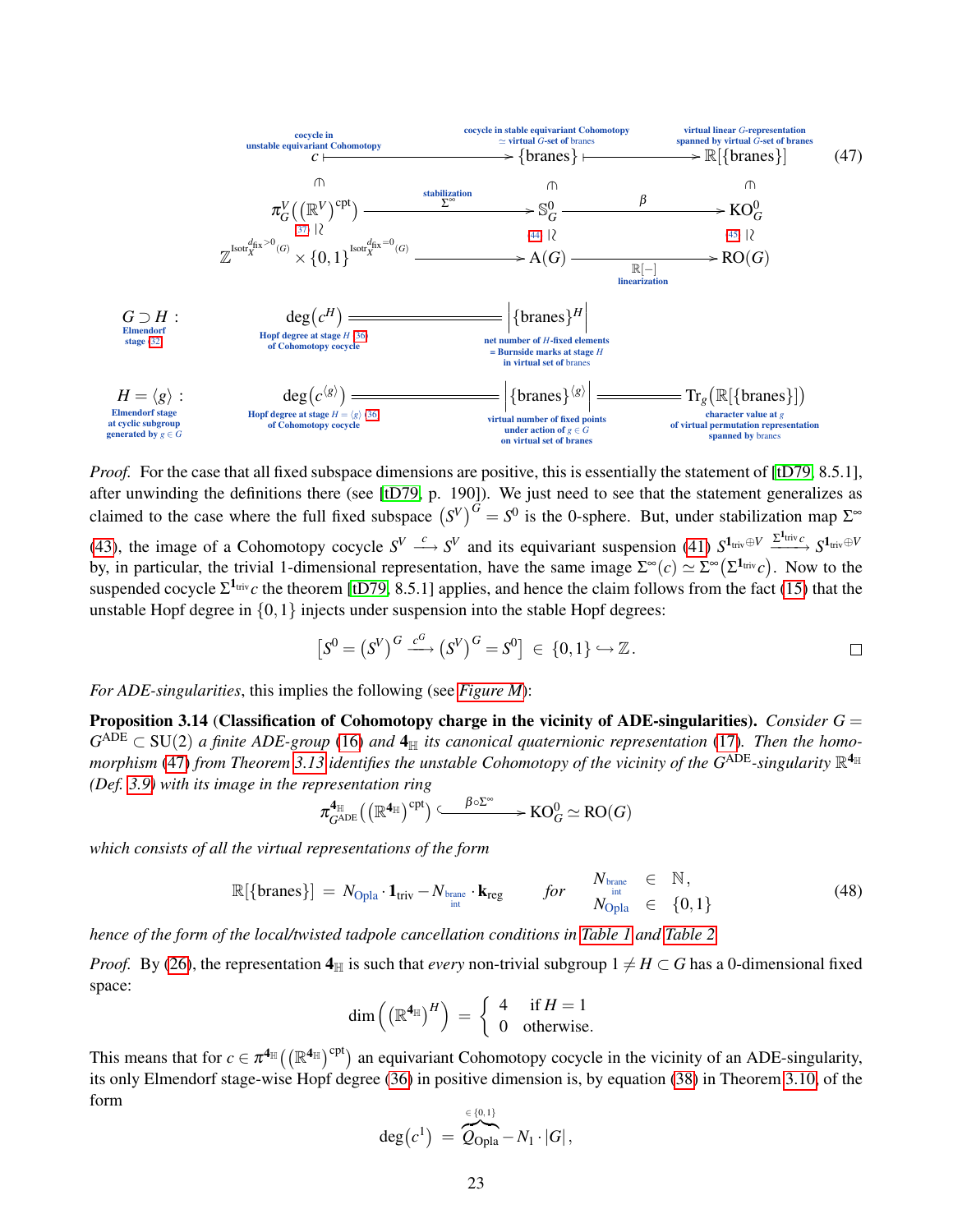$$
\begin{array}{ccccc}
\underset{\text{cocycle in unstable equivariant Cohomotopy}}{c} & \longmapsto & \underset{\substack{\text{cocycle in stable equivariant Cohomotopy} \\ \simeq \text{ virtual } G\text{-set of branes}}}{\{\text{branes}\}} & \longmapsto & \underset{\substack{\text{virtual linear } G\text{-representation} \\ \text{spanned by virtual } G\text{-set of branes}}}{\mathbb{R}[\{\text{branes}\}]} \\
\pitchfork & & \pitchfork & & \pitchfork \\
\pi_G^V\big((\mathbb{R}^V)^{\text{cpt}}\big) & \xrightarrow[\Sigma^\infty]{\text{stabilization}} & \mathbb{S}_G^0 & \xrightarrow{\beta} & \text{KO}_G^0 \\
\wr\wr \, (37) & & \wr\wr \, (44) & & \wr\wr \, (45) \\
\mathbb{Z}^{\text{Isotr}_X^{d_{\text{fix}}>0}(G)} \times \{0,1\}^{\text{Isotr}_X^{d_{\text{fix}}=0}(G)} & \longrightarrow & \text{A}(G) & \xrightarrow[\text{linearization}]{\mathbb{R}[-]} & \text{RO}(G)
\end{array}
\qquad (47)
$$

$$
\begin{array}{llll}
\underset{\text{Elmendorf stage (32)}}{G \supset H :} & \underset{\substack{\text{Hopf degree at stage } H \text{ (36)} \\ \text{of Cohomotopy cocycle}}}{\deg\big(c^H\big)} = & \underset{\substack{\text{net number of } H\text{-fixed elements} \\ = \text{Burnside marks at stage } H \\ \text{in virtual set of branes}}}{\Big|\{\text{branes}\}^H\Big|} & \\
\underset{\substack{\text{Elmendorf stage} \\ \text{at cyclic subgroup} \\ \text{generated by } g \in G}}{H = \langle g \rangle :} & \underset{\substack{\text{Hopf degree at stage } H = \langle g \rangle \text{ (36)} \\ \text{of Cohomotopy cocycle}}}{\deg\big(c^{\langle g \rangle}\big)} = & \underset{\substack{\text{virtual number of fixed points} \\ \text{under action of } g \in G \\ \text{on virtual set of branes}}}{\Big|\{\text{branes}\}^{\langle g \rangle}\Big|} = & \underset{\substack{\text{character value at } g \\ \text{of virtual permutation representation} \\ \text{spanned by branes}}}{\text{Tr}_g\big(\mathbb{R}[\{\text{branes}\}]\big)}
\end{array}
$$

*Proof.* For the case that all fixed subspace dimensions are positive, this is essentially the statement of [tD79, 8.5.1], after unwinding the definitions there (see [tD79, p. 190]). We just need to see that the statement generalizes as claimed to the case where the full fixed subspace $(S^V)^G = S^0$ is the 0-sphere. But, under stabilization map $\Sigma^\infty$ (43), the image of a Cohomotopy cocycle $S^V \xrightarrow{c} S^V$ and its equivariant suspension (41) $S^{\mathbf{1}_{\text{triv}} \oplus V} \xrightarrow{\Sigma^{\mathbf{1}_{\text{triv}}} c} S^{\mathbf{1}_{\text{triv}} \oplus V}$ by, in particular, the trivial 1-dimensional representation, have the same image $\Sigma^\infty(c) \simeq \Sigma^\infty\big(\Sigma^{\mathbf{1}_{\text{triv}}} c\big)$. Now to the suspended cocycle $\Sigma^{\mathbf{1}_{\text{triv}}} c$ the theorem [tD79, 8.5.1] applies, and hence the claim follows from the fact (15) that the unstable Hopf degree in $\{0,1\}$ injects under suspension into the stable Hopf degrees:

$$
\Big[S^0 = \big(S^V\big)^G \xrightarrow{c^G} \big(S^V\big)^G = S^0\Big] \in \{0,1\} \hookrightarrow \mathbb{Z}.
$$

∎

*For ADE-singularities*, this implies the following (see *Figure M*):

**Proposition 3.14 (Classification of Cohomotopy charge in the vicinity of ADE-singularities).** *Consider $G = G^{\text{ADE}} \subset \text{SU}(2)$ a finite ADE-group (16) and $\mathbf{4}_{\mathbb{H}}$ its canonical quaternionic representation (17). Then the homomorphism (47) from Theorem 3.13 identifies the unstable Cohomotopy of the vicinity of the $G^{\text{ADE}}$-singularity $\mathbb{R}^{\mathbf{4}_{\mathbb{H}}}$ (Def. 3.9) with its image in the representation ring*

$$
\pi_{G^{\text{ADE}}}^{\mathbf{4}_{\mathbb{H}}}\Big(\big(\mathbb{R}^{\mathbf{4}_{\mathbb{H}}}\big)^{\text{cpt}}\Big) \xhookrightarrow{\beta \circ \Sigma^\infty} \text{KO}_G^0 \simeq \text{RO}(G)
$$

*which consists of all the virtual representations of the form*

$$
\mathbb{R}[\{\text{branes}\}] = N_{\text{Opla}} \cdot \mathbf{1}_{\text{triv}} - N_{\substack{\text{brane} \\ \text{int}}} \cdot \mathbf{k}_{\text{reg}} \qquad \textit{for} \qquad \begin{array}{ll} N_{\substack{\text{brane} \\ \text{int}}} & \in \mathbb{N}, \\ N_{\text{Opla}} & \in \{0,1\} \end{array} \qquad (48)
$$

*hence of the form of the local/twisted tadpole cancellation conditions in Table 1 and Table 2.*

*Proof.* By (26), the representation $\mathbf{4}_{\mathbb{H}}$ is such that *every* non-trivial subgroup $1 \neq H \subset G$ has a 0-dimensional fixed space:

$$
\dim\Big(\big(\mathbb{R}^{\mathbf{4}_{\mathbb{H}}}\big)^H\Big) = \left\{ \begin{array}{ll} 4 & \text{if } H = 1 \\ 0 & \text{otherwise.} \end{array} \right.
$$

This means that for $c \in \pi^{\mathbf{4}_{\mathbb{H}}}\Big(\big(\mathbb{R}^{\mathbf{4}_{\mathbb{H}}}\big)^{\text{cpt}}\Big)$ an equivariant Cohomotopy cocycle in the vicinity of an ADE-singularity, its only Elmendorf stage-wise Hopf degree (36) in positive dimension is, by equation (38) in Theorem 3.10, of the form

$$
\deg\big(c^1\big) = \overbrace{Q_{\text{Opla}}}^{\in \{0,1\}} - N_1 \cdot |G|,
$$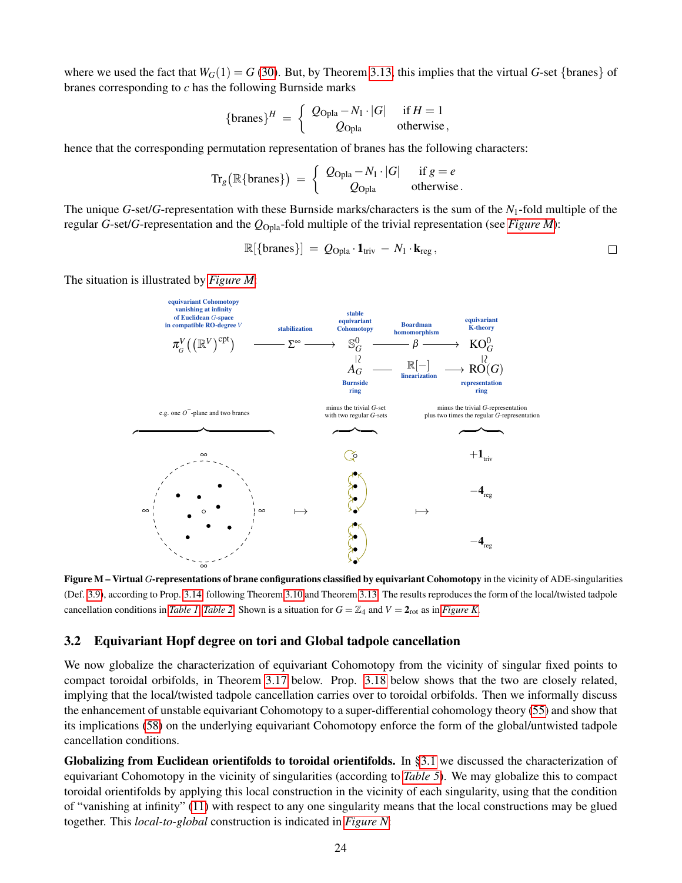where we used the fact that $W_G(1) = G$ (30). But, by Theorem 3.13, this implies that the virtual $G$-set {branes} of branes corresponding to $c$ has the following Burnside marks

$$\{\text{branes}\}^H \;=\; \left\{ \begin{array}{ll} Q_{\text{Opla}} - N_1 \cdot |G| & \text{if } H = 1 \\ Q_{\text{Opla}} & \text{otherwise}, \end{array} \right.$$

hence that the corresponding permutation representation of branes has the following characters:

$$\mathrm{Tr}_g\big(\mathbb{R}\{\text{branes}\}\big) \;=\; \left\{ \begin{array}{ll} Q_{\text{Opla}} - N_1 \cdot |G| & \text{if } g = e \\ Q_{\text{Opla}} & \text{otherwise}. \end{array} \right.$$

The unique $G$-set/$G$-representation with these Burnside marks/characters is the sum of the $N_1$-fold multiple of the regular $G$-set/$G$-representation and the $Q_{\text{Opla}}$-fold multiple of the trivial representation (see *Figure M*):

$$\mathbb{R}[\{\text{branes}\}] \;=\; Q_{\text{Opla}} \cdot \mathbf{1}_{\text{triv}} \;-\; N_1 \cdot \mathbf{k}_{\text{reg}}\,, \qquad \square$$

The situation is illustrated by *Figure M*:

**Figure M – Virtual $G$-representations of brane configurations classified by equivariant Cohomotopy** in the vicinity of ADE-singularities (Def. 3.9), according to Prop. 3.14 following Theorem 3.10 and Theorem 3.13. The results reproduces the form of the local/twisted tadpole cancellation conditions in *Table 1*, *Table 2*. Shown is a situation for $G = \mathbb{Z}_4$ and $V = \mathbf{2}_{\text{rot}}$ as in *Figure K*.

## 3.2 Equivariant Hopf degree on tori and Global tadpole cancellation

We now globalize the characterization of equivariant Cohomotopy from the vicinity of singular fixed points to compact toroidal orbifolds, in Theorem 3.17 below. Prop. 3.18 below shows that the two are closely related, implying that the local/twisted tadpole cancellation carries over to toroidal orbifolds. Then we informally discuss the enhancement of unstable equivariant Cohomotopy to a super-differential cohomology theory (55) and show that its implications (58) on the underlying equivariant Cohomotopy enforce the form of the global/untwisted tadpole cancellation conditions.

**Globalizing from Euclidean orientifolds to toroidal orientifolds.** In §3.1 we discussed the characterization of equivariant Cohomotopy in the vicinity of singularities (according to *Table 5*). We may globalize this to compact toroidal orientifolds by applying this local construction in the vicinity of each singularity, using that the condition of "vanishing at infinity" (11) with respect to any one singularity means that the local constructions may be glued together. This *local-to-global* construction is indicated in *Figure N*: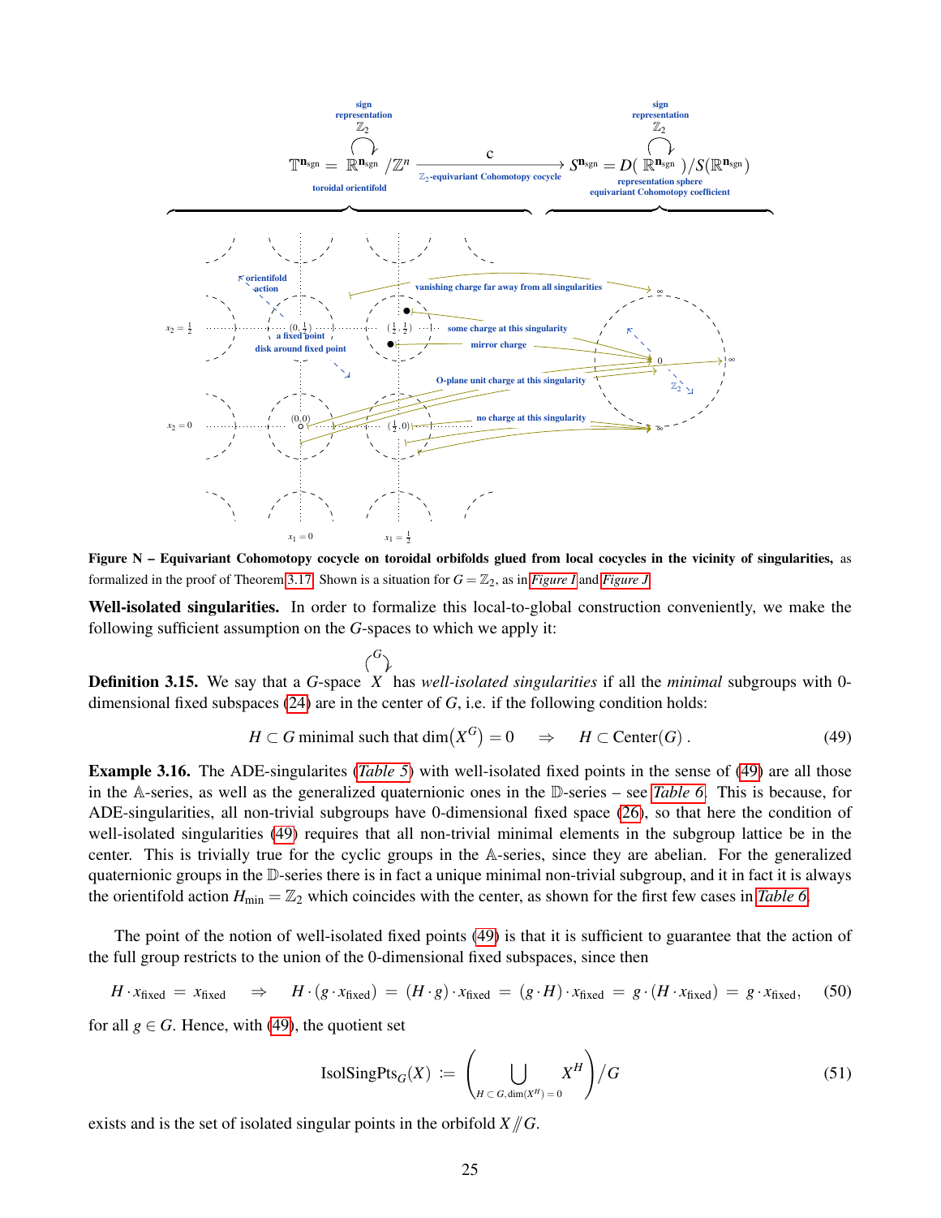Figure N – **Equivariant Cohomotopy cocycle on toroidal orbifolds glued from local cocycles in the vicinity of singularities,** as formalized in the proof of Theorem 3.17. Shown is a situation for $G = \mathbb{Z}_2$, as in *Figure I* and *Figure J*.

**Well-isolated singularities.** In order to formalize this local-to-global construction conveniently, we make the following sufficient assumption on the $G$-spaces to which we apply it:

**Definition 3.15.** We say that a $G$-space $\overset{G}{\curvearrowright} X$ has *well-isolated singularities* if all the *minimal* subgroups with 0-dimensional fixed subspaces (24) are in the center of $G$, i.e. if the following condition holds:

$$H \subset G \text{ minimal such that } \dim\big(X^G\big) = 0 \quad \Rightarrow \quad H \subset \mathrm{Center}(G)\,. \tag{49}$$

**Example 3.16.** The ADE-singularites (*Table 5*) with well-isolated fixed points in the sense of (49) are all those in the $\mathbb{A}$-series, as well as the generalized quaternionic ones in the $\mathbb{D}$-series – see *Table 6*. This is because, for ADE-singularities, all non-trivial subgroups have 0-dimensional fixed space (26), so that here the condition of well-isolated singularities (49) requires that all non-trivial minimal elements in the subgroup lattice be in the center. This is trivially true for the cyclic groups in the $\mathbb{A}$-series, since they are abelian. For the generalized quaternionic groups in the $\mathbb{D}$-series there is in fact a unique minimal non-trivial subgroup, and it in fact it is always the orientifold action $H_{\min} = \mathbb{Z}_2$ which coincides with the center, as shown for the first few cases in *Table 6*.

The point of the notion of well-isolated fixed points (49) is that it is sufficient to guarantee that the action of the full group restricts to the union of the 0-dimensional fixed subspaces, since then

$$H \cdot x_{\mathrm{fixed}} \;=\; x_{\mathrm{fixed}} \quad \Rightarrow \quad H \cdot (g \cdot x_{\mathrm{fixed}}) \;=\; (H \cdot g) \cdot x_{\mathrm{fixed}} \;=\; (g \cdot H) \cdot x_{\mathrm{fixed}} \;=\; g \cdot (H \cdot x_{\mathrm{fixed}}) \;=\; g \cdot x_{\mathrm{fixed}}\,, \tag{50}$$

for all $g \in G$. Hence, with (49), the quotient set

$$\mathrm{IsolSingPts}_G(X) \;:=\; \Bigg( \bigcup_{H \subset G,\, \dim(X^H) = 0} X^H \Bigg) \Big/ G \tag{51}$$

exists and is the set of isolated singular points in the orbifold $X /\!\!/ G$.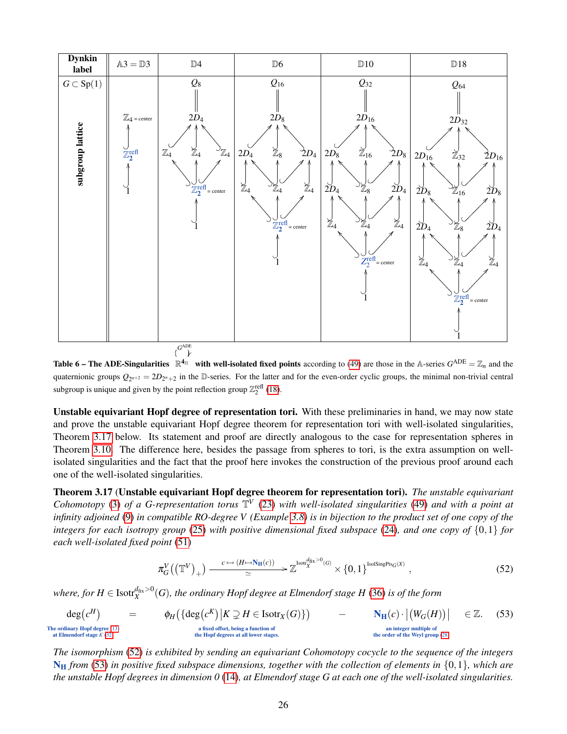| Dynkin label | $\mathbb{A}3 = \mathbb{D}3$ | $\mathbb{D}4$ | $\mathbb{D}6$ | $\mathbb{D}10$ | $\mathbb{D}18$ |
|---|---|---|---|---|---|
| $G \subset \mathrm{Sp}(1)$ subgroup lattice | $\mathbb{Z}_4$ = center; $\mathbb{Z}_2^{\mathrm{refl}}$; $1$ | $Q_8$; $2D_4$; $\mathbb{Z}_4$, $\mathbb{Z}_4$, $\mathbb{Z}_4$; $\mathbb{Z}_2^{\mathrm{refl}}$ = center; $1$ | $Q_{16}$; $2D_8$; $2D_4$, $\mathbb{Z}_8$, $2D_4$; $\mathbb{Z}_4$, $\mathbb{Z}_4$, $\mathbb{Z}_4$; $\mathbb{Z}_2^{\mathrm{refl}}$ = center; $1$ | $Q_{32}$; $2D_{16}$; $2D_8$, $\mathbb{Z}_{16}$, $2D_8$; $2D_4$, $\mathbb{Z}_8$, $2D_4$; $\mathbb{Z}_4$, $\mathbb{Z}_4$, $\mathbb{Z}_4$; $\mathbb{Z}_2^{\mathrm{refl}}$ = center; $1$ | $Q_{64}$; $2D_{32}$; $2D_{16}$, $\mathbb{Z}_{32}$, $2D_{16}$; $2D_8$, $\mathbb{Z}_{16}$, $2D_8$; $2D_4$, $\mathbb{Z}_8$, $2D_4$; $\mathbb{Z}_4$, $\mathbb{Z}_4$, $\mathbb{Z}_4$; $\mathbb{Z}_2^{\mathrm{refl}}$ = center; $1$ |

**Table 6 – The ADE-Singularities** $\mathbb{R}^{4_{\mathbb{H}}}$ (acted on by $G^{\mathrm{ADE}}$) **with well-isolated fixed points** according to (49) are those in the $\mathbb{A}$-series $G^{\mathrm{ADE}} = \mathbb{Z}_n$ and the quaternionic groups $Q_{2^{n+2}} = 2D_{2^n+2}$ in the $\mathbb{D}$-series. For the latter and for the even-order cyclic groups, the minimal non-trivial central subgroup is unique and given by the point reflection group $\mathbb{Z}_2^{\mathrm{refl}}$ (18).

**Unstable equivariant Hopf degree of representation tori.** With these preliminaries in hand, we may now state and prove the unstable equivariant Hopf degree theorem for representation tori with well-isolated singularities, Theorem 3.17 below. Its statement and proof are directly analogous to the case for representation spheres in Theorem 3.10. The difference here, besides the passage from spheres to tori, is the extra assumption on well-isolated singularities and the fact that the proof here invokes the construction of the previous proof around each one of the well-isolated singularities.

**Theorem 3.17** (**Unstable equivariant Hopf degree theorem for representation tori).** *The unstable equivariant Cohomotopy (3) of a $G$-representation torus $\mathbb{T}^V$ (23) with well-isolated singularities (49) and with a point at infinity adjoined (9) in compatible RO-degree $V$ (Example 3.8) is in bijection to the product set of one copy of the integers for each isotropy group (25) with positive dimensional fixed subspace (24), and one copy of $\{0,1\}$ for each well-isolated fixed point (51)*

$$\pi_G^V\big((\mathbb{T}^V)_+\big) \xrightarrow[\simeq]{\;c \,\mapsto\, (H \mapsto \mathbf{N_H}(c))\;} \mathbb{Z}^{\mathrm{Isotr}_X^{d_{\mathrm{fix}}>0}(G)} \times \{0,1\}^{\mathrm{IsolSingPts}_G(X)}\,, \tag{52}$$

*where, for $H \in \mathrm{Isotr}_X^{d_{\mathrm{fix}}>0}(G)$, the ordinary Hopf degree at Elmendorf stage $H$ (36) is of the form*

$$\underset{\substack{\text{The ordinary Hopf degree (13)}\\ \text{at Elmendorf stage } K \text{ (32)}}}{\deg\big(c^H\big)} \;=\; \underset{\substack{\text{a fixed offset, being a function of}\\ \text{the Hopf degrees at all lower stages.}}}{\phi_H\big(\{\deg(c^K)\,\big|\,K \supsetneq H \in \mathrm{Isotr}_X(G)\}\big)} \;-\; \underset{\substack{\text{an integer multiple of}\\ \text{the order of the Weyl group (28)}}}{\mathbf{N_H}(c)\cdot\big|\big(W_G(H)\big)\big|} \quad \in \mathbb{Z}. \tag{53}$$

*The isomorphism (52) is exhibited by sending an equivariant Cohomotopy cocycle to the sequence of the integers $\mathbf{N_H}$ from (53) in positive fixed subspace dimensions, together with the collection of elements in $\{0,1\}$, which are the unstable Hopf degrees in dimension 0 (14), at Elmendorf stage $G$ at each one of the well-isolated singularities.*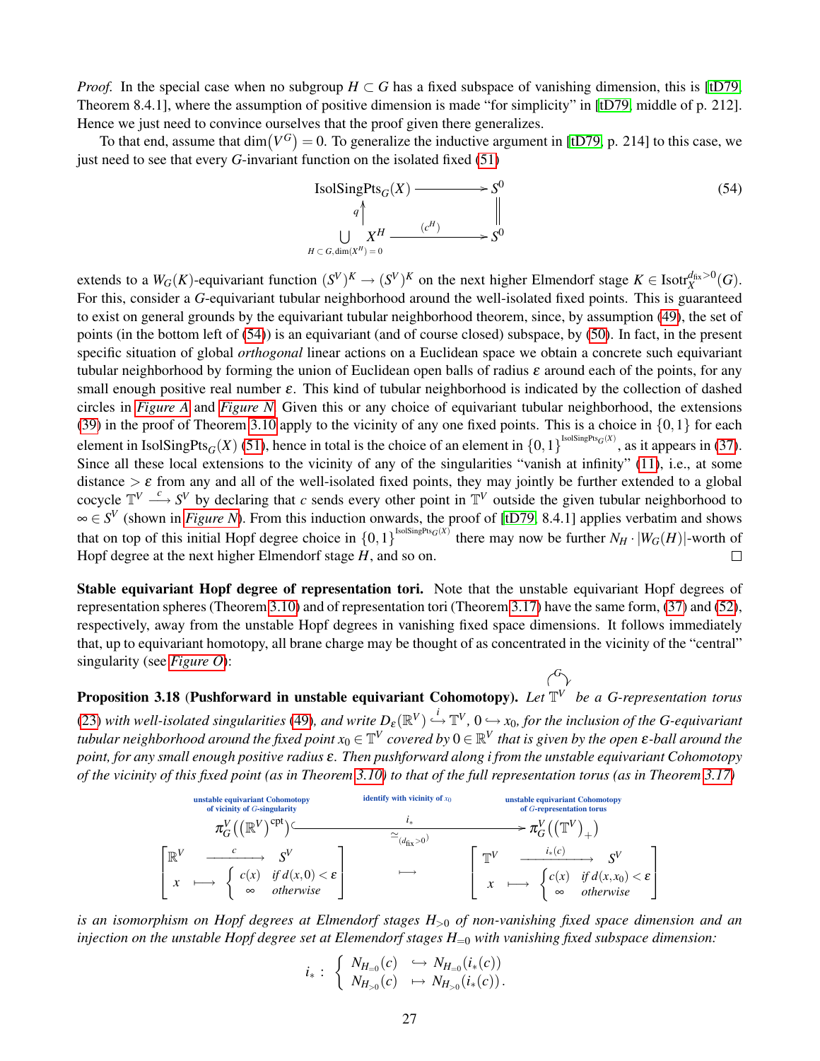*Proof.* In the special case when no subgroup $H \subset G$ has a fixed subspace of vanishing dimension, this is [tD79, Theorem 8.4.1], where the assumption of positive dimension is made "for simplicity" in [tD79, middle of p. 212]. Hence we just need to convince ourselves that the proof given there generalizes.

To that end, assume that $\dim(V^G) = 0$. To generalize the inductive argument in [tD79, p. 214] to this case, we just need to see that every $G$-invariant function on the isolated fixed (51)

$$
\begin{array}{ccc}
\mathrm{IsolSingPts}_G(X) & \longrightarrow & S^0 \\
{\scriptstyle q}\uparrow & & \| \\
\bigcup\limits_{H \subset G, \dim(X^H)=0} X^H & \xrightarrow{\;(c^H)\;} & S^0
\end{array}
\tag{54}
$$

extends to a $W_G(K)$-equivariant function $(S^V)^K \to (S^V)^K$ on the next higher Elmendorf stage $K \in \mathrm{Isotr}_X^{d_{\mathrm{fix}}>0}(G)$. For this, consider a $G$-equivariant tubular neighborhood around the well-isolated fixed points. This is guaranteed to exist on general grounds by the equivariant tubular neighborhood theorem, since, by assumption (49), the set of points (in the bottom left of (54)) is an equivariant (and of course closed) subspace, by (50). In fact, in the present specific situation of global *orthogonal* linear actions on a Euclidean space we obtain a concrete such equivariant tubular neighborhood by forming the union of Euclidean open balls of radius $\varepsilon$ around each of the points, for any small enough positive real number $\varepsilon$. This kind of tubular neighborhood is indicated by the collection of dashed circles in *Figure A* and *Figure N*. Given this or any choice of equivariant tubular neighborhood, the extensions (39) in the proof of Theorem 3.10 apply to the vicinity of any one fixed points. This is a choice in $\{0,1\}$ for each element in $\mathrm{IsolSingPts}_G(X)$ (51), hence in total is the choice of an element in $\{0,1\}^{\mathrm{IsolSingPts}_G(X)}$, as it appears in (37). Since all these local extensions to the vicinity of any of the singularities "vanish at infinity" (11), i.e., at some distance $> \varepsilon$ from any and all of the well-isolated fixed points, they may jointly be further extended to a global cocycle $\mathbb{T}^V \xrightarrow{c} S^V$ by declaring that $c$ sends every other point in $\mathbb{T}^V$ outside the given tubular neighborhood to $\infty \in S^V$ (shown in *Figure N*). From this induction onwards, the proof of [tD79, 8.4.1] applies verbatim and shows that on top of this initial Hopf degree choice in $\{0,1\}^{\mathrm{IsolSingPts}_G(X)}$ there may now be further $N_H \cdot |W_G(H)|$-worth of Hopf degree at the next higher Elmendorf stage $H$, and so on. ∎

**Stable equivariant Hopf degree of representation tori.** Note that the unstable equivariant Hopf degrees of representation spheres (Theorem 3.10) and of representation tori (Theorem 3.17) have the same form, (37) and (52), respectively, away from the unstable Hopf degrees in vanishing fixed space dimensions. It follows immediately that, up to equivariant homotopy, all brane charge may be thought of as concentrated in the vicinity of the "central" singularity (see *Figure O*):

**Proposition 3.18** (**Pushforward in unstable equivariant Cohomotopy).** *Let $\mathbb{T}^V \circlearrowleft G$ be a $G$-representation torus (23) with well-isolated singularities (49), and write $D_\varepsilon(\mathbb{R}^V) \overset{i}{\hookrightarrow} \mathbb{T}^V$, $0 \hookrightarrow x_0$, for the inclusion of the $G$-equivariant tubular neighborhood around the fixed point $x_0 \in \mathbb{T}^V$ covered by $0 \in \mathbb{R}^V$ that is given by the open $\varepsilon$-ball around the point, for any small enough positive radius $\varepsilon$. Then pushforward along $i$ from the unstable equivariant Cohomotopy of the vicinity of this fixed point (as in Theorem 3.10) to that of the full representation torus (as in Theorem 3.17)*

$$
\underset{\text{of vicinity of } G\text{-singularity}}{\underset{\text{unstable equivariant Cohomotopy}}{\pi_G^V\big((\mathbb{R}^V)^{\mathrm{cpt}}\big)}}
\;\overset{\text{identify with vicinity of } x_0}{\underset{\simeq_{(d_{\mathrm{fix}}>0)}}{\xhookrightarrow{\;\;i_*\;\;}}}\;
\underset{\text{of } G\text{-representation torus}}{\underset{\text{unstable equivariant Cohomotopy}}{\pi_G^V\big((\mathbb{T}^V)_+\big)}}
$$

$$
\left[
\begin{array}{ccc}
\mathbb{R}^V & \xrightarrow{\;c\;} & S^V \\
x & \longmapsto & \left\{ \begin{array}{ll} c(x) & \text{if } d(x,0) < \varepsilon \\ \infty & \text{otherwise} \end{array} \right.
\end{array}
\right]
\;\longmapsto\;
\left[
\begin{array}{ccc}
\mathbb{T}^V & \xrightarrow{\;i_*(c)\;} & S^V \\
x & \longmapsto & \left\{ \begin{array}{ll} c(x) & \text{if } d(x,x_0) < \varepsilon \\ \infty & \text{otherwise} \end{array} \right.
\end{array}
\right]
$$

*is an isomorphism on Hopf degrees at Elmendorf stages $H_{>0}$ of non-vanishing fixed space dimension and an injection on the unstable Hopf degree set at Elemendorf stages $H_{=0}$ with vanishing fixed subspace dimension:*

$$
i_* : \left\{
\begin{array}{lll}
N_{H_{=0}}(c) & \hookrightarrow & N_{H_{=0}}(i_*(c)) \\
N_{H_{>0}}(c) & \mapsto & N_{H_{>0}}(i_*(c)) .
\end{array}
\right.
$$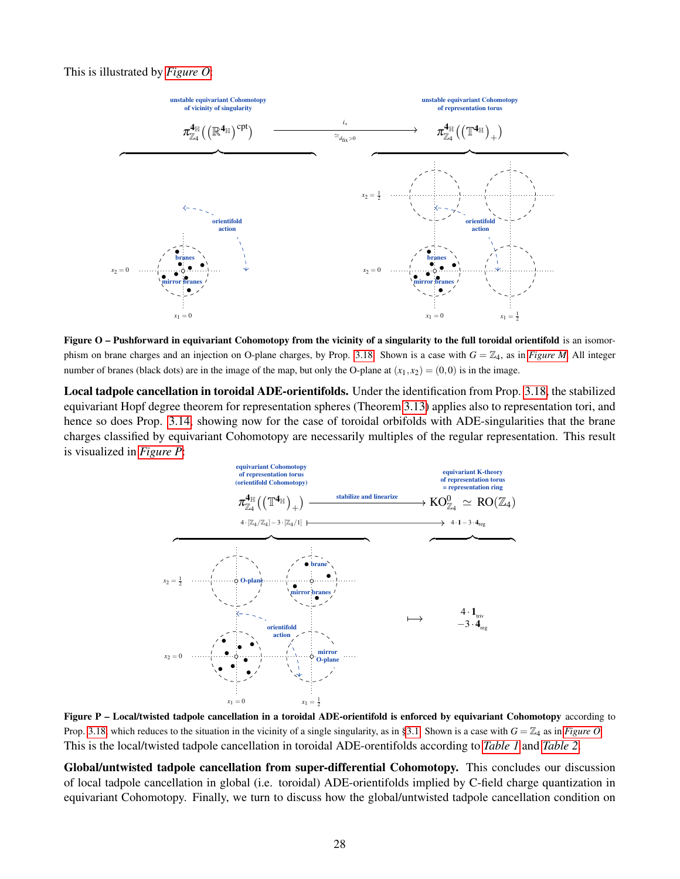This is illustrated by *Figure O*:

**Figure O – Pushforward in equivariant Cohomotopy from the vicinity of a singularity to the full toroidal orientifold** is an isomorphism on brane charges and an injection on O-plane charges, by Prop. 3.18. Shown is a case with $G = \mathbb{Z}_4$, as in *Figure M*. All integer number of branes (black dots) are in the image of the map, but only the O-plane at $(x_1, x_2) = (0, 0)$ is in the image.

**Local tadpole cancellation in toroidal ADE-orientifolds.** Under the identification from Prop. 3.18, the stabilized equivariant Hopf degree theorem for representation spheres (Theorem 3.13) applies also to representation tori, and hence so does Prop. 3.14, showing now for the case of toroidal orbifolds with ADE-singularities that the brane charges classified by equivariant Cohomotopy are necessarily multiples of the regular representation. This result is visualized in *Figure P*:

**Figure P – Local/twisted tadpole cancellation in a toroidal ADE-orientifold is enforced by equivariant Cohomotopy** according to Prop. 3.18, which reduces to the situation in the vicinity of a single singularity, as in §3.1. Shown is a case with $G = \mathbb{Z}_4$ as in *Figure O*.

This is the local/twisted tadpole cancellation in toroidal ADE-orentifolds according to *Table 1* and *Table 2*.

**Global/untwisted tadpole cancellation from super-differential Cohomotopy.** This concludes our discussion of local tadpole cancellation in global (i.e. toroidal) ADE-orientifolds implied by C-field charge quantization in equivariant Cohomotopy. Finally, we turn to discuss how the global/untwisted tadpole cancellation condition on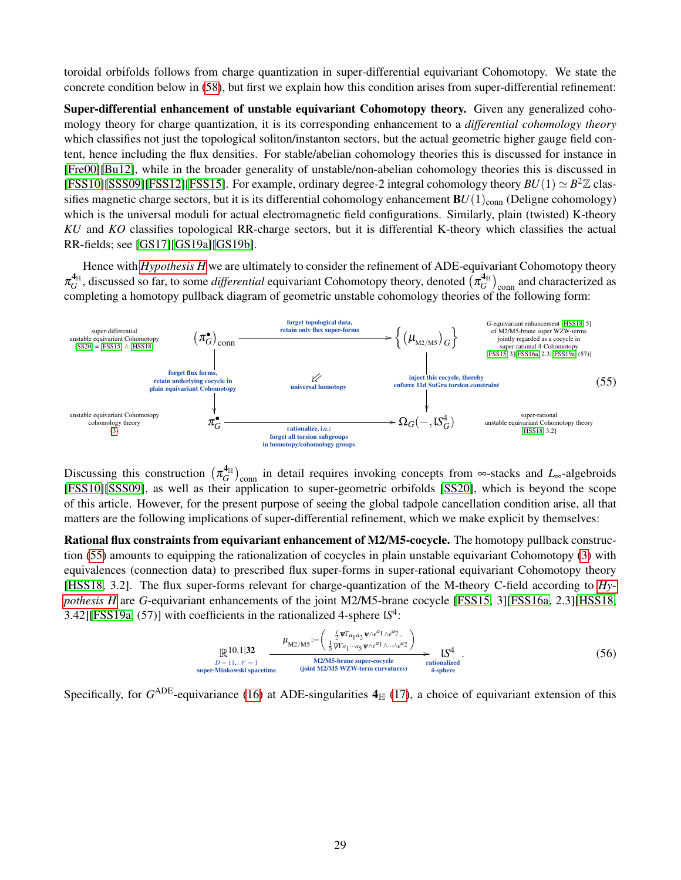toroidal orbifolds follows from charge quantization in super-differential equivariant Cohomotopy. We state the concrete condition below in (58), but first we explain how this condition arises from super-differential refinement:

**Super-differential enhancement of unstable equivariant Cohomotopy theory.** Given any generalized cohomology theory for charge quantization, it is its corresponding enhancement to a *differential cohomology theory* which classifies not just the topological soliton/instanton sectors, but the actual geometric higher gauge field content, hence including the flux densities. For stable/abelian cohomology theories this is discussed for instance in [Fre00][Bu12], while in the broader generality of unstable/non-abelian cohomology theories this is discussed in [FSS10][SSS09][FSS12][FSS15]. For example, ordinary degree-2 integral cohomology theory $BU(1) \simeq B^2\mathbb{Z}$ classifies magnetic charge sectors, but it is its differential cohomology enhancement $\mathbf{B}U(1)_{\mathrm{conn}}$ (Deligne cohomology) which is the universal moduli for actual electromagnetic field configurations. Similarly, plain (twisted) K-theory $KU$ and $KO$ classifies topological RR-charge sectors, but it is differential K-theory which classifies the actual RR-fields; see [GS17][GS19a][GS19b].

Hence with *Hypothesis H* we are ultimately to consider the refinement of ADE-equivariant Cohomotopy theory $\pi_G^{\mathbf{4}_{\mathbb{H}}}$, discussed so far, to some *differential* equivariant Cohomotopy theory, denoted $\left(\pi_G^{\mathbf{4}_{\mathbb{H}}}\right)_{\mathrm{conn}}$ and characterized as completing a homotopy pullback diagram of geometric unstable cohomology theories of the following form:

$$
\begin{array}{ccc}
\left(\pi_G^{\bullet}\right)_{\mathrm{conn}} & \xrightarrow[\text{retain only flux super-forms}]{\text{forget topological data,}} & \left\{ \left(\mu_{\mathrm{M2/M5}}\right)_G \right\} \\
{\scriptstyle\text{forget flux forms, retain underlying cocycle in plain equivariant Cohomotopy}}\big\downarrow & \swarrow\!\!\!\swarrow \;{\scriptstyle\text{universal homotopy}} & \big\downarrow{\scriptstyle\text{inject this cocycle, thereby enforce 11d SuGra torsion constraint}} \\
\pi_G^{\bullet} & \xrightarrow[\text{forget all torsion subgroups in homotopy/cohomology groups}]{\text{rationalize, i.e.:}} & \Omega_G\!\left(-, \mathfrak{l}S_G^4\right)
\end{array}
\tag{55}
$$

(Labels: top left: super-differential unstable equivariant Cohomotopy [SS20] = [FSS15] ∧ [HSS18]; top right: $G$-equivariant enhancement [HSS18, 5] of M2/M5-brane super WZW-terms jointly regarded as a cocycle in super-rational 4-Cohomotopy [FSS15, 3][FSS16a, 2.3][FSS19a, (57)]; bottom left: unstable equivariant Cohomotopy cohomology theory (3); bottom right: super-rational unstable equivariant Cohomotopy theory [HSS18, 3.2].)

Discussing this construction $\left(\pi_G^{\mathbf{4}_{\mathbb{H}}}\right)_{\mathrm{conn}}$ in detail requires invoking concepts from $\infty$-stacks and $L_\infty$-algebroids [FSS10][SSS09], as well as their application to super-geometric orbifolds [SS20], which is beyond the scope of this article. However, for the present purpose of seeing the global tadpole cancellation condition arise, all that matters are the following implications of super-differential refinement, which we make explicit by themselves:

**Rational flux constraints from equivariant enhancement of M2/M5-cocycle.** The homotopy pullback construction (55) amounts to equipping the rationalization of cocycles in plain unstable equivariant Cohomotopy (3) with equivalences (connection data) to prescribed flux super-forms in super-rational equivariant Cohomotopy theory [HSS18, 3.2]. The flux super-forms relevant for charge-quantization of the M-theory C-field according to *Hypothesis H* are $G$-equivariant enhancements of the joint M2/M5-brane cocycle [FSS15, 3][FSS16a, 2.3][HSS18, 3.42][FSS19a, (57)] with coefficients in the rationalized 4-sphere $\mathfrak{l}S^4$:

$$
\underset{\substack{D=11,\,\mathcal{N}=1 \\ \text{super-Minkowski spacetime}}}{\mathbb{R}^{10,1|\mathbf{32}}}
\xrightarrow[\substack{\text{M2/M5-brane super-cocycle} \\ \text{(joint M2/M5 WZW-term curvatures)}}]{\mu_{\mathrm{M2/M5}} := \left( \begin{array}{l} \frac{i}{2}\overline{\psi}\Gamma_{a_1 a_2}\psi \wedge e^{a_1}\wedge e^{a_2}\,, \\ \frac{1}{5}\overline{\psi}\Gamma_{a_1\cdots a_5}\psi \wedge e^{a_1}\wedge\cdots\wedge e^{a_2} \end{array}\right)}
\underset{\substack{\text{rationalized} \\ \text{4-sphere}}}{\mathfrak{l}S^4}\,.
\tag{56}
$$

Specifically, for $G^{\mathrm{ADE}}$-equivariance (16) at ADE-singularities $\mathbf{4}_{\mathbb{H}}$ (17), a choice of equivariant extension of this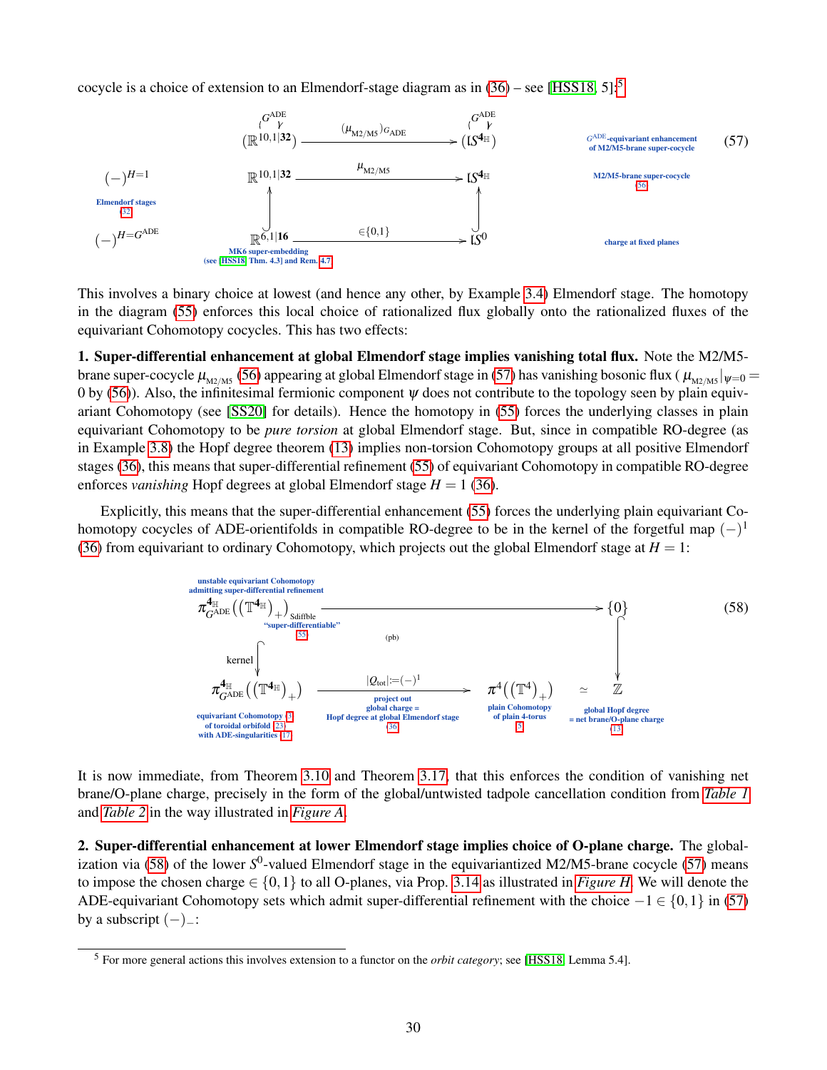cocycle is a choice of extension to an Elmendorf-stage diagram as in (36) – see [HSS18, 5]:[5]

$$
\begin{array}{cccc}
 & \overset{G^{\mathrm{ADE}}}{\circlearrowleft}\left(\mathbb{R}^{10,1|\mathbf{32}}\right) \xrightarrow{\;(\mu_{\mathrm{M2/M5}})_{G^{\mathrm{ADE}}}\;} \overset{G^{\mathrm{ADE}}}{\circlearrowleft}\left(lS^{\mathbf{4}_{\mathbb{H}}}\right) & & \text{$G^{\mathrm{ADE}}$-equivariant enhancement of M2/M5-brane super-cocycle} \\
(-)^{H=1} & \mathbb{R}^{10,1|\mathbf{32}} \xrightarrow{\;\mu_{\mathrm{M2/M5}}\;} lS^{\mathbf{4}_{\mathbb{H}}} & & \text{M2/M5-brane super-cocycle (56)} \\
\text{Elmendorf stages (32)} & \uparrow \qquad\qquad\qquad \uparrow & & \\
(-)^{H=G^{\mathrm{ADE}}} & \mathbb{R}^{6,1|\mathbf{16}} \xrightarrow{\;\in\{0,1\}\;} lS^{0} & & \text{charge at fixed planes} \\
 & \text{MK6 super-embedding (see [HSS18, Thm. 4.3] and Rem. 4.7)} & &
\end{array}
\tag{57}
$$

This involves a binary choice at lowest (and hence any other, by Example 3.4) Elmendorf stage. The homotopy in the diagram (55) enforces this local choice of rationalized flux globally onto the rationalized fluxes of the equivariant Cohomotopy cocycles. This has two effects:

**1. Super-differential enhancement at global Elmendorf stage implies vanishing total flux.** Note the M2/M5-brane super-cocycle $\mu_{\mathrm{M2/M5}}$ (56) appearing at global Elmendorf stage in (57) has vanishing bosonic flux ( $\mu_{\mathrm{M2/M5}}|_{\psi=0} = 0$ by (56)). Also, the infinitesimal fermionic component $\psi$ does not contribute to the topology seen by plain equivariant Cohomotopy (see [SS20] for details). Hence the homotopy in (55) forces the underlying classes in plain equivariant Cohomotopy to be *pure torsion* at global Elmendorf stage. But, since in compatible RO-degree (as in Example 3.8) the Hopf degree theorem (13) implies non-torsion Cohomotopy groups at all positive Elmendorf stages (36), this means that super-differential refinement (55) of equivariant Cohomotopy in compatible RO-degree enforces *vanishing* Hopf degrees at global Elmendorf stage $H = 1$ (36).

Explicitly, this means that the super-differential enhancement (55) forces the underlying plain equivariant Cohomotopy cocycles of ADE-orientifolds in compatible RO-degree to be in the kernel of the forgetful map $(-)^1$ (36) from equivariant to ordinary Cohomotopy, which projects out the global Elmendorf stage at $H = 1$:

$$
\begin{array}{ccccc}
\underset{\substack{\text{unstable equivariant Cohomotopy}\\ \text{admitting super-differential refinement}}}{\pi^{\mathbf{4}_{\mathbb{H}}}_{G^{\mathrm{ADE}}}\left(\left(\mathbb{T}^{\mathbf{4}_{\mathbb{H}}}\right)_+\right)_{\substack{\text{Sdiffble}\\ \text{“super-differentiable” (55)}}}} & \longrightarrow & & & \{0\} \\
\text{kernel}\ \big\downarrow & & \text{(pb)} & & \big\downarrow \\
\underset{\substack{\text{equivariant Cohomotopy (3)}\\ \text{of toroidal orbifold (23)}\\ \text{with ADE-singularities (17)}}}{\pi^{\mathbf{4}_{\mathbb{H}}}_{G^{\mathrm{ADE}}}\left(\left(\mathbb{T}^{\mathbf{4}_{\mathbb{H}}}\right)_+\right)} & \xrightarrow[\substack{\text{project out}\\ \text{global charge =}\\ \text{Hopf degree at global Elmendorf stage (36)}}]{\;|Q_{\mathrm{tot}}| := (-)^1\;} & \underset{\substack{\text{plain Cohomotopy}\\ \text{of plain 4-torus (5)}}}{\pi^4\left(\left(\mathbb{T}^4\right)_+\right)} & \simeq & \underset{\substack{\text{global Hopf degree}\\ \text{= net brane/O-plane charge (15)}}}{\mathbb{Z}}
\end{array}
\tag{58}
$$

It is now immediate, from Theorem 3.10 and Theorem 3.17, that this enforces the condition of vanishing net brane/O-plane charge, precisely in the form of the global/untwisted tadpole cancellation condition from *Table 1* and *Table 2* in the way illustrated in *Figure A*.

**2. Super-differential enhancement at lower Elmendorf stage implies choice of O-plane charge.** The globalization via (58) of the lower $S^0$-valued Elmendorf stage in the equivariantized M2/M5-brane cocycle (57) means to impose the chosen charge $\in \{0,1\}$ to all O-planes, via Prop. 3.14 as illustrated in *Figure H*. We will denote the ADE-equivariant Cohomotopy sets which admit super-differential refinement with the choice $-1 \in \{0,1\}$ in (57) by a subscript $(-)_{-}$:

[5] For more general actions this involves extension to a functor on the *orbit category*; see [HSS18, Lemma 5.4].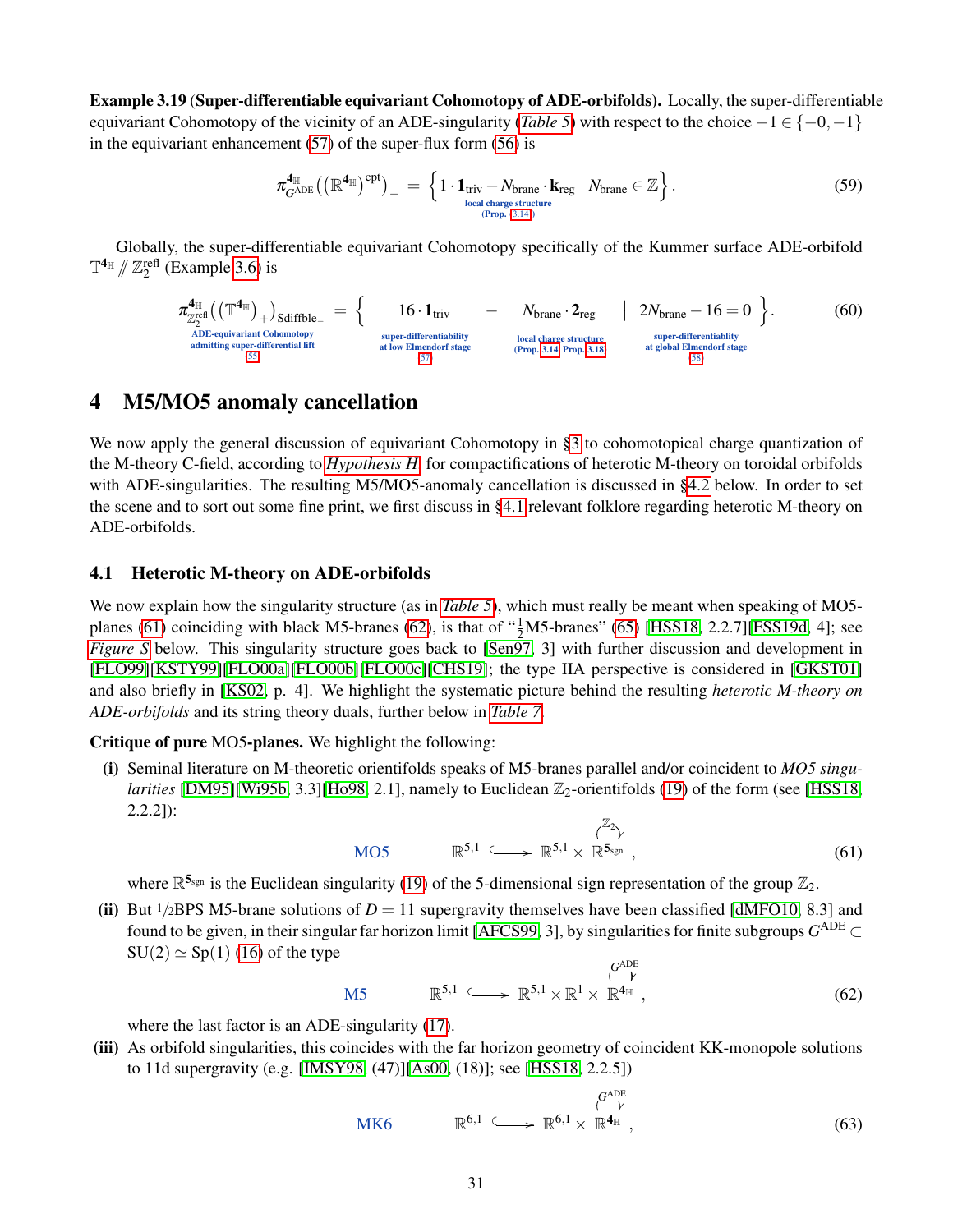**Example 3.19** (**Super-differentiable equivariant Cohomotopy of ADE-orbifolds).** Locally, the super-differentiable equivariant Cohomotopy of the vicinity of an ADE-singularity (*Table 5*) with respect to the choice $-1 \in \{-0, -1\}$ in the equivariant enhancement (57) of the super-flux form (56) is

$$\pi^{\mathbf{4}_{\mathbb{H}}}_{G^{\mathrm{ADE}}}\Big( \big(\mathbb{R}^{\mathbf{4}_{\mathbb{H}}}\big)^{\mathrm{cpt}} \Big)_{-} \;=\; \Big\{ \underbrace{1 \cdot \mathbf{1}_{\mathrm{triv}} - N_{\mathrm{brane}} \cdot \mathbf{k}_{\mathrm{reg}}}_{\substack{\text{local charge structure} \\ \text{(Prop. 3.14)}}} \;\Big|\; N_{\mathrm{brane}} \in \mathbb{Z} \Big\}. \tag{59}$$

Globally, the super-differentiable equivariant Cohomotopy specifically of the Kummer surface ADE-orbifold $\mathbb{T}^{\mathbf{4}_{\mathbb{H}}} /\!\!/ \mathbb{Z}_2^{\mathrm{refl}}$ (Example 3.6) is

$$\underbrace{\pi^{\mathbf{4}_{\mathbb{H}}}_{\mathbb{Z}_2^{\mathrm{refl}}}\Big( \big(\mathbb{T}^{\mathbf{4}_{\mathbb{H}}}\big)_{+} \Big)_{\mathrm{Sdiffble}_{-}}}_{\substack{\text{ADE-equivariant Cohomotopy} \\ \text{admitting super-differential lift} \\ (55)}} \;=\; \Big\{ \underbrace{16 \cdot \mathbf{1}_{\mathrm{triv}}}_{\substack{\text{super-differentiability} \\ \text{at low Elmendorf stage} \\ (57)}} \;-\; \underbrace{N_{\mathrm{brane}} \cdot \mathbf{2}_{\mathrm{reg}}}_{\substack{\text{local charge structure} \\ \text{(Prop. 3.14, Prop. 3.18)}}} \;\Big|\; \underbrace{2N_{\mathrm{brane}} - 16 = 0}_{\substack{\text{super-differentiablity} \\ \text{at global Elmendorf stage} \\ (58)}} \Big\}. \tag{60}$$

## 4 M5/MO5 anomaly cancellation

We now apply the general discussion of equivariant Cohomotopy in §3 to cohomotopical charge quantization of the M-theory C-field, according to *Hypothesis H*, for compactifications of heterotic M-theory on toroidal orbifolds with ADE-singularities. The resulting M5/MO5-anomaly cancellation is discussed in §4.2 below. In order to set the scene and to sort out some fine print, we first discuss in §4.1 relevant folklore regarding heterotic M-theory on ADE-orbifolds.

### 4.1 Heterotic M-theory on ADE-orbifolds

We now explain how the singularity structure (as in *Table 5*), which must really be meant when speaking of MO5-planes (61) coinciding with black M5-branes (62), is that of "$\tfrac{1}{2}$M5-branes" (65) [HSS18, 2.2.7][FSS19d, 4]; see *Figure S* below. This singularity structure goes back to [Sen97, 3] with further discussion and development in [FLO99][KSTY99][FLO00a][FLO00b][FLO00c][CHS19]; the type IIA perspective is considered in [GKST01] and also briefly in [KS02, p. 4]. We highlight the systematic picture behind the resulting *heterotic M-theory on ADE-orbifolds* and its string theory duals, further below in *Table 7*.

**Critique of pure** MO5**-planes.** We highlight the following:

**(i)** Seminal literature on M-theoretic orientifolds speaks of M5-branes parallel and/or coincident to *MO5 singularities* [DM95][Wi95b, 3.3][Ho98, 2.1], namely to Euclidean $\mathbb{Z}_2$-orientifolds (19) of the form (see [HSS18, 2.2.2]):

$$\text{MO5} \qquad \mathbb{R}^{5,1} \hookrightarrow \mathbb{R}^{5,1} \times \mathbb{R}^{\mathbf{5}_{\mathrm{sgn}}} \circlearrowleft^{\mathbb{Z}_2}, \tag{61}$$

where $\mathbb{R}^{\mathbf{5}_{\mathrm{sgn}}}$ is the Euclidean singularity (19) of the 5-dimensional sign representation of the group $\mathbb{Z}_2$.

**(ii)** But 1/2BPS M5-brane solutions of $D = 11$ supergravity themselves have been classified [dMFO10, 8.3] and found to be given, in their singular far horizon limit [AFCS99, 3], by singularities for finite subgroups $G^{\mathrm{ADE}} \subset \mathrm{SU}(2) \simeq \mathrm{Sp}(1)$ (16) of the type

$$\text{M5} \qquad \mathbb{R}^{5,1} \hookrightarrow \mathbb{R}^{5,1} \times \mathbb{R}^{1} \times \mathbb{R}^{\mathbf{4}_{\mathbb{H}}} \circlearrowleft^{G^{\mathrm{ADE}}}, \tag{62}$$

where the last factor is an ADE-singularity (17).

**(iii)** As orbifold singularities, this coincides with the far horizon geometry of coincident KK-monopole solutions to 11d supergravity (e.g. [IMSY98, (47)][As00, (18)]; see [HSS18, 2.2.5])

$$\text{MK6} \qquad \mathbb{R}^{6,1} \hookrightarrow \mathbb{R}^{6,1} \times \mathbb{R}^{\mathbf{4}_{\mathbb{H}}} \circlearrowleft^{G^{\mathrm{ADE}}}, \tag{63}$$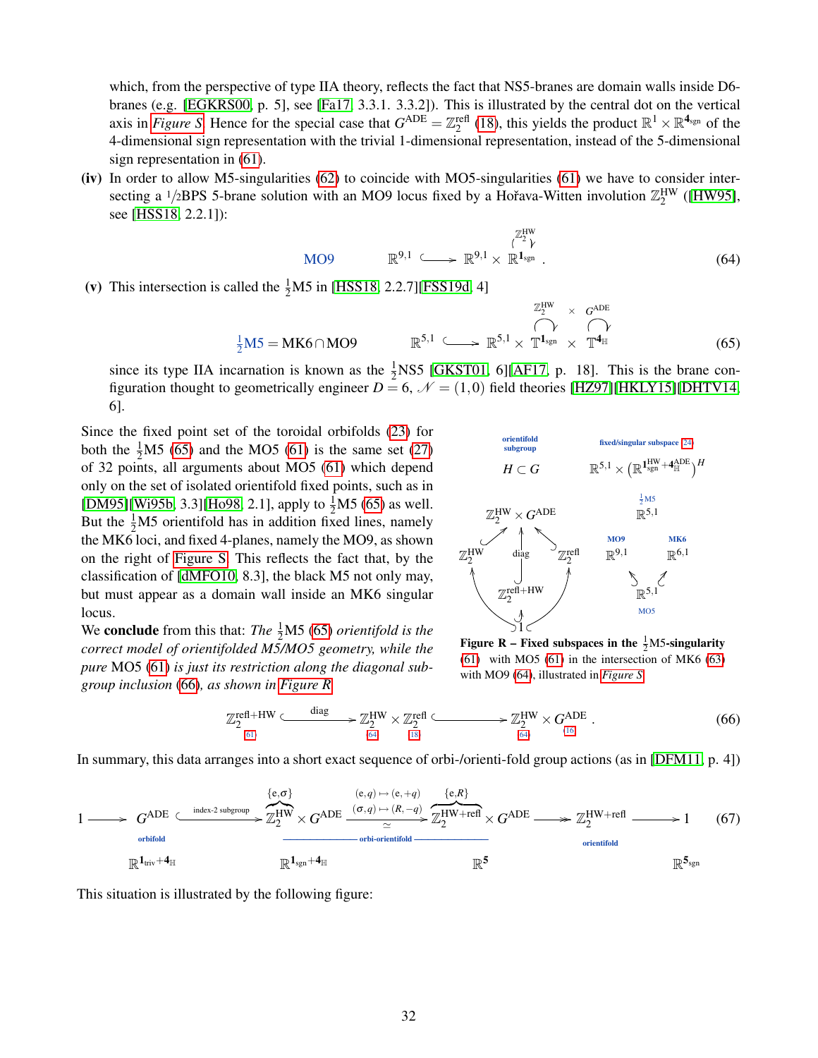which, from the perspective of type IIA theory, reflects the fact that NS5-branes are domain walls inside D6-branes (e.g. [EGKRS00, p. 5], see [Fa17, 3.3.1. 3.3.2]). This is illustrated by the central dot on the vertical axis in *Figure S*. Hence for the special case that $G^{\mathrm{ADE}} = \mathbb{Z}_2^{\mathrm{refl}}$ (18), this yields the product $\mathbb{R}^1 \times \mathbb{R}^{\mathbf{4}_{\mathrm{sgn}}}$ of the 4-dimensional sign representation with the trivial 1-dimensional representation, instead of the 5-dimensional sign representation in (61).

**(iv)** In order to allow M5-singularities (62) to coincide with MO5-singularities (61) we have to consider intersecting a 1/2BPS 5-brane solution with an MO9 locus fixed by a Hořava-Witten involution $\mathbb{Z}_2^{\mathrm{HW}}$ ([HW95], see [HSS18, 2.2.1]):

$$\text{MO9} \qquad \mathbb{R}^{9,1} \hookrightarrow \mathbb{R}^{9,1} \times \overset{\mathbb{Z}_2^{\mathrm{HW}} \circlearrowright}{\mathbb{R}^{\mathbf{1}_{\mathrm{sgn}}}} . \tag{64}$$

**(v)** This intersection is called the $\frac{1}{2}$M5 in [HSS18, 2.2.7][FSS19d, 4]

$$\tfrac{1}{2}\text{M5} = \text{MK6} \cap \text{MO9} \qquad \mathbb{R}^{5,1} \hookrightarrow \mathbb{R}^{5,1} \times \overset{\mathbb{Z}_2^{\mathrm{HW}} \circlearrowright}{\mathbb{T}^{\mathbf{1}_{\mathrm{sgn}}}} \times \overset{G^{\mathrm{ADE}} \circlearrowright}{\mathbb{T}^{\mathbf{4}_{\mathbb{H}}}} \tag{65}$$

since its type IIA incarnation is known as the $\frac{1}{2}$NS5 [GKST01, 6][AF17, p. 18]. This is the brane configuration thought to geometrically engineer $D = 6$, $\mathcal{N} = (1,0)$ field theories [HZ97][HKLY15][DHTV14, 6].

Since the fixed point set of the toroidal orbifolds (23) for both the $\frac{1}{2}$M5 (65) and the MO5 (61) is the same set (27) of 32 points, all arguments about MO5 (61) which depend only on the set of isolated orientifold fixed points, such as in [DM95][Wi95b, 3.3][Ho98, 2.1], apply to $\frac{1}{2}$M5 (65) as well. But the $\frac{1}{2}$M5 orientifold has in addition fixed lines, namely the MK6 loci, and fixed 4-planes, namely the MO9, as shown on the right of Figure S. This reflects the fact that, by the classification of [dMFO10, 8.3], the black M5 not only may, but must appear as a domain wall inside an MK6 singular locus.

We **conclude** from this that: *The $\frac{1}{2}$M5 (65) orientifold is the correct model of orientifolded M5/MO5 geometry, while the pure MO5 (61) is just its restriction along the diagonal subgroup inclusion (66), as shown in Figure R.*

| orientifold subgroup $H \subset G$ | fixed/singular subspace (24) $\mathbb{R}^{5,1} \times \left(\mathbb{R}^{\mathbf{1}^{\mathrm{HW}}_{\mathrm{sgn}} + \mathbf{4}^{\mathrm{ADE}}_{\mathbb{H}}}\right)^H$ |
|---|---|
| $\mathbb{Z}_2^{\mathrm{HW}} \times G^{\mathrm{ADE}}$ | $\frac{1}{2}$M5: $\mathbb{R}^{5,1}$ |
| $\mathbb{Z}_2^{\mathrm{HW}}$, diag, $\mathbb{Z}_2^{\mathrm{refl}}$ | MO9: $\mathbb{R}^{9,1}$, MK6: $\mathbb{R}^{6,1}$ |
| $\mathbb{Z}_2^{\mathrm{refl+HW}}$ | MO5: $\mathbb{R}^{5,1}$ |
| $1$ | |

**Figure R – Fixed subspaces in the $\frac{1}{2}$M5-singularity** (61) with MO5 (61) in the intersection of MK6 (63) with MO9 (64), illustrated in *Figure S*.

$$\underset{(61)}{\mathbb{Z}_2^{\mathrm{refl+HW}}} \xhookrightarrow{\ \mathrm{diag}\ } \underset{(64)}{\mathbb{Z}_2^{\mathrm{HW}}} \times \underset{(18)}{\mathbb{Z}_2^{\mathrm{refl}}} \hookrightarrow \underset{(64)}{\mathbb{Z}_2^{\mathrm{HW}}} \times \underset{(16)}{G^{\mathrm{ADE}}} . \tag{66}$$

In summary, this data arranges into a short exact sequence of orbi-/orienti-fold group actions (as in [DFM11, p. 4])

$$1 \longrightarrow \underset{\text{orbifold}}{G^{\mathrm{ADE}}} \xhookrightarrow{\text{index-2 subgroup}} \overbrace{\mathbb{Z}_2^{\mathrm{HW}}}^{\{e,\sigma\}} \times G^{\mathrm{ADE}} \xrightarrow[\simeq]{\substack{(e,q)\mapsto(e,+q) \\ (\sigma,q)\mapsto(R,-q)}} \overbrace{\mathbb{Z}_2^{\mathrm{HW+refl}}}^{\{e,R\}} \times G^{\mathrm{ADE}} \twoheadrightarrow \underset{\text{orientifold}}{\mathbb{Z}_2^{\mathrm{HW+refl}}} \longrightarrow 1 \tag{67}$$

(the middle two groups labelled orbi-orientifold), with corresponding representations $\mathbb{R}^{\mathbf{1}_{\mathrm{triv}}+\mathbf{4}_{\mathbb{H}}}$, $\mathbb{R}^{\mathbf{1}_{\mathrm{sgn}}+\mathbf{4}_{\mathbb{H}}}$, $\mathbb{R}^{\mathbf{5}}$, $\mathbb{R}^{\mathbf{5}_{\mathrm{sgn}}}$.

This situation is illustrated by the following figure: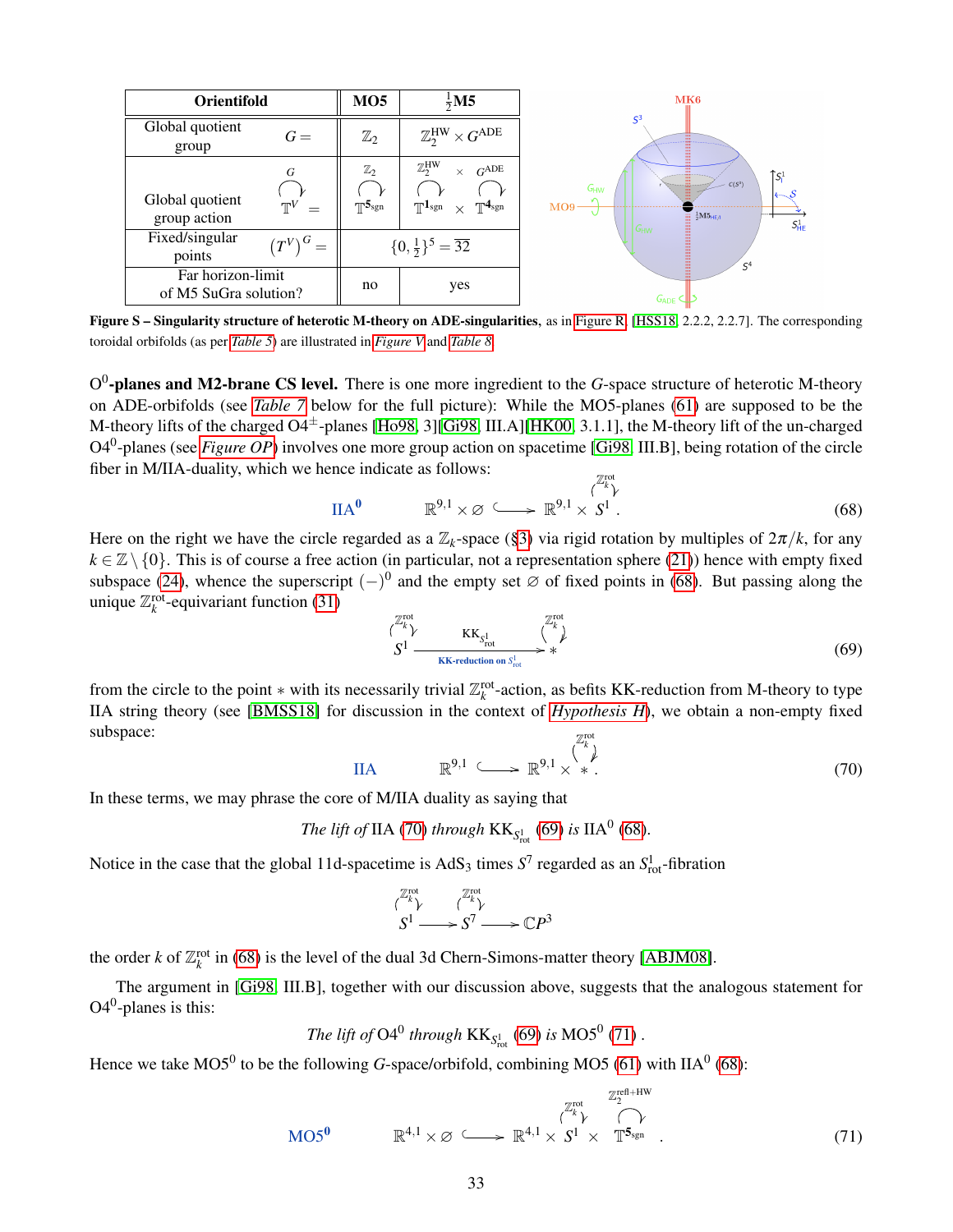| **Orientifold** | | **MO5** | $\frac{1}{2}$**M5** |
|---|---|---|---|
| Global quotient group | $G =$ | $\mathbb{Z}_2$ | $\mathbb{Z}_2^{\mathrm{HW}} \times G^{\mathrm{ADE}}$ |
| Global quotient group action | $\overset{G}{\curvearrowright} \mathbb{T}^V =$ | $\overset{\mathbb{Z}_2}{\curvearrowright} \mathbb{T}^{\mathbf{5}_{\mathrm{sgn}}}$ | $\overset{\mathbb{Z}_2^{\mathrm{HW}}}{\curvearrowright} \mathbb{T}^{\mathbf{1}_{\mathrm{sgn}}} \times \overset{G^{\mathrm{ADE}}}{\curvearrowright} \mathbb{T}^{\mathbf{4}_{\mathrm{sgn}}}$ |
| Fixed/singular points | $(T^V)^G =$ | $\{0, \frac{1}{2}\}^5 = \overline{32}$ | |
| Far horizon-limit of M5 SuGra solution? | | no | yes |

**Figure S – Singularity structure of heterotic M-theory on ADE-singularities**, as in Figure R, [HSS18, 2.2.2, 2.2.7]. The corresponding toroidal orbifolds (as per *Table 5*) are illustrated in *Figure V* and *Table 8*.

**O$^0$-planes and M2-brane CS level.** There is one more ingredient to the $G$-space structure of heterotic M-theory on ADE-orbifolds (see *Table 7* below for the full picture): While the MO5-planes (61) are supposed to be the M-theory lifts of the charged O4$^{\pm}$-planes [Ho98, 3][Gi98, III.A][HK00, 3.1.1], the M-theory lift of the un-charged O4$^0$-planes (see *Figure OP*) involves one more group action on spacetime [Gi98, III.B], being rotation of the circle fiber in M/IIA-duality, which we hence indicate as follows:

$$\mathrm{IIA}^{\mathbf{0}} \qquad \mathbb{R}^{9,1} \times \varnothing \hookrightarrow \mathbb{R}^{9,1} \times \overset{\mathbb{Z}_k^{\mathrm{rot}}}{\curvearrowright} S^1 . \tag{68}$$

Here on the right we have the circle regarded as a $\mathbb{Z}_k$-space (§3) via rigid rotation by multiples of $2\pi/k$, for any $k \in \mathbb{Z}\setminus\{0\}$. This is of course a free action (in particular, not a representation sphere (21)) hence with empty fixed subspace (24), whence the superscript $(-)^0$ and the empty set $\varnothing$ of fixed points in (68). But passing along the unique $\mathbb{Z}_k^{\mathrm{rot}}$-equivariant function (31)

$$\overset{\mathbb{Z}_k^{\mathrm{rot}}}{\curvearrowright} S^1 \xrightarrow[\text{KK-reduction on } S^1_{\mathrm{rot}}]{\mathrm{KK}_{S^1_{\mathrm{rot}}}} \overset{\mathbb{Z}_k^{\mathrm{rot}}}{\curvearrowright} * \tag{69}$$

from the circle to the point $*$ with its necessarily trivial $\mathbb{Z}_k^{\mathrm{rot}}$-action, as befits KK-reduction from M-theory to type IIA string theory (see [BMSS18] for discussion in the context of *Hypothesis H*), we obtain a non-empty fixed subspace:

$$\mathrm{IIA} \qquad \mathbb{R}^{9,1} \hookrightarrow \mathbb{R}^{9,1} \times \overset{\mathbb{Z}_k^{\mathrm{rot}}}{\curvearrowright} * . \tag{70}$$

In these terms, we may phrase the core of M/IIA duality as saying that

*The lift of* IIA (70) *through* $\mathrm{KK}_{S^1_{\mathrm{rot}}}$ (69) *is* IIA$^0$ (68).

Notice in the case that the global 11d-spacetime is AdS$_3$ times $S^7$ regarded as an $S^1_{\mathrm{rot}}$-fibration

$$\overset{\mathbb{Z}_k^{\mathrm{rot}}}{\curvearrowright} S^1 \longrightarrow \overset{\mathbb{Z}_k^{\mathrm{rot}}}{\curvearrowright} S^7 \longrightarrow \mathbb{C}P^3$$

the order $k$ of $\mathbb{Z}_k^{\mathrm{rot}}$ in (68) is the level of the dual 3d Chern-Simons-matter theory [ABJM08].

The argument in [Gi98, III.B], together with our discussion above, suggests that the analogous statement for O4$^0$-planes is this:

*The lift of* O4$^0$ *through* $\mathrm{KK}_{S^1_{\mathrm{rot}}}$ (69) *is* MO5$^0$ (71) .

Hence we take MO5$^0$ to be the following $G$-space/orbifold, combining MO5 (61) with IIA$^0$ (68):

$$\mathrm{MO5}^{\mathbf{0}} \qquad \mathbb{R}^{4,1} \times \varnothing \hookrightarrow \mathbb{R}^{4,1} \times \overset{\mathbb{Z}_k^{\mathrm{rot}}}{\curvearrowright} S^1 \times \overset{\mathbb{Z}_2^{\mathrm{refl+HW}}}{\curvearrowright} \mathbb{T}^{\mathbf{5}_{\mathrm{sgn}}} . \tag{71}$$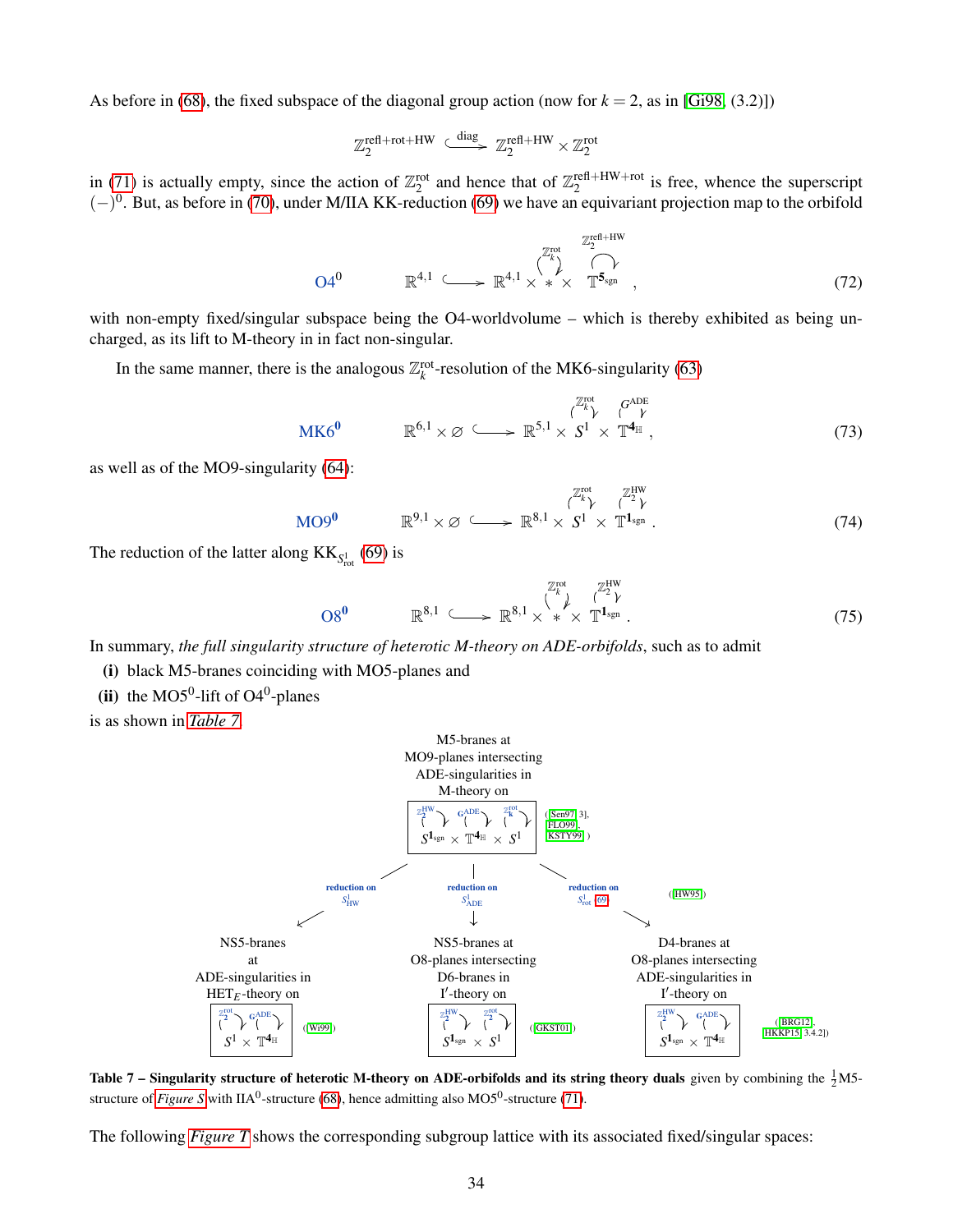As before in (68), the fixed subspace of the diagonal group action (now for $k=2$, as in [Gi98, (3.2)])

$$\mathbb{Z}_2^{\text{refl+rot+HW}} \xhookrightarrow{\text{diag}} \mathbb{Z}_2^{\text{refl+HW}} \times \mathbb{Z}_2^{\text{rot}}$$

in (71) is actually empty, since the action of $\mathbb{Z}_2^{\text{rot}}$ and hence that of $\mathbb{Z}_2^{\text{refl+HW+rot}}$ is free, whence the superscript $(-)^0$. But, as before in (70), under M/IIA KK-reduction (69) we have an equivariant projection map to the orbifold

$$\text{O4}^0 \qquad \mathbb{R}^{4,1} \hookrightarrow \mathbb{R}^{4,1} \times \overset{\mathbb{Z}_k^{\text{rot}}}{\ast} \times \overset{\mathbb{Z}_2^{\text{refl+HW}}}{\mathbb{T}^{\mathbf{5}_{\text{sgn}}}}, \tag{72}$$

with non-empty fixed/singular subspace being the O4-worldvolume – which is thereby exhibited as being uncharged, as its lift to M-theory in in fact non-singular.

In the same manner, there is the analogous $\mathbb{Z}_k^{\text{rot}}$-resolution of the MK6-singularity (63)

$$\text{MK6}^{\mathbf{0}} \qquad \mathbb{R}^{6,1} \times \varnothing \hookrightarrow \mathbb{R}^{5,1} \times \overset{\mathbb{Z}_k^{\text{rot}}}{S^1} \times \overset{G^{\text{ADE}}}{\mathbb{T}^{\mathbf{4}_{\mathbb{H}}}}, \tag{73}$$

as well as of the MO9-singularity (64):

$$\text{MO9}^{\mathbf{0}} \qquad \mathbb{R}^{9,1} \times \varnothing \hookrightarrow \mathbb{R}^{8,1} \times \overset{\mathbb{Z}_k^{\text{rot}}}{S^1} \times \overset{\mathbb{Z}_2^{\text{HW}}}{\mathbb{T}^{\mathbf{1}_{\text{sgn}}}}. \tag{74}$$

The reduction of the latter along $\text{KK}_{S^1_{\text{rot}}}$ (69) is

$$\text{O8}^{\mathbf{0}} \qquad \mathbb{R}^{8,1} \hookrightarrow \mathbb{R}^{8,1} \times \overset{\mathbb{Z}_k^{\text{rot}}}{\ast} \times \overset{\mathbb{Z}_2^{\text{HW}}}{\mathbb{T}^{\mathbf{1}_{\text{sgn}}}}. \tag{75}$$

In summary, *the full singularity structure of heterotic M-theory on ADE-orbifolds*, such as to admit

**(i)** black M5-branes coinciding with MO5-planes and

**(ii)** the $\text{MO5}^0$-lift of $\text{O4}^0$-planes

is as shown in *Table 7*.

M5-branes at MO9-planes intersecting ADE-singularities in M-theory on
$$\overset{\mathbb{Z}_2^{\text{HW}}}{S^{\mathbf{1}_{\text{sgn}}}} \times \overset{G^{\text{ADE}}}{\mathbb{T}^{\mathbf{4}_{\mathbb{H}}}} \times \overset{\mathbb{Z}_k^{\text{rot}}}{S^1}$$
([Sen97, 3], [FLO99], [KSTY99])

- reduction on $S^1_{\text{HW}}$ → NS5-branes at ADE-singularities in $\text{HET}_E$-theory on $\overset{\mathbb{Z}_2^{\text{rot}}}{S^1} \times \overset{G^{\text{ADE}}}{\mathbb{T}^{\mathbf{4}_{\mathbb{H}}}}$ ([Wi99])
- reduction on $S^1_{\text{ADE}}$ → NS5-branes at O8-planes intersecting D6-branes in I′-theory on $\overset{\mathbb{Z}_2^{\text{HW}}}{S^{\mathbf{1}_{\text{sgn}}}} \times \overset{\mathbb{Z}_2^{\text{rot}}}{S^1}$ ([GKST01])
- reduction on $S^1_{\text{rot}}$ (69) ([HW95]) → D4-branes at O8-planes intersecting ADE-singularities in I′-theory on $\overset{\mathbb{Z}_2^{\text{HW}}}{S^{\mathbf{1}_{\text{sgn}}}} \times \overset{G^{\text{ADE}}}{\mathbb{T}^{\mathbf{4}_{\mathbb{H}}}}$ ([BRG12], [HKKP15, 3.4.2])

**Table 7 – Singularity structure of heterotic M-theory on ADE-orbifolds and its string theory duals** given by combining the $\frac{1}{2}$M5-structure of *Figure S* with $\text{IIA}^0$-structure (68), hence admitting also $\text{MO5}^0$-structure (71).

The following *Figure T* shows the corresponding subgroup lattice with its associated fixed/singular spaces: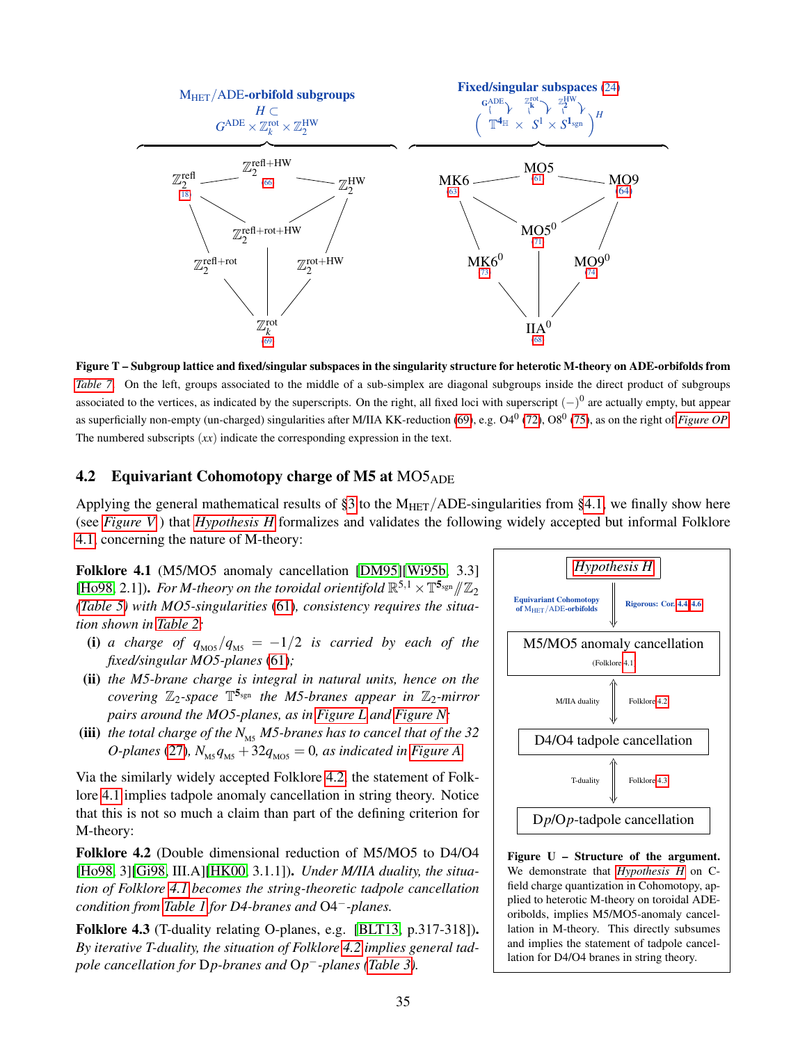**$\mathrm{M_{HET}}$/ADE-orbifold subgroups** $H \subset G^{\mathrm{ADE}} \times \mathbb{Z}_k^{\mathrm{rot}} \times \mathbb{Z}_2^{\mathrm{HW}}$

**Fixed/singular subspaces** (24) $\left( \mathbb{T}^{4_{\mathbb{H}}} \times S^1 \times S^{1_{\mathrm{sgn}}} \right)^H$

| Subgroup | Eq. | Fixed/singular subspace | Eq. |
|---|---|---|---|
| $\mathbb{Z}_2^{\mathrm{refl}}$ | (18) | MK6 | (63) |
| $\mathbb{Z}_2^{\mathrm{refl+HW}}$ | (66) | MO5 | (61) |
| $\mathbb{Z}_2^{\mathrm{HW}}$ | | MO9 | (64) |
| $\mathbb{Z}_2^{\mathrm{refl+rot+HW}}$ | | $\mathrm{MO5}^0$ | (71) |
| $\mathbb{Z}_2^{\mathrm{refl+rot}}$ | | $\mathrm{MK6}^0$ | (73) |
| $\mathbb{Z}_2^{\mathrm{rot+HW}}$ | | $\mathrm{MO9}^0$ | (74) |
| $\mathbb{Z}_k^{\mathrm{rot}}$ | (69) | $\mathrm{IIA}^0$ | (68) |

**Figure T – Subgroup lattice and fixed/singular subspaces in the singularity structure for heterotic M-theory on ADE-orbifolds from** *Table 7*. On the left, groups associated to the middle of a sub-simplex are diagonal subgroups inside the direct product of subgroups associated to the vertices, as indicated by the superscripts. On the right, all fixed loci with superscript $(-)^0$ are actually empty, but appear as superficially non-empty (un-charged) singularities after M/IIA KK-reduction (69), e.g. $\mathrm{O4}^0$ (72), $\mathrm{O8}^0$ (75), as on the right of *Figure OP*. The numbered subscripts $(xx)$ indicate the corresponding expression in the text.

## 4.2 Equivariant Cohomotopy charge of M5 at $\mathrm{MO5}_{\mathrm{ADE}}$

Applying the general mathematical results of §3 to the $\mathrm{M_{HET}}$/ADE-singularities from §4.1, we finally show here (see *Figure V*) that *Hypothesis H* formalizes and validates the following widely accepted but informal Folklore 4.1 concerning the nature of M-theory:

**Folklore 4.1** (M5/MO5 anomaly cancellation [DM95][Wi95b, 3.3][Ho98, 2.1]). *For M-theory on the toroidal orientifold $\mathbb{R}^{5,1} \times \mathbb{T}^{5_{\mathrm{sgn}}} /\!\!/ \mathbb{Z}_2$ (Table 5) with MO5-singularities (61), consistency requires the situation shown in Table 2:*

- **(i)** *a charge of $q_{\mathrm{MO5}}/q_{\mathrm{M5}} = -1/2$ is carried by each of the fixed/singular MO5-planes (61);*
- **(ii)** *the M5-brane charge is integral in natural units, hence on the covering $\mathbb{Z}_2$-space $\mathbb{T}^{5_{\mathrm{sgn}}}$ the M5-branes appear in $\mathbb{Z}_2$-mirror pairs around the MO5-planes, as in Figure L and Figure N;*
- **(iii)** *the total charge of the $N_{\mathrm{M5}}$ M5-branes has to cancel that of the 32 O-planes (27), $N_{\mathrm{M5}} q_{\mathrm{M5}} + 32 q_{\mathrm{MO5}} = 0$, as indicated in Figure A.*

Via the similarly widely accepted Folklore 4.2, the statement of Folklore 4.1 implies tadpole anomaly cancellation in string theory. Notice that this is not so much a claim than part of the defining criterion for M-theory:

**Folklore 4.2** (Double dimensional reduction of M5/MO5 to D4/O4 [Ho98, 3][Gi98, III.A][HK00, 3.1.1]). *Under M/IIA duality, the situation of Folklore 4.1 becomes the string-theoretic tadpole cancellation condition from Table 1 for D4-branes and $\mathrm{O4}^-$-planes.*

**Folklore 4.3** (T-duality relating O-planes, e.g. [BLT13, p.317-318]). *By iterative T-duality, the situation of Folklore 4.2 implies general tadpole cancellation for D$p$-branes and O$p^-$-planes (Table 3).*

*Hypothesis H*
↓ Equivariant Cohomotopy of $\mathrm{M_{HET}}$/ADE-orbifolds — Rigorous: Cor. 4.4, 4.6
M5/MO5 anomaly cancellation (Folklore 4.1)
↕ M/IIA duality — Folklore 4.2
D4/O4 tadpole cancellation
↕ T-duality — Folklore 4.3
D$p$/O$p$-tadpole cancellation

**Figure U – Structure of the argument.** We demonstrate that *Hypothesis H* on C-field charge quantization in Cohomotopy, applied to heterotic M-theory on toroidal ADE-oribolds, implies M5/MO5-anomaly cancellation in M-theory. This directly subsumes and implies the statement of tadpole cancellation for D4/O4 branes in string theory.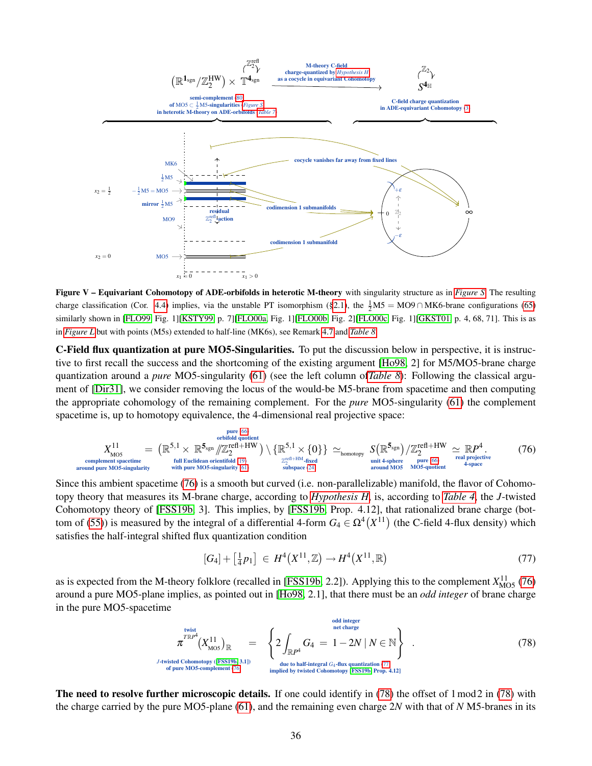**Figure V – Equivariant Cohomotopy of ADE-orbifolds in heterotic M-theory** with singularity structure as in *Figure S*. The resulting charge classification (Cor. 4.4) implies, via the unstable PT isomorphism (§2.1), the $\frac{1}{2}$M5 = MO9 ∩ MK6-brane configurations (65) similarly shown in [FLO99, Fig. 1][KSTY99, p. 7][FLO00a, Fig. 1][FLO00b, Fig. 2][FLO00c, Fig. 1][GKST01, p. 4, 68, 71]. This is as in *Figure L* but with points (M5s) extended to half-line (MK6s), see Remark 4.7 and *Table 8*.

**C-Field flux quantization at pure MO5-Singularities.** To put the discussion below in perspective, it is instructive to first recall the success and the shortcoming of the existing argument [Ho98, 2] for M5/MO5-brane charge quantization around a *pure* MO5-singularity (61) (see the left column of *Table 8*): Following the classical argument of [Dir31], we consider removing the locus of the would-be M5-brane from spacetime and then computing the appropriate cohomology of the remaining complement. For the *pure* MO5-singularity (61) the complement spacetime is, up to homotopy equivalence, the 4-dimensional real projective space:

$$
\underbrace{X^{11}_{\mathrm{MO5}}}_{\substack{\text{complement spacetime}\\ \text{around pure MO5-singularity}}} = \big( \underbrace{\mathbb{R}^{5,1} \times \mathbb{R}^{\mathbf{5}_{\mathrm{sgn}}} \!\sslash\! \overbrace{\mathbb{Z}_2^{\mathrm{refl+HW}}}^{\substack{\text{pure (66)}\\ \text{orbifold quotient}}}}_{\substack{\text{full Euclidean orientifold (19)}\\ \text{with pure MO5-singularity (61)}}} \big) \setminus \underbrace{\{\mathbb{R}^{5,1} \times \{0\}\}}_{\substack{\mathbb{Z}_2^{\mathrm{refl+HM}}\text{-fixed}\\ \text{subspace (24)}}} \simeq_{\mathrm{homotopy}} \underbrace{S(\mathbb{R}^{\mathbf{5}_{\mathrm{sgn}}})}_{\substack{\text{unit 4-sphere}\\ \text{around MO5}}} / \underbrace{\mathbb{Z}_2^{\mathrm{refl+HW}}}_{\substack{\text{pure (66)}\\ \text{MO5-quotient}}} \simeq \underbrace{\mathbb{R}P^4}_{\substack{\text{real projective}\\ \text{4-space}}} . \tag{76}
$$

Since this ambient spacetime (76) is a smooth but curved (i.e. non-parallelizable) manifold, the flavor of Cohomotopy theory that measures its M-brane charge, according to *Hypothesis H*, is, according to *Table 4*, the $J$-twisted Cohomotopy theory of [FSS19b, 3]. This implies, by [FSS19b, Prop. 4.12], that rationalized brane charge (bottom of (55)) is measured by the integral of a differential 4-form $G_4 \in \Omega^4(X^{11})$ (the C-field 4-flux density) which satisfies the half-integral shifted flux quantization condition

$$
[G_4] + \left[\tfrac{1}{4} p_1\right] \in H^4(X^{11}, \mathbb{Z}) \to H^4(X^{11}, \mathbb{R}) \tag{77}
$$

as is expected from the M-theory folklore (recalled in [FSS19b, 2.2]). Applying this to the complement $X^{11}_{\mathrm{MO5}}$ (76) around a pure MO5-plane implies, as pointed out in [Ho98, 2.1], that there must be an *odd integer* of brane charge in the pure MO5-spacetime

$$
\underbrace{\pi^{\overset{\text{twist}}{T\mathbb{R}P^4}}\big(X^{11}_{\mathrm{MO5}}\big)_{\mathbb{R}}}_{\substack{J\text{-twisted Cohomotopy ([FSS19b, 3.1])}\\ \text{of pure MO5-complement (76)}}} = \underbrace{\Big\{ 2\int_{\mathbb{R}P^4} G_4 \;=\; \overbrace{1 - 2N}^{\substack{\text{odd integer}\\ \text{net charge}}} \;\big|\; N \in \mathbb{N} \Big\}}_{\substack{\text{due to half-integral } G_4\text{-flux quantization (77)}\\ \text{implied by twisted Cohomotopy [FSS19b, Prop. 4.12]}}} . \tag{78}
$$

**The need to resolve further microscopic details.** If one could identify in (78) the offset of 1 mod 2 in (78) with the charge carried by the pure MO5-plane (61), and the remaining even charge $2N$ with that of $N$ M5-branes in its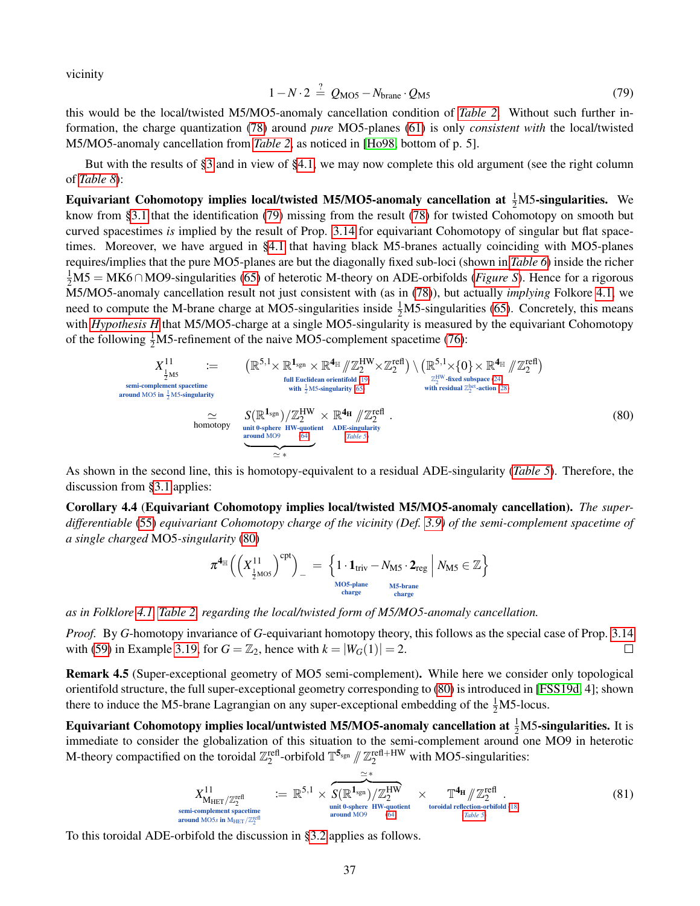vicinity

$$1 - N \cdot 2 \overset{?}{=} Q_{\text{MO5}} - N_{\text{brane}} \cdot Q_{\text{M5}} \tag{79}$$

this would be the local/twisted M5/MO5-anomaly cancellation condition of *Table 2*. Without such further information, the charge quantization (78) around *pure* MO5-planes (61) is only *consistent with* the local/twisted M5/MO5-anomaly cancellation from *Table 2*, as noticed in [Ho98, bottom of p. 5].

But with the results of §3 and in view of §4.1, we may now complete this old argument (see the right column of *Table 8*):

**Equivariant Cohomotopy implies local/twisted M5/MO5-anomaly cancellation at $\frac{1}{2}$M5-singularities.** We know from §3.1 that the identification (79) missing from the result (78) for twisted Cohomotopy on smooth but curved spacestimes *is* implied by the result of Prop. 3.14 for equivariant Cohomotopy of singular but flat spacetimes. Moreover, we have argued in §4.1 that having black M5-branes actually coinciding with MO5-planes requires/implies that the pure MO5-planes are but the diagonally fixed sub-loci (shown in *Table 6*) inside the richer $\frac{1}{2}$M5 = MK6 ∩ MO9-singularities (65) of heterotic M-theory on ADE-orbifolds (*Figure S*). Hence for a rigorous M5/MO5-anomaly cancellation result not just consistent with (as in (78)), but actually *implying* Folkore 4.1, we need to compute the M-brane charge at MO5-singularities inside $\frac{1}{2}$M5-singularities (65). Concretely, this means with *Hypothesis H* that M5/MO5-charge at a single MO5-singularity is measured by the equivariant Cohomotopy of the following $\frac{1}{2}$M5-refinement of the naive MO5-complement spacetime (76):

$$\underset{\substack{\text{semi-complement spacetime} \\ \text{around MO5 in } \frac{1}{2}\text{M5-singularity}}}{X^{11}_{\frac{1}{2}\text{M5}}} := \underset{\substack{\text{full Euclidean orientifold (19)} \\ \text{with } \frac{1}{2}\text{M5-singularity (65)}}}{\left(\mathbb{R}^{5,1} \times \mathbb{R}^{\mathbf{1}_{\text{sgn}}} \times \mathbb{R}^{\mathbf{4}_{\mathbb{H}}} /\!\!/ \mathbb{Z}_2^{\text{HW}} \times \mathbb{Z}_2^{\text{refl}}\right)} \setminus \underset{\substack{\mathbb{Z}_2^{\text{HW}}\text{-fixed subspace (24)} \\ \text{with residual } \mathbb{Z}_2^{\text{het}}\text{-action (28)}}}{\left(\mathbb{R}^{5,1} \times \{0\} \times \mathbb{R}^{\mathbf{4}_{\mathbb{H}}} /\!\!/ \mathbb{Z}_2^{\text{refl}}\right)}$$

$$\underset{\text{homotopy}}{\simeq} \underbrace{\underset{\substack{\text{unit 0-sphere} \\ \text{around MO9}}}{S(\mathbb{R}^{\mathbf{1}_{\text{sgn}}})} \big/ \underset{\substack{\text{HW-quotient} \\ (64)}}{\mathbb{Z}_2^{\text{HW}}}}_{\simeq *} \times \underset{\substack{\text{ADE-singularity} \\ \textit{Table 5}}}{\mathbb{R}^{\mathbf{4}_{\mathbb{H}}} /\!\!/ \mathbb{Z}_2^{\text{refl}}} . \tag{80}$$

As shown in the second line, this is homotopy-equivalent to a residual ADE-singularity (*Table 5*). Therefore, the discussion from §3.1 applies:

**Corollary 4.4 (Equivariant Cohomotopy implies local/twisted M5/MO5-anomaly cancellation).** *The super-differentiable (55) equivariant Cohomotopy charge of the vicinity (Def. 3.9) of the semi-complement spacetime of a single charged* MO5*-singularity (80)*

$$\pi^{\mathbf{4}_{\mathbb{H}}}\left(\left(X^{11}_{\frac{1}{2}\text{MO5}}\right)^{\text{cpt}}\right)_{-} = \left\{ \underset{\substack{\text{MO5-plane} \\ \text{charge}}}{1 \cdot \mathbf{1}_{\text{triv}}} - \underset{\substack{\text{M5-brane} \\ \text{charge}}}{N_{\text{M5}} \cdot \mathbf{2}_{\text{reg}}} \;\middle|\; N_{\text{M5}} \in \mathbb{Z} \right\}$$

*as in Folklore 4.1, Table 2, regarding the local/twisted form of M5/MO5-anomaly cancellation.*

*Proof.* By $G$-homotopy invariance of $G$-equivariant homotopy theory, this follows as the special case of Prop. 3.14 with (59) in Example 3.19, for $G = \mathbb{Z}_2$, hence with $k = |W_G(1)| = 2$. □

**Remark 4.5** (Super-exceptional geometry of MO5 semi-complement)**.** While here we consider only topological orientifold structure, the full super-exceptional geometry corresponding to (80) is introduced in [FSS19d, 4]; shown there to induce the M5-brane Lagrangian on any super-exceptional embedding of the $\frac{1}{2}$M5-locus.

**Equivariant Cohomotopy implies local/untwisted M5/MO5-anomaly cancellation at $\frac{1}{2}$M5-singularities.** It is immediate to consider the globalization of this situation to the semi-complement around one MO9 in heterotic M-theory compactified on the toroidal $\mathbb{Z}_2^{\text{refl}}$-orbifold $\mathbb{T}^{\mathbf{5}_{\text{sgn}}} /\!\!/ \mathbb{Z}_2^{\text{refl+HW}}$ with MO5-singularities:

$$\underset{\substack{\text{semi-complement spacetime} \\ \text{around MO5s in } \text{M}_{\text{HET}}/\mathbb{Z}_2^{\text{refl}}}}{X^{11}_{\text{M}_{\text{HET}}/\mathbb{Z}_2^{\text{refl}}}} := \mathbb{R}^{5,1} \times \overbrace{\underset{\substack{\text{unit 0-sphere} \\ \text{around MO9}}}{S(\mathbb{R}^{\mathbf{1}_{\text{sgn}}})} \big/ \underset{\substack{\text{HW-quotient} \\ (64)}}{\mathbb{Z}_2^{\text{HW}}}}^{\simeq *} \times \underset{\substack{\text{toroidal reflection-orbifold (18)} \\ \textit{Table 5}}}{\mathbb{T}^{\mathbf{4}_{\mathbb{H}}} /\!\!/ \mathbb{Z}_2^{\text{refl}}} . \tag{81}$$

To this toroidal ADE-orbifold the discussion in §3.2 applies as follows.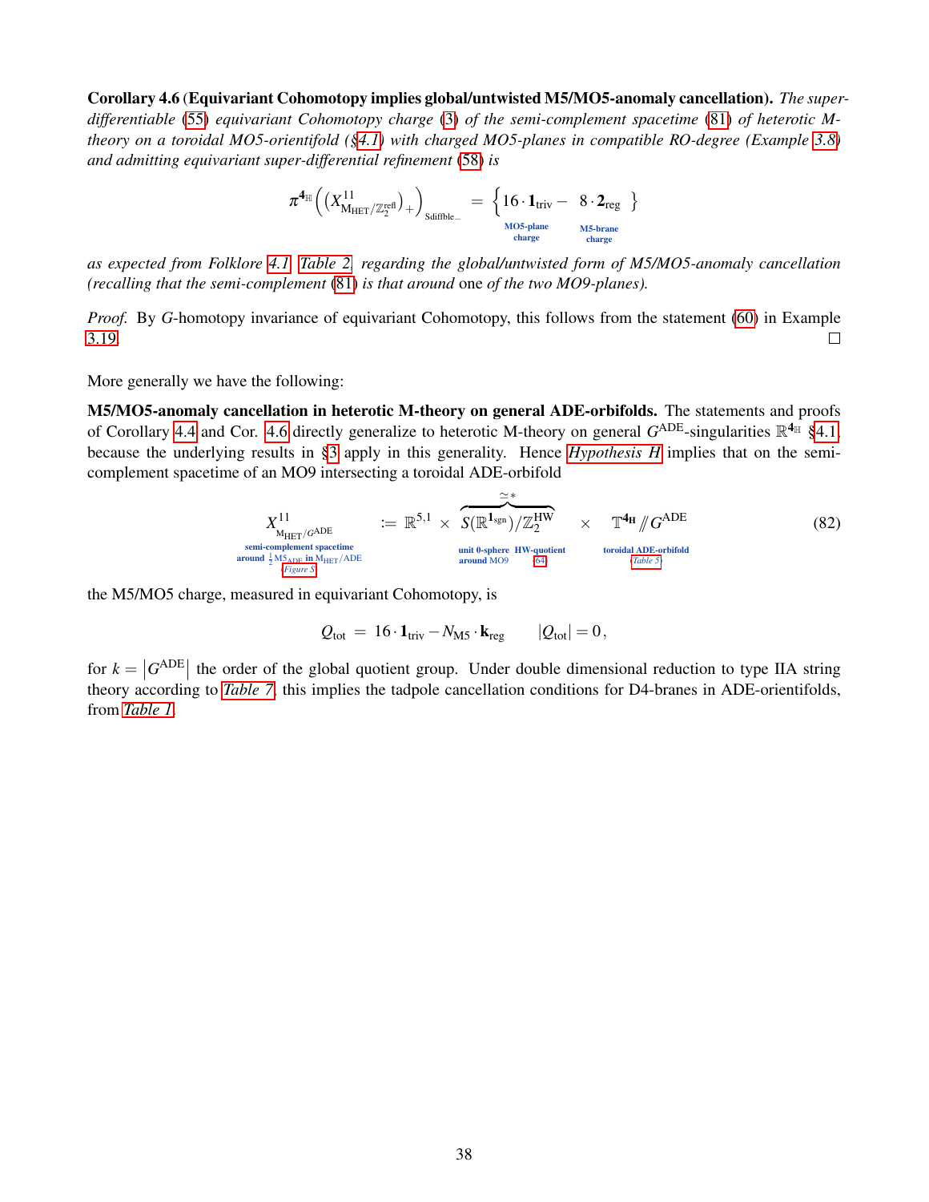**Corollary 4.6 (Equivariant Cohomotopy implies global/untwisted M5/MO5-anomaly cancellation).** *The super-differentiable (55) equivariant Cohomotopy charge (3) of the semi-complement spacetime (81) of heterotic M-theory on a toroidal MO5-orientifold (§4.1) with charged MO5-planes in compatible RO-degree (Example 3.8) and admitting equivariant super-differential refinement (58) is*

$$\pi^{\mathbf{4}_{\mathbb{H}}}\Big( \big( X^{11}_{\mathrm{M_{HET}}/\mathbb{Z}_2^{\mathrm{refl}}} \big)_+ \Big)_{\mathrm{Sdiffble}_-} \;=\; \Big\{ \underbrace{16 \cdot \mathbf{1}_{\mathrm{triv}}}_{\text{MO5-plane charge}} - \underbrace{8 \cdot \mathbf{2}_{\mathrm{reg}}}_{\text{M5-brane charge}} \Big\}$$

*as expected from Folklore 4.1, Table 2, regarding the global/untwisted form of M5/MO5-anomaly cancellation (recalling that the semi-complement (81) is that around* one *of the two MO9-planes).*

*Proof.* By $G$-homotopy invariance of equivariant Cohomotopy, this follows from the statement (60) in Example 3.19. □

More generally we have the following:

**M5/MO5-anomaly cancellation in heterotic M-theory on general ADE-orbifolds.** The statements and proofs of Corollary 4.4 and Cor. 4.6 directly generalize to heterotic M-theory on general $G^{\mathrm{ADE}}$-singularities $\mathbb{R}^{\mathbf{4}_{\mathbb{H}}}$ §4.1, because the underlying results in §3 apply in this generality. Hence *Hypothesis H* implies that on the semi-complement spacetime of an MO9 intersecting a toroidal ADE-orbifold

$$\underbrace{X^{11}_{\mathrm{M_{HET}}/G^{\mathrm{ADE}}}}_{\substack{\text{semi-complement spacetime} \\ \text{around } \frac{1}{2}\mathrm{M5}_{\mathrm{ADE}} \text{ in } \mathrm{M_{HET}}/\mathrm{ADE} \\ \textit{Figure S}}} := \mathbb{R}^{5,1} \times \overbrace{\underbrace{S(\mathbb{R}^{\mathbf{1}_{\mathrm{sgn}}})}_{\substack{\text{unit 0-sphere} \\ \text{around MO9}}} \underbrace{/\mathbb{Z}_2^{\mathrm{HW}}}_{\substack{\text{HW-quotient} \\ (64)}}}^{\simeq *} \times \underbrace{\mathbb{T}^{\mathbf{4}_{\mathbb{H}}} /\!\!/ G^{\mathrm{ADE}}}_{\substack{\text{toroidal ADE-orbifold} \\ \textit{Table 5}}} \tag{82}$$

the M5/MO5 charge, measured in equivariant Cohomotopy, is

$$Q_{\mathrm{tot}} \;=\; 16 \cdot \mathbf{1}_{\mathrm{triv}} - N_{\mathrm{M5}} \cdot \mathbf{k}_{\mathrm{reg}} \qquad |Q_{\mathrm{tot}}| = 0\,,$$

for $k = \left|G^{\mathrm{ADE}}\right|$ the order of the global quotient group. Under double dimensional reduction to type IIA string theory according to *Table 7*, this implies the tadpole cancellation conditions for D4-branes in ADE-orientifolds, from *Table 1*.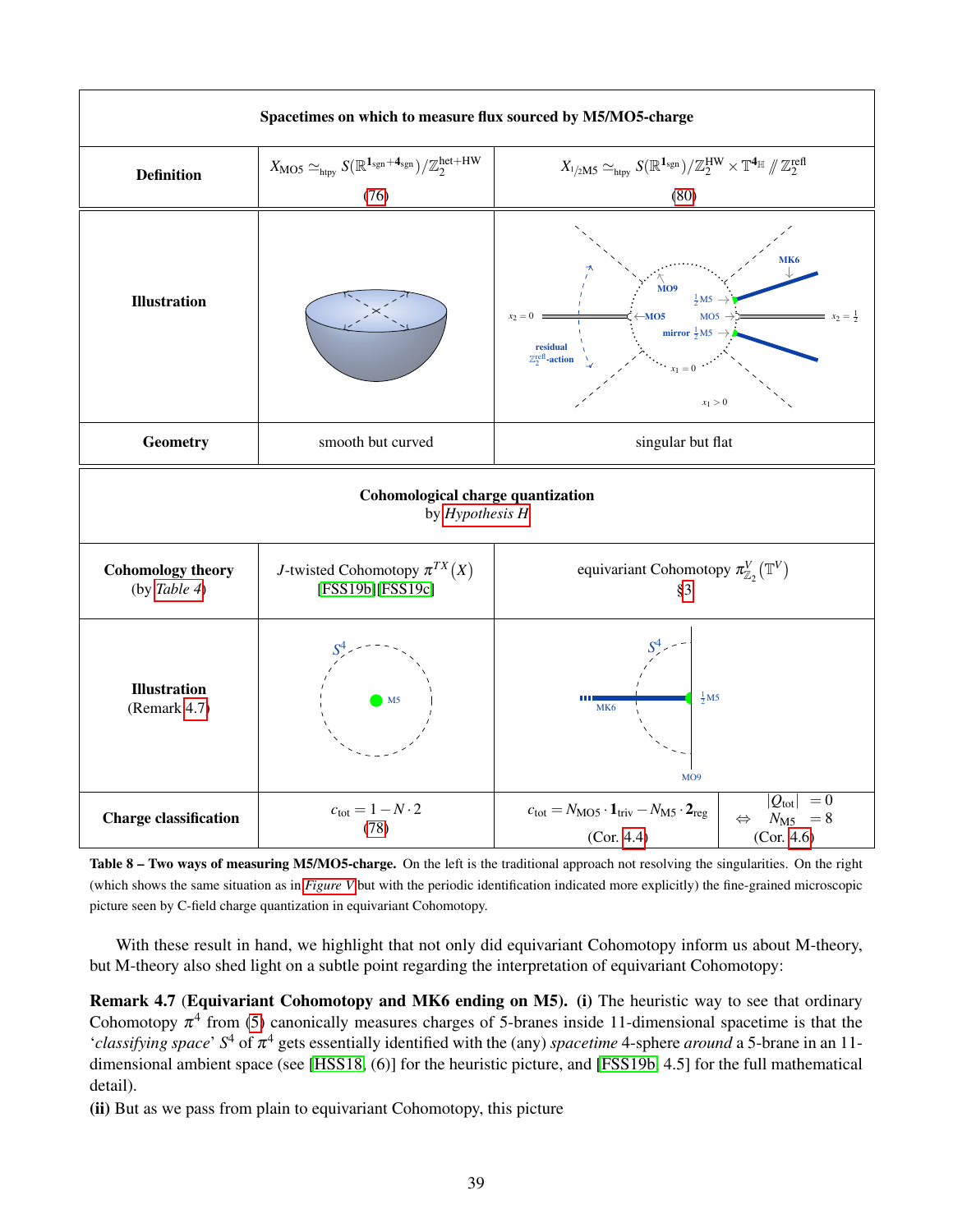| **Spacetimes on which to measure flux sourced by M5/MO5-charge** | | |
|---|---|---|
| **Definition** | $X_{\mathrm{MO5}} \simeq_{\mathrm{htpy}} S(\mathbb{R}^{\mathbf{1}_{\mathrm{sgn}}+\mathbf{4}_{\mathrm{sgn}}})/\mathbb{Z}_2^{\mathrm{het+HW}}$ (76) | $X_{1/2\mathrm{M5}} \simeq_{\mathrm{htpy}} S(\mathbb{R}^{\mathbf{1}_{\mathrm{sgn}}})/\mathbb{Z}_2^{\mathrm{HW}} \times \mathbb{T}^{\mathbf{4}_{\mathbb{H}}} /\!\!/ \mathbb{Z}_2^{\mathrm{refl}}$ (80) |
| **Illustration** | | |
| **Geometry** | smooth but curved | singular but flat |

| **Cohomological charge quantization** by *Hypothesis H* | | | |
|---|---|---|---|
| **Cohomology theory** (by *Table 4*) | $J$-twisted Cohomotopy $\pi^{TX}(X)$ [FSS19b][FSS19c] | equivariant Cohomotopy $\pi^{V}_{\mathbb{Z}_2}(\mathbb{T}^V)$ §3 | |
| **Illustration** (Remark 4.7) | | | |
| **Charge classification** | $c_{\mathrm{tot}} = 1 - N \cdot 2$ (78) | $c_{\mathrm{tot}} = N_{\mathrm{MO5}} \cdot \mathbf{1}_{\mathrm{triv}} - N_{\mathrm{M5}} \cdot \mathbf{2}_{\mathrm{reg}}$ (Cor. 4.4) | $\Leftrightarrow$ $\lvert Q_{\mathrm{tot}} \rvert = 0$, $N_{\mathrm{M5}} = 8$ (Cor. 4.6) |

**Table 8 – Two ways of measuring M5/MO5-charge.** On the left is the traditional approach not resolving the singularities. On the right (which shows the same situation as in *Figure V* but with the periodic identification indicated more explicitly) the fine-grained microscopic picture seen by C-field charge quantization in equivariant Cohomotopy.

With these result in hand, we highlight that not only did equivariant Cohomotopy inform us about M-theory, but M-theory also shed light on a subtle point regarding the interpretation of equivariant Cohomotopy:

**Remark 4.7 (Equivariant Cohomotopy and MK6 ending on M5). (i)** The heuristic way to see that ordinary Cohomotopy $\pi^4$ from (5) canonically measures charges of 5-branes inside 11-dimensional spacetime is that the '*classifying space*' $S^4$ of $\pi^4$ gets essentially identified with the (any) *spacetime* 4-sphere *around* a 5-brane in an 11-dimensional ambient space (see [HSS18, (6)] for the heuristic picture, and [FSS19b, 4.5] for the full mathematical detail).

**(ii)** But as we pass from plain to equivariant Cohomotopy, this picture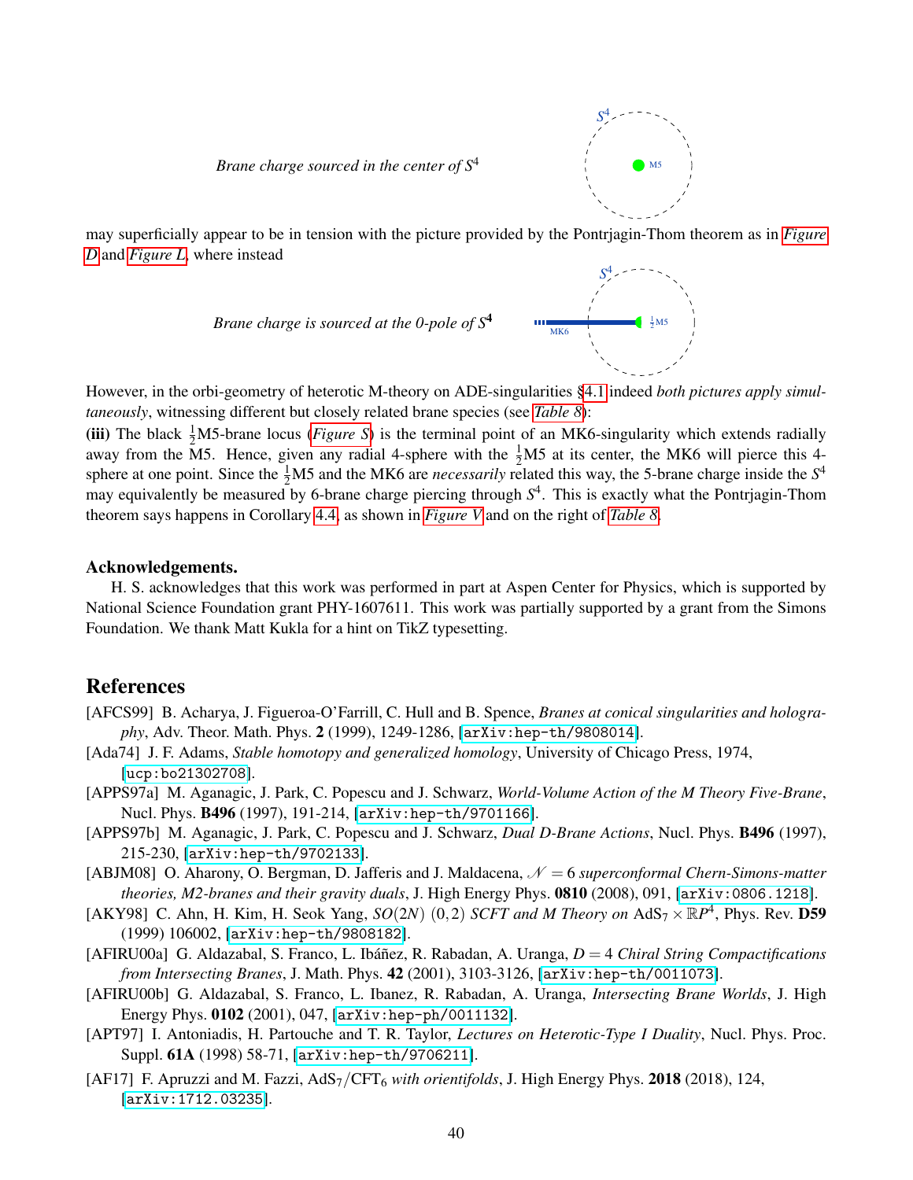*Brane charge sourced in the center of $S^4$*

may superficially appear to be in tension with the picture provided by the Pontrjagin-Thom theorem as in *Figure D* and *Figure L*, where instead

*Brane charge is sourced at the 0-pole of $S^4$*

However, in the orbi-geometry of heterotic M-theory on ADE-singularities §4.1 indeed *both pictures apply simultaneously*, witnessing different but closely related brane species (see *Table 8*):

**(iii)** The black $\frac{1}{2}$M5-brane locus (*Figure S*) is the terminal point of an MK6-singularity which extends radially away from the M5. Hence, given any radial 4-sphere with the $\frac{1}{2}$M5 at its center, the MK6 will pierce this 4-sphere at one point. Since the $\frac{1}{2}$M5 and the MK6 are *necessarily* related this way, the 5-brane charge inside the $S^4$ may equivalently be measured by 6-brane charge piercing through $S^4$. This is exactly what the Pontrjagin-Thom theorem says happens in Corollary 4.4, as shown in *Figure V* and on the right of *Table 8*.

### Acknowledgements.

H. S. acknowledges that this work was performed in part at Aspen Center for Physics, which is supported by National Science Foundation grant PHY-1607611. This work was partially supported by a grant from the Simons Foundation. We thank Matt Kukla for a hint on TikZ typesetting.

## References

[AFCS99] B. Acharya, J. Figueroa-O'Farrill, C. Hull and B. Spence, *Branes at conical singularities and holography*, Adv. Theor. Math. Phys. **2** (1999), 1249-1286, [arXiv:hep-th/9808014].

[Ada74] J. F. Adams, *Stable homotopy and generalized homology*, University of Chicago Press, 1974, [ucp:bo21302708].

[APPS97a] M. Aganagic, J. Park, C. Popescu and J. Schwarz, *World-Volume Action of the M Theory Five-Brane*, Nucl. Phys. **B496** (1997), 191-214, [arXiv:hep-th/9701166].

[APPS97b] M. Aganagic, J. Park, C. Popescu and J. Schwarz, *Dual D-Brane Actions*, Nucl. Phys. **B496** (1997), 215-230, [arXiv:hep-th/9702133].

[ABJM08] O. Aharony, O. Bergman, D. Jafferis and J. Maldacena, $\mathcal{N}=6$ *superconformal Chern-Simons-matter theories, M2-branes and their gravity duals*, J. High Energy Phys. **0810** (2008), 091, [arXiv:0806.1218].

[AKY98] C. Ahn, H. Kim, H. Seok Yang, $SO(2N)$ $(0,2)$ *SCFT and M Theory on* $\mathrm{AdS}_7 \times \mathbb{R}P^4$, Phys. Rev. **D59** (1999) 106002, [arXiv:hep-th/9808182].

[AFIRU00a] G. Aldazabal, S. Franco, L. Ibáñez, R. Rabadan, A. Uranga, $D=4$ *Chiral String Compactifications from Intersecting Branes*, J. Math. Phys. **42** (2001), 3103-3126, [arXiv:hep-th/0011073].

[AFIRU00b] G. Aldazabal, S. Franco, L. Ibanez, R. Rabadan, A. Uranga, *Intersecting Brane Worlds*, J. High Energy Phys. **0102** (2001), 047, [arXiv:hep-ph/0011132].

[APT97] I. Antoniadis, H. Partouche and T. R. Taylor, *Lectures on Heterotic-Type I Duality*, Nucl. Phys. Proc. Suppl. **61A** (1998) 58-71, [arXiv:hep-th/9706211].

[AF17] F. Apruzzi and M. Fazzi, $\mathrm{AdS}_7/\mathrm{CFT}_6$ *with orientifolds*, J. High Energy Phys. **2018** (2018), 124, [arXiv:1712.03235].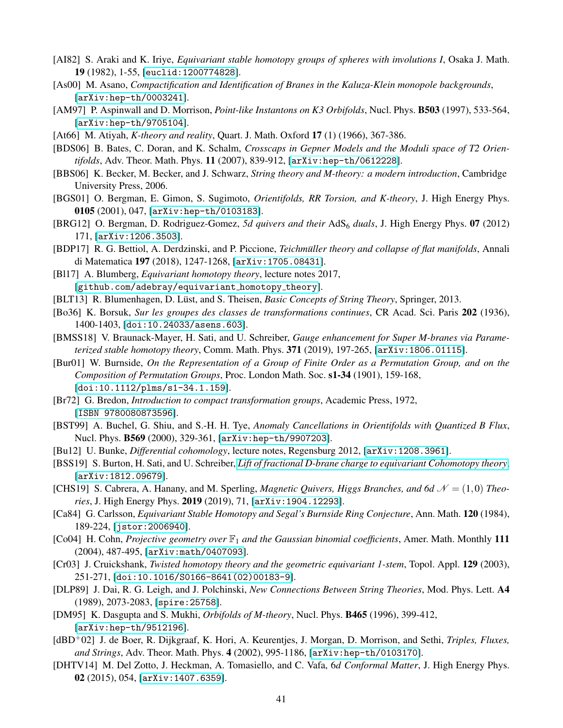[AI82] S. Araki and K. Iriye, *Equivariant stable homotopy groups of spheres with involutions I*, Osaka J. Math. **19** (1982), 1-55, [euclid:1200774828].

[As00] M. Asano, *Compactification and Identification of Branes in the Kaluza-Klein monopole backgrounds*, [arXiv:hep-th/0003241].

[AM97] P. Aspinwall and D. Morrison, *Point-like Instantons on K3 Orbifolds*, Nucl. Phys. **B503** (1997), 533-564, [arXiv:hep-th/9705104].

[At66] M. Atiyah, *K-theory and reality*, Quart. J. Math. Oxford **17** (1) (1966), 367-386.

[BDS06] B. Bates, C. Doran, and K. Schalm, *Crosscaps in Gepner Models and the Moduli space of T2 Orientifolds*, Adv. Theor. Math. Phys. **11** (2007), 839-912, [arXiv:hep-th/0612228].

[BBS06] K. Becker, M. Becker, and J. Schwarz, *String theory and M-theory: a modern introduction*, Cambridge University Press, 2006.

[BGS01] O. Bergman, E. Gimon, S. Sugimoto, *Orientifolds, RR Torsion, and K-theory*, J. High Energy Phys. **0105** (2001), 047, [arXiv:hep-th/0103183].

[BRG12] O. Bergman, D. Rodriguez-Gomez, *5d quivers and their* $\mathrm{AdS}_6$ *duals*, J. High Energy Phys. **07** (2012) 171, [arXiv:1206.3503].

[BDP17] R. G. Bettiol, A. Derdzinski, and P. Piccione, *Teichmüller theory and collapse of flat manifolds*, Annali di Matematica **197** (2018), 1247-1268, [arXiv:1705.08431].

[Bl17] A. Blumberg, *Equivariant homotopy theory*, lecture notes 2017, [github.com/adebray/equivariant_homotopy_theory].

[BLT13] R. Blumenhagen, D. Lüst, and S. Theisen, *Basic Concepts of String Theory*, Springer, 2013.

[Bo36] K. Borsuk, *Sur les groupes des classes de transformations continues*, CR Acad. Sci. Paris **202** (1936), 1400-1403, [doi:10.24033/asens.603].

[BMSS18] V. Braunack-Mayer, H. Sati, and U. Schreiber, *Gauge enhancement for Super M-branes via Parameterized stable homotopy theory*, Comm. Math. Phys. **371** (2019), 197-265, [arXiv:1806.01115].

[Bur01] W. Burnside, *On the Representation of a Group of Finite Order as a Permutation Group, and on the Composition of Permutation Groups*, Proc. London Math. Soc. **s1-34** (1901), 159-168, [doi:10.1112/plms/s1-34.1.159].

[Br72] G. Bredon, *Introduction to compact transformation groups*, Academic Press, 1972, [ISBN 9780080873596].

[BST99] A. Buchel, G. Shiu, and S.-H. H. Tye, *Anomaly Cancellations in Orientifolds with Quantized B Flux*, Nucl. Phys. **B569** (2000), 329-361, [arXiv:hep-th/9907203].

[Bu12] U. Bunke, *Differential cohomology*, lecture notes, Regensburg 2012, [arXiv:1208.3961].

[BSS19] S. Burton, H. Sati, and U. Schreiber, *Lift of fractional D-brane charge to equivariant Cohomotopy theory*, [arXiv:1812.09679].

[CHS19] S. Cabrera, A. Hanany, and M. Sperling, *Magnetic Quivers, Higgs Branches, and 6d* $\mathcal{N} = (1,0)$ *Theories*, J. High Energy Phys. **2019** (2019), 71, [arXiv:1904.12293].

[Ca84] G. Carlsson, *Equivariant Stable Homotopy and Segal's Burnside Ring Conjecture*, Ann. Math. **120** (1984), 189-224, [jstor:2006940].

[Co04] H. Cohn, *Projective geometry over* $\mathbb{F}_1$ *and the Gaussian binomial coefficients*, Amer. Math. Monthly **111** (2004), 487-495, [arXiv:math/0407093].

[Cr03] J. Cruickshank, *Twisted homotopy theory and the geometric equivariant 1-stem*, Topol. Appl. **129** (2003), 251-271, [doi:10.1016/S0166-8641(02)00183-9].

[DLP89] J. Dai, R. G. Leigh, and J. Polchinski, *New Connections Between String Theories*, Mod. Phys. Lett. **A4** (1989), 2073-2083, [spire:25758].

[DM95] K. Dasgupta and S. Mukhi, *Orbifolds of M-theory*, Nucl. Phys. **B465** (1996), 399-412, [arXiv:hep-th/9512196].

[dBD+02] J. de Boer, R. Dijkgraaf, K. Hori, A. Keurentjes, J. Morgan, D. Morrison, and Sethi, *Triples, Fluxes, and Strings*, Adv. Theor. Math. Phys. **4** (2002), 995-1186, [arXiv:hep-th/0103170].

[DHTV14] M. Del Zotto, J. Heckman, A. Tomasiello, and C. Vafa, *6d Conformal Matter*, J. High Energy Phys. **02** (2015), 054, [arXiv:1407.6359].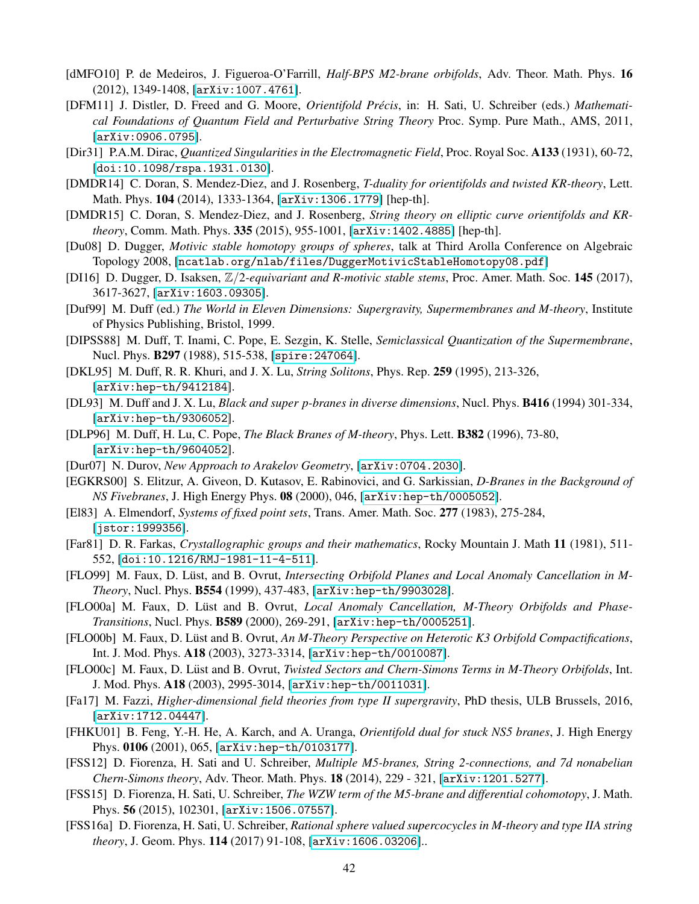[dMFO10] P. de Medeiros, J. Figueroa-O'Farrill, *Half-BPS M2-brane orbifolds*, Adv. Theor. Math. Phys. **16** (2012), 1349-1408, [arXiv:1007.4761].

[DFM11] J. Distler, D. Freed and G. Moore, *Orientifold Précis*, in: H. Sati, U. Schreiber (eds.) *Mathematical Foundations of Quantum Field and Perturbative String Theory* Proc. Symp. Pure Math., AMS, 2011, [arXiv:0906.0795].

[Dir31] P.A.M. Dirac, *Quantized Singularities in the Electromagnetic Field*, Proc. Royal Soc. **A133** (1931), 60-72, [doi:10.1098/rspa.1931.0130].

[DMDR14] C. Doran, S. Mendez-Diez, and J. Rosenberg, *T-duality for orientifolds and twisted KR-theory*, Lett. Math. Phys. **104** (2014), 1333-1364, [arXiv:1306.1779] [hep-th].

[DMDR15] C. Doran, S. Mendez-Diez, and J. Rosenberg, *String theory on elliptic curve orientifolds and KR-theory*, Comm. Math. Phys. **335** (2015), 955-1001, [arXiv:1402.4885] [hep-th].

[Du08] D. Dugger, *Motivic stable homotopy groups of spheres*, talk at Third Arolla Conference on Algebraic Topology 2008, [ncatlab.org/nlab/files/DuggerMotivicStableHomotopy08.pdf]

[DI16] D. Dugger, D. Isaksen, $\mathbb{Z}/2$*-equivariant and R-motivic stable stems*, Proc. Amer. Math. Soc. **145** (2017), 3617-3627, [arXiv:1603.09305].

[Duf99] M. Duff (ed.) *The World in Eleven Dimensions: Supergravity, Supermembranes and M-theory*, Institute of Physics Publishing, Bristol, 1999.

[DIPSS88] M. Duff, T. Inami, C. Pope, E. Sezgin, K. Stelle, *Semiclassical Quantization of the Supermembrane*, Nucl. Phys. **B297** (1988), 515-538, [spire:247064].

[DKL95] M. Duff, R. R. Khuri, and J. X. Lu, *String Solitons*, Phys. Rep. **259** (1995), 213-326, [arXiv:hep-th/9412184].

[DL93] M. Duff and J. X. Lu, *Black and super p-branes in diverse dimensions*, Nucl. Phys. **B416** (1994) 301-334, [arXiv:hep-th/9306052].

[DLP96] M. Duff, H. Lu, C. Pope, *The Black Branes of M-theory*, Phys. Lett. **B382** (1996), 73-80, [arXiv:hep-th/9604052].

[Dur07] N. Durov, *New Approach to Arakelov Geometry*, [arXiv:0704.2030].

[EGKRS00] S. Elitzur, A. Giveon, D. Kutasov, E. Rabinovici, and G. Sarkissian, *D-Branes in the Background of NS Fivebranes*, J. High Energy Phys. **08** (2000), 046, [arXiv:hep-th/0005052].

[El83] A. Elmendorf, *Systems of fixed point sets*, Trans. Amer. Math. Soc. **277** (1983), 275-284, [jstor:1999356].

[Far81] D. R. Farkas, *Crystallographic groups and their mathematics*, Rocky Mountain J. Math **11** (1981), 511-552, [doi:10.1216/RMJ-1981-11-4-511].

[FLO99] M. Faux, D. Lüst, and B. Ovrut, *Intersecting Orbifold Planes and Local Anomaly Cancellation in M-Theory*, Nucl. Phys. **B554** (1999), 437-483, [arXiv:hep-th/9903028].

[FLO00a] M. Faux, D. Lüst and B. Ovrut, *Local Anomaly Cancellation, M-Theory Orbifolds and Phase-Transitions*, Nucl. Phys. **B589** (2000), 269-291, [arXiv:hep-th/0005251].

[FLO00b] M. Faux, D. Lüst and B. Ovrut, *An M-Theory Perspective on Heterotic K3 Orbifold Compactifications*, Int. J. Mod. Phys. **A18** (2003), 3273-3314, [arXiv:hep-th/0010087].

[FLO00c] M. Faux, D. Lüst and B. Ovrut, *Twisted Sectors and Chern-Simons Terms in M-Theory Orbifolds*, Int. J. Mod. Phys. **A18** (2003), 2995-3014, [arXiv:hep-th/0011031].

[Fa17] M. Fazzi, *Higher-dimensional field theories from type II supergravity*, PhD thesis, ULB Brussels, 2016, [arXiv:1712.04447].

[FHKU01] B. Feng, Y.-H. He, A. Karch, and A. Uranga, *Orientifold dual for stuck NS5 branes*, J. High Energy Phys. **0106** (2001), 065, [arXiv:hep-th/0103177].

[FSS12] D. Fiorenza, H. Sati and U. Schreiber, *Multiple M5-branes, String 2-connections, and 7d nonabelian Chern-Simons theory*, Adv. Theor. Math. Phys. **18** (2014), 229 - 321, [arXiv:1201.5277].

[FSS15] D. Fiorenza, H. Sati, U. Schreiber, *The WZW term of the M5-brane and differential cohomotopy*, J. Math. Phys. **56** (2015), 102301, [arXiv:1506.07557].

[FSS16a] D. Fiorenza, H. Sati, U. Schreiber, *Rational sphere valued supercocycles in M-theory and type IIA string theory*, J. Geom. Phys. **114** (2017) 91-108, [arXiv:1606.03206]..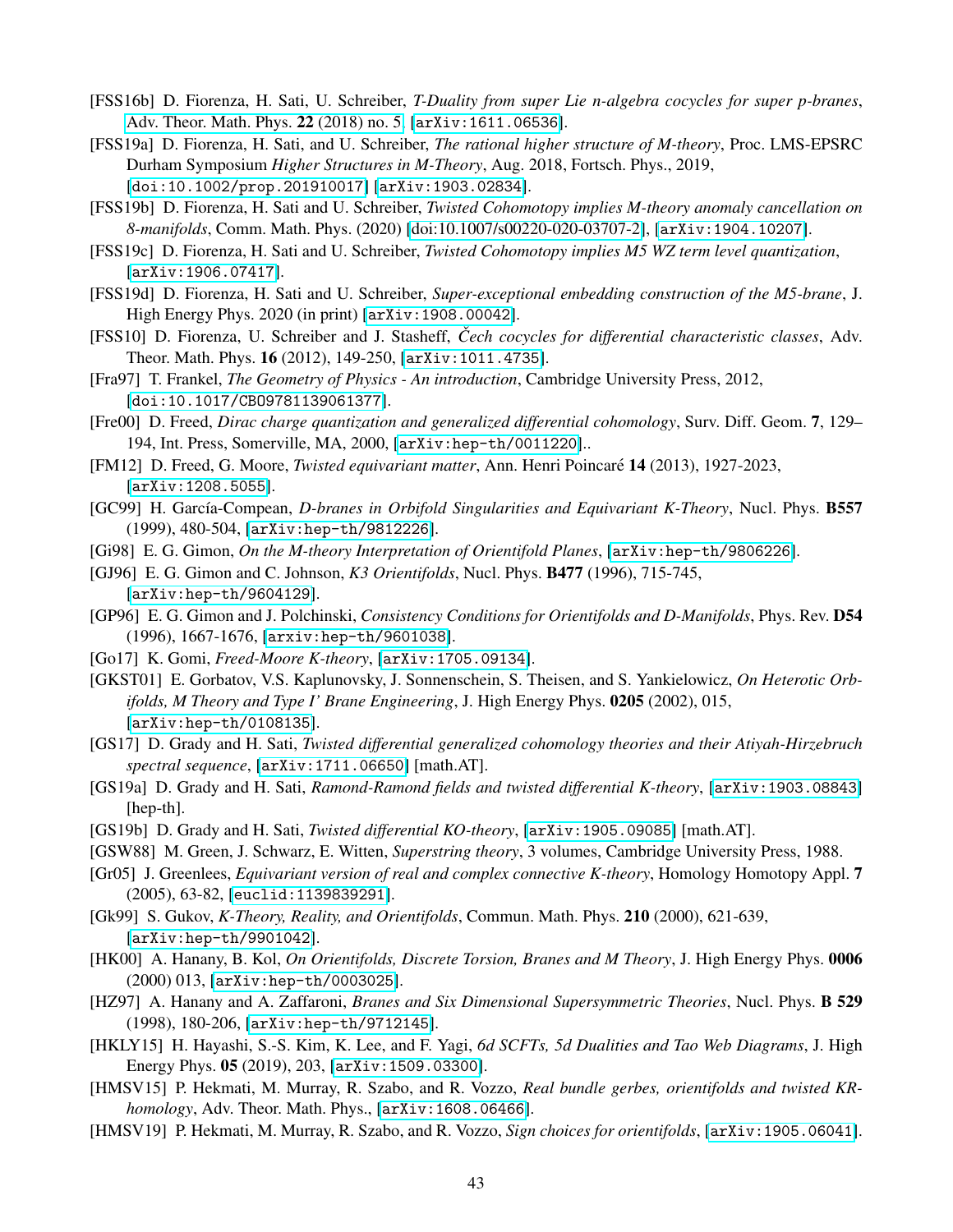[FSS16b] D. Fiorenza, H. Sati, U. Schreiber, *T-Duality from super Lie n-algebra cocycles for super p-branes*, Adv. Theor. Math. Phys. **22** (2018) no. 5, [arXiv:1611.06536].

[FSS19a] D. Fiorenza, H. Sati, and U. Schreiber, *The rational higher structure of M-theory*, Proc. LMS-EPSRC Durham Symposium *Higher Structures in M-Theory*, Aug. 2018, Fortsch. Phys., 2019, [doi:10.1002/prop.201910017] [arXiv:1903.02834].

[FSS19b] D. Fiorenza, H. Sati and U. Schreiber, *Twisted Cohomotopy implies M-theory anomaly cancellation on 8-manifolds*, Comm. Math. Phys. (2020) [doi:10.1007/s00220-020-03707-2], [arXiv:1904.10207].

[FSS19c] D. Fiorenza, H. Sati and U. Schreiber, *Twisted Cohomotopy implies M5 WZ term level quantization*, [arXiv:1906.07417].

[FSS19d] D. Fiorenza, H. Sati and U. Schreiber, *Super-exceptional embedding construction of the M5-brane*, J. High Energy Phys. 2020 (in print) [arXiv:1908.00042].

[FSS10] D. Fiorenza, U. Schreiber and J. Stasheff, *Čech cocycles for differential characteristic classes*, Adv. Theor. Math. Phys. **16** (2012), 149-250, [arXiv:1011.4735].

[Fra97] T. Frankel, *The Geometry of Physics - An introduction*, Cambridge University Press, 2012, [doi:10.1017/CBO9781139061377].

[Fre00] D. Freed, *Dirac charge quantization and generalized differential cohomology*, Surv. Diff. Geom. **7**, 129–194, Int. Press, Somerville, MA, 2000, [arXiv:hep-th/0011220]..

[FM12] D. Freed, G. Moore, *Twisted equivariant matter*, Ann. Henri Poincaré **14** (2013), 1927-2023, [arXiv:1208.5055].

[GC99] H. García-Compean, *D-branes in Orbifold Singularities and Equivariant K-Theory*, Nucl. Phys. **B557** (1999), 480-504, [arXiv:hep-th/9812226].

[Gi98] E. G. Gimon, *On the M-theory Interpretation of Orientifold Planes*, [arXiv:hep-th/9806226].

[GJ96] E. G. Gimon and C. Johnson, *K3 Orientifolds*, Nucl. Phys. **B477** (1996), 715-745, [arXiv:hep-th/9604129].

[GP96] E. G. Gimon and J. Polchinski, *Consistency Conditions for Orientifolds and D-Manifolds*, Phys. Rev. **D54** (1996), 1667-1676, [arxiv:hep-th/9601038].

[Go17] K. Gomi, *Freed-Moore K-theory*, [arXiv:1705.09134].

[GKST01] E. Gorbatov, V.S. Kaplunovsky, J. Sonnenschein, S. Theisen, and S. Yankielowicz, *On Heterotic Orbifolds, M Theory and Type I' Brane Engineering*, J. High Energy Phys. **0205** (2002), 015, [arXiv:hep-th/0108135].

[GS17] D. Grady and H. Sati, *Twisted differential generalized cohomology theories and their Atiyah-Hirzebruch spectral sequence*, [arXiv:1711.06650] [math.AT].

[GS19a] D. Grady and H. Sati, *Ramond-Ramond fields and twisted differential K-theory*, [arXiv:1903.08843] [hep-th].

[GS19b] D. Grady and H. Sati, *Twisted differential KO-theory*, [arXiv:1905.09085] [math.AT].

[GSW88] M. Green, J. Schwarz, E. Witten, *Superstring theory*, 3 volumes, Cambridge University Press, 1988.

[Gr05] J. Greenlees, *Equivariant version of real and complex connective K-theory*, Homology Homotopy Appl. **7** (2005), 63-82, [euclid:1139839291].

[Gk99] S. Gukov, *K-Theory, Reality, and Orientifolds*, Commun. Math. Phys. **210** (2000), 621-639, [arXiv:hep-th/9901042].

[HK00] A. Hanany, B. Kol, *On Orientifolds, Discrete Torsion, Branes and M Theory*, J. High Energy Phys. **0006** (2000) 013, [arXiv:hep-th/0003025].

[HZ97] A. Hanany and A. Zaffaroni, *Branes and Six Dimensional Supersymmetric Theories*, Nucl. Phys. **B 529** (1998), 180-206, [arXiv:hep-th/9712145].

[HKLY15] H. Hayashi, S.-S. Kim, K. Lee, and F. Yagi, *6d SCFTs, 5d Dualities and Tao Web Diagrams*, J. High Energy Phys. **05** (2019), 203, [arXiv:1509.03300].

[HMSV15] P. Hekmati, M. Murray, R. Szabo, and R. Vozzo, *Real bundle gerbes, orientifolds and twisted KR-homology*, Adv. Theor. Math. Phys., [arXiv:1608.06466].

[HMSV19] P. Hekmati, M. Murray, R. Szabo, and R. Vozzo, *Sign choices for orientifolds*, [arXiv:1905.06041].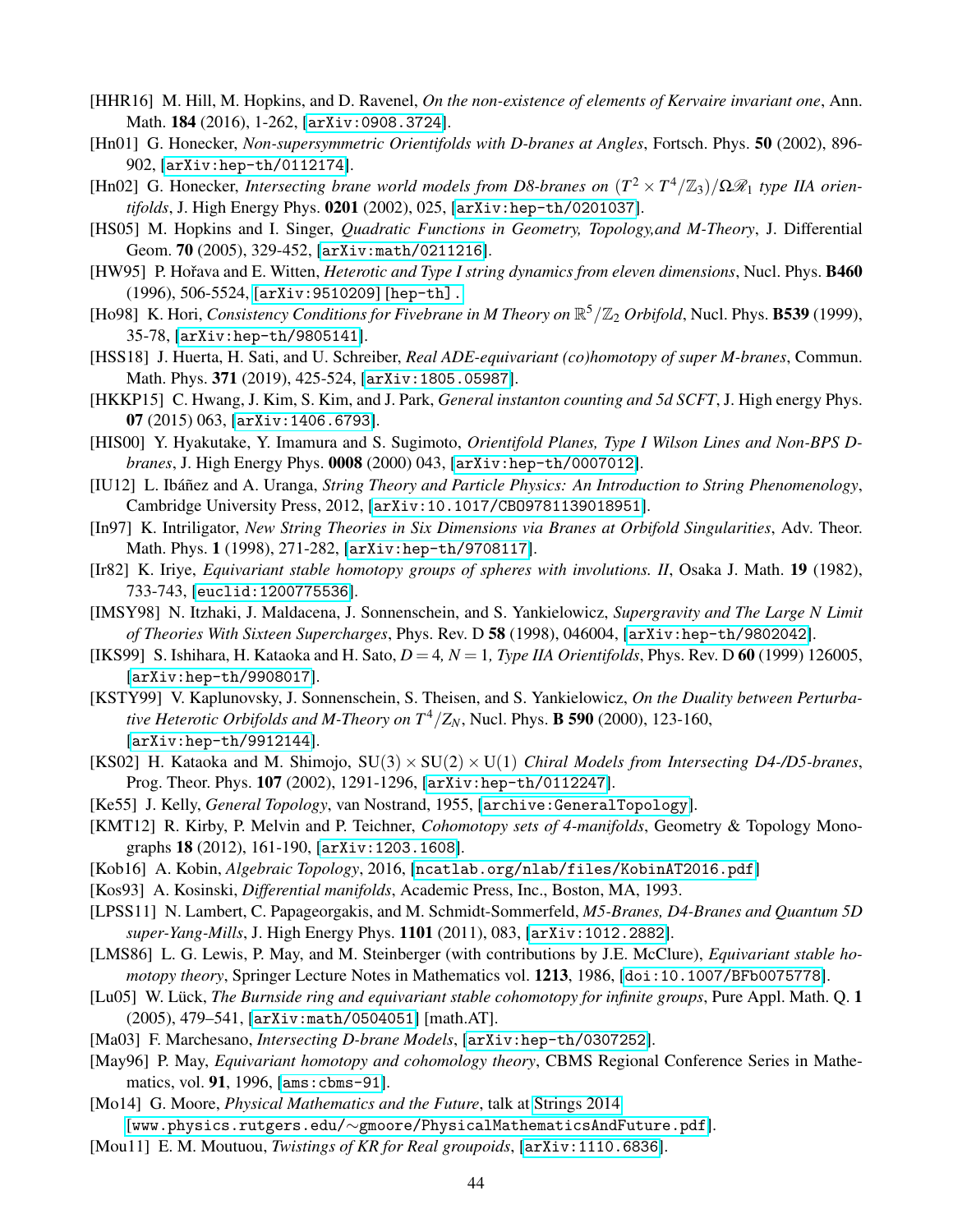[HHR16] M. Hill, M. Hopkins, and D. Ravenel, *On the non-existence of elements of Kervaire invariant one*, Ann. Math. **184** (2016), 1-262, [arXiv:0908.3724].

[Hn01] G. Honecker, *Non-supersymmetric Orientifolds with D-branes at Angles*, Fortsch. Phys. **50** (2002), 896-902, [arXiv:hep-th/0112174].

[Hn02] G. Honecker, *Intersecting brane world models from D8-branes on $(T^2 \times T^4/\mathbb{Z}_3)/\Omega\mathscr{R}_1$ type IIA orientifolds*, J. High Energy Phys. **0201** (2002), 025, [arXiv:hep-th/0201037].

[HS05] M. Hopkins and I. Singer, *Quadratic Functions in Geometry, Topology,and M-Theory*, J. Differential Geom. **70** (2005), 329-452, [arXiv:math/0211216].

[HW95] P. Hořava and E. Witten, *Heterotic and Type I string dynamics from eleven dimensions*, Nucl. Phys. **B460** (1996), 506-5524, [arXiv:9510209] [hep-th].

[Ho98] K. Hori, *Consistency Conditions for Fivebrane in M Theory on $\mathbb{R}^5/\mathbb{Z}_2$ Orbifold*, Nucl. Phys. **B539** (1999), 35-78, [arXiv:hep-th/9805141].

[HSS18] J. Huerta, H. Sati, and U. Schreiber, *Real ADE-equivariant (co)homotopy of super M-branes*, Commun. Math. Phys. **371** (2019), 425-524, [arXiv:1805.05987].

[HKKP15] C. Hwang, J. Kim, S. Kim, and J. Park, *General instanton counting and 5d SCFT*, J. High energy Phys. **07** (2015) 063, [arXiv:1406.6793].

[HIS00] Y. Hyakutake, Y. Imamura and S. Sugimoto, *Orientifold Planes, Type I Wilson Lines and Non-BPS D-branes*, J. High Energy Phys. **0008** (2000) 043, [arXiv:hep-th/0007012].

[IU12] L. Ibáñez and A. Uranga, *String Theory and Particle Physics: An Introduction to String Phenomenology*, Cambridge University Press, 2012, [arXiv:10.1017/CBO9781139018951].

[In97] K. Intriligator, *New String Theories in Six Dimensions via Branes at Orbifold Singularities*, Adv. Theor. Math. Phys. **1** (1998), 271-282, [arXiv:hep-th/9708117].

[Ir82] K. Iriye, *Equivariant stable homotopy groups of spheres with involutions. II*, Osaka J. Math. **19** (1982), 733-743, [euclid:1200775536].

[IMSY98] N. Itzhaki, J. Maldacena, J. Sonnenschein, and S. Yankielowicz, *Supergravity and The Large N Limit of Theories With Sixteen Supercharges*, Phys. Rev. D **58** (1998), 046004, [arXiv:hep-th/9802042].

[IKS99] S. Ishihara, H. Kataoka and H. Sato, *$D = 4$, $N = 1$, Type IIA Orientifolds*, Phys. Rev. D **60** (1999) 126005, [arXiv:hep-th/9908017].

[KSTY99] V. Kaplunovsky, J. Sonnenschein, S. Theisen, and S. Yankielowicz, *On the Duality between Perturbative Heterotic Orbifolds and M-Theory on $T^4/Z_N$*, Nucl. Phys. **B 590** (2000), 123-160, [arXiv:hep-th/9912144].

[KS02] H. Kataoka and M. Shimojo, *$\mathrm{SU}(3) \times \mathrm{SU}(2) \times \mathrm{U}(1)$ Chiral Models from Intersecting D4-/D5-branes*, Prog. Theor. Phys. **107** (2002), 1291-1296, [arXiv:hep-th/0112247].

[Ke55] J. Kelly, *General Topology*, van Nostrand, 1955, [archive:GeneralTopology].

[KMT12] R. Kirby, P. Melvin and P. Teichner, *Cohomotopy sets of 4-manifolds*, Geometry & Topology Monographs **18** (2012), 161-190, [arXiv:1203.1608].

[Kob16] A. Kobin, *Algebraic Topology*, 2016, [ncatlab.org/nlab/files/KobinAT2016.pdf]

[Kos93] A. Kosinski, *Differential manifolds*, Academic Press, Inc., Boston, MA, 1993.

[LPSS11] N. Lambert, C. Papageorgakis, and M. Schmidt-Sommerfeld, *M5-Branes, D4-Branes and Quantum 5D super-Yang-Mills*, J. High Energy Phys. **1101** (2011), 083, [arXiv:1012.2882].

[LMS86] L. G. Lewis, P. May, and M. Steinberger (with contributions by J.E. McClure), *Equivariant stable homotopy theory*, Springer Lecture Notes in Mathematics vol. **1213**, 1986, [doi:10.1007/BFb0075778].

[Lu05] W. Lück, *The Burnside ring and equivariant stable cohomotopy for infinite groups*, Pure Appl. Math. Q. **1** (2005), 479–541, [arXiv:math/0504051] [math.AT].

[Ma03] F. Marchesano, *Intersecting D-brane Models*, [arXiv:hep-th/0307252].

[May96] P. May, *Equivariant homotopy and cohomology theory*, CBMS Regional Conference Series in Mathematics, vol. **91**, 1996, [ams:cbms-91].

[Mo14] G. Moore, *Physical Mathematics and the Future*, talk at Strings 2014 [www.physics.rutgers.edu/∼gmoore/PhysicalMathematicsAndFuture.pdf].

[Mou11] E. M. Moutuou, *Twistings of KR for Real groupoids*, [arXiv:1110.6836].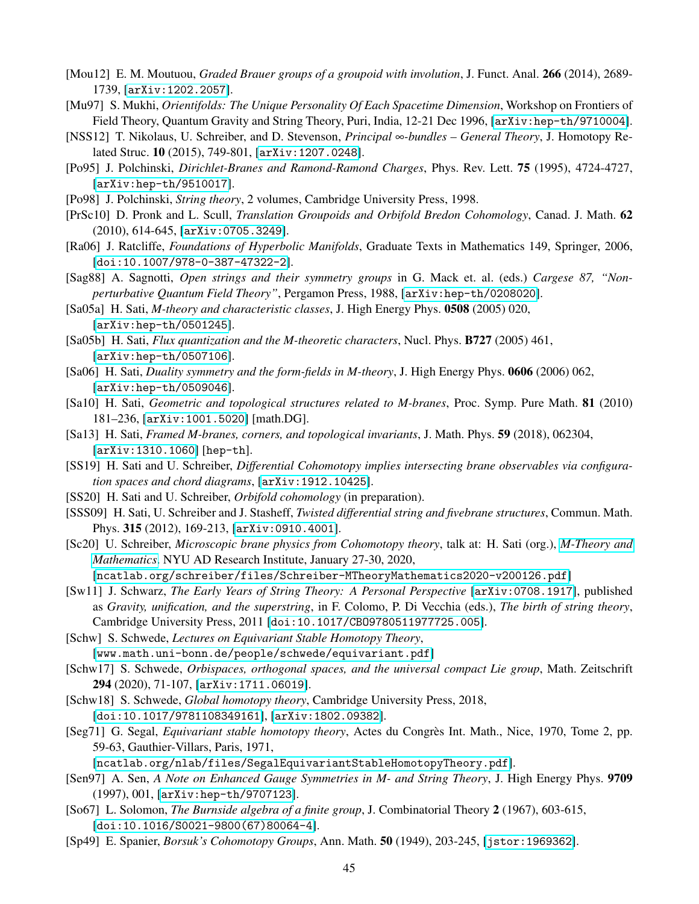[Mou12] E. M. Moutuou, *Graded Brauer groups of a groupoid with involution*, J. Funct. Anal. **266** (2014), 2689-1739, [arXiv:1202.2057].

[Mu97] S. Mukhi, *Orientifolds: The Unique Personality Of Each Spacetime Dimension*, Workshop on Frontiers of Field Theory, Quantum Gravity and String Theory, Puri, India, 12-21 Dec 1996, [arXiv:hep-th/9710004].

[NSS12] T. Nikolaus, U. Schreiber, and D. Stevenson, *Principal ∞-bundles – General Theory*, J. Homotopy Related Struc. **10** (2015), 749-801, [arXiv:1207.0248].

[Po95] J. Polchinski, *Dirichlet-Branes and Ramond-Ramond Charges*, Phys. Rev. Lett. **75** (1995), 4724-4727, [arXiv:hep-th/9510017].

[Po98] J. Polchinski, *String theory*, 2 volumes, Cambridge University Press, 1998.

[PrSc10] D. Pronk and L. Scull, *Translation Groupoids and Orbifold Bredon Cohomology*, Canad. J. Math. **62** (2010), 614-645, [arXiv:0705.3249].

[Ra06] J. Ratcliffe, *Foundations of Hyperbolic Manifolds*, Graduate Texts in Mathematics 149, Springer, 2006, [doi:10.1007/978-0-387-47322-2].

[Sag88] A. Sagnotti, *Open strings and their symmetry groups* in G. Mack et. al. (eds.) *Cargese 87, "Non-perturbative Quantum Field Theory"*, Pergamon Press, 1988, [arXiv:hep-th/0208020].

[Sa05a] H. Sati, *M-theory and characteristic classes*, J. High Energy Phys. **0508** (2005) 020, [arXiv:hep-th/0501245].

[Sa05b] H. Sati, *Flux quantization and the M-theoretic characters*, Nucl. Phys. **B727** (2005) 461, [arXiv:hep-th/0507106].

[Sa06] H. Sati, *Duality symmetry and the form-fields in M-theory*, J. High Energy Phys. **0606** (2006) 062, [arXiv:hep-th/0509046].

[Sa10] H. Sati, *Geometric and topological structures related to M-branes*, Proc. Symp. Pure Math. **81** (2010) 181–236, [arXiv:1001.5020] [math.DG].

[Sa13] H. Sati, *Framed M-branes, corners, and topological invariants*, J. Math. Phys. **59** (2018), 062304, [arXiv:1310.1060] [hep-th].

[SS19] H. Sati and U. Schreiber, *Differential Cohomotopy implies intersecting brane observables via configuration spaces and chord diagrams*, [arXiv:1912.10425].

[SS20] H. Sati and U. Schreiber, *Orbifold cohomology* (in preparation).

[SSS09] H. Sati, U. Schreiber and J. Stasheff, *Twisted differential string and fivebrane structures*, Commun. Math. Phys. **315** (2012), 169-213, [arXiv:0910.4001].

[Sc20] U. Schreiber, *Microscopic brane physics from Cohomotopy theory*, talk at: H. Sati (org.), *M-Theory and Mathematics*, NYU AD Research Institute, January 27-30, 2020, [ncatlab.org/schreiber/files/Schreiber-MTheoryMathematics2020-v200126.pdf]

[Sw11] J. Schwarz, *The Early Years of String Theory: A Personal Perspective* [arXiv:0708.1917], published as *Gravity, unification, and the superstring*, in F. Colomo, P. Di Vecchia (eds.), *The birth of string theory*, Cambridge University Press, 2011 [doi:10.1017/CBO9780511977725.005].

[Schw] S. Schwede, *Lectures on Equivariant Stable Homotopy Theory*, [www.math.uni-bonn.de/people/schwede/equivariant.pdf]

[Schw17] S. Schwede, *Orbispaces, orthogonal spaces, and the universal compact Lie group*, Math. Zeitschrift **294** (2020), 71-107, [arXiv:1711.06019].

[Schw18] S. Schwede, *Global homotopy theory*, Cambridge University Press, 2018, [doi:10.1017/9781108349161], [arXiv:1802.09382].

[Seg71] G. Segal, *Equivariant stable homotopy theory*, Actes du Congrès Int. Math., Nice, 1970, Tome 2, pp. 59-63, Gauthier-Villars, Paris, 1971, [ncatlab.org/nlab/files/SegalEquivariantStableHomotopyTheory.pdf].

[Sen97] A. Sen, *A Note on Enhanced Gauge Symmetries in M- and String Theory*, J. High Energy Phys. **9709** (1997), 001, [arXiv:hep-th/9707123].

[So67] L. Solomon, *The Burnside algebra of a finite group*, J. Combinatorial Theory **2** (1967), 603-615, [doi:10.1016/S0021-9800(67)80064-4].

[Sp49] E. Spanier, *Borsuk's Cohomotopy Groups*, Ann. Math. **50** (1949), 203-245, [jstor:1969362].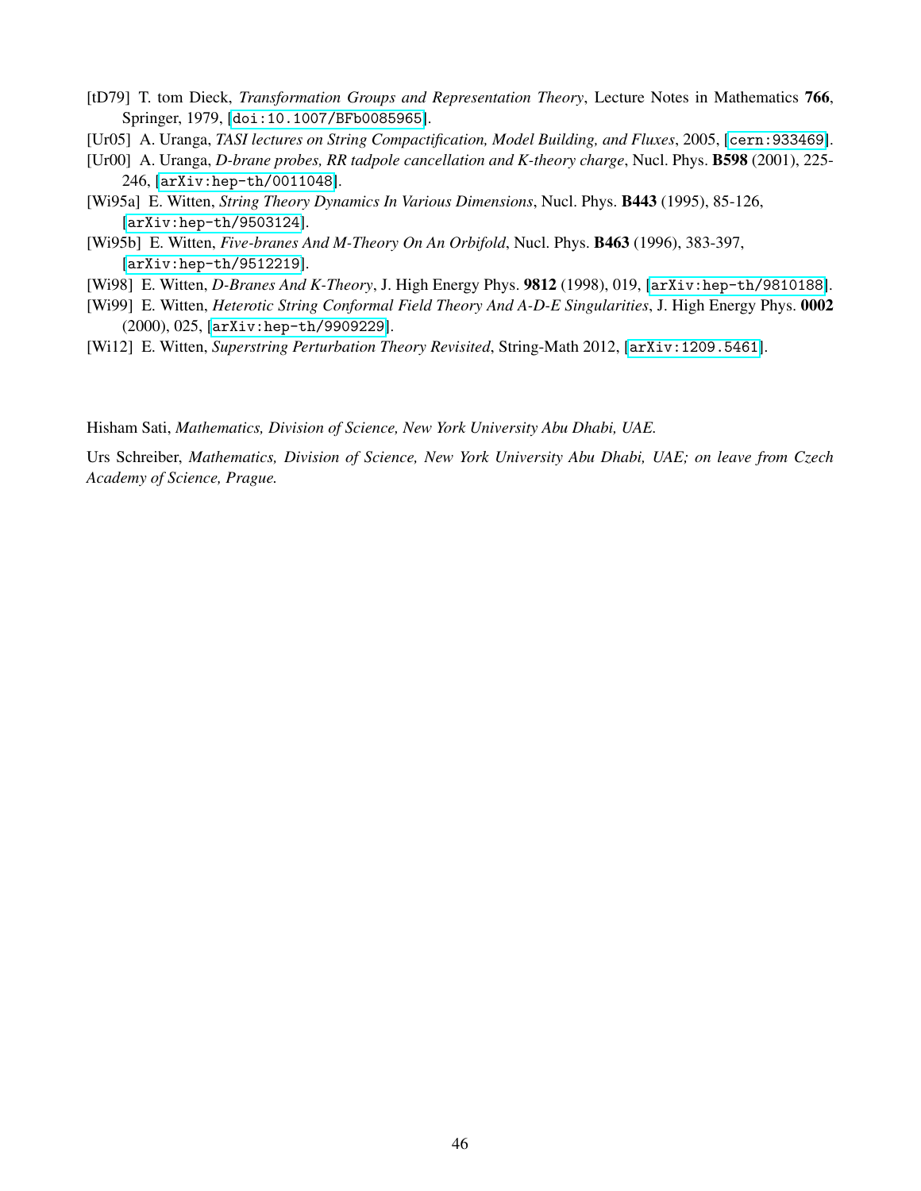[tD79] T. tom Dieck, *Transformation Groups and Representation Theory*, Lecture Notes in Mathematics **766**, Springer, 1979, [doi:10.1007/BFb0085965].

[Ur05] A. Uranga, *TASI lectures on String Compactification, Model Building, and Fluxes*, 2005, [cern:933469].

[Ur00] A. Uranga, *D-brane probes, RR tadpole cancellation and K-theory charge*, Nucl. Phys. **B598** (2001), 225-246, [arXiv:hep-th/0011048].

[Wi95a] E. Witten, *String Theory Dynamics In Various Dimensions*, Nucl. Phys. **B443** (1995), 85-126, [arXiv:hep-th/9503124].

[Wi95b] E. Witten, *Five-branes And M-Theory On An Orbifold*, Nucl. Phys. **B463** (1996), 383-397, [arXiv:hep-th/9512219].

[Wi98] E. Witten, *D-Branes And K-Theory*, J. High Energy Phys. **9812** (1998), 019, [arXiv:hep-th/9810188].

[Wi99] E. Witten, *Heterotic String Conformal Field Theory And A-D-E Singularities*, J. High Energy Phys. **0002** (2000), 025, [arXiv:hep-th/9909229].

[Wi12] E. Witten, *Superstring Perturbation Theory Revisited*, String-Math 2012, [arXiv:1209.5461].

Hisham Sati, *Mathematics, Division of Science, New York University Abu Dhabi, UAE.*

Urs Schreiber, *Mathematics, Division of Science, New York University Abu Dhabi, UAE; on leave from Czech Academy of Science, Prague.*